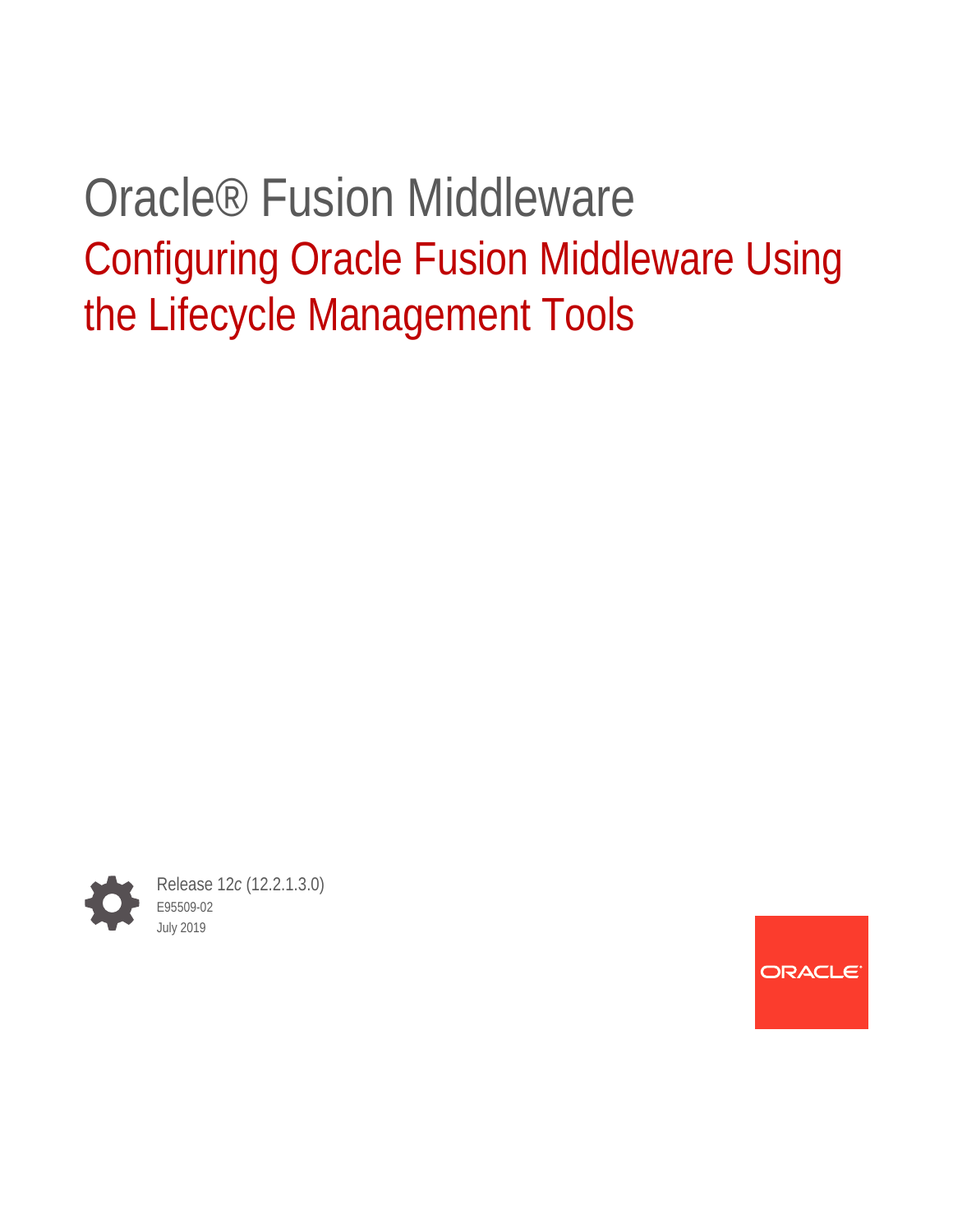# Oracle® Fusion Middleware

## Configuring Oracle Fusion Middleware Using the Lifecycle Management Tools

Release 12*c* (12.2.1.3.0)

E95509-02

July 2019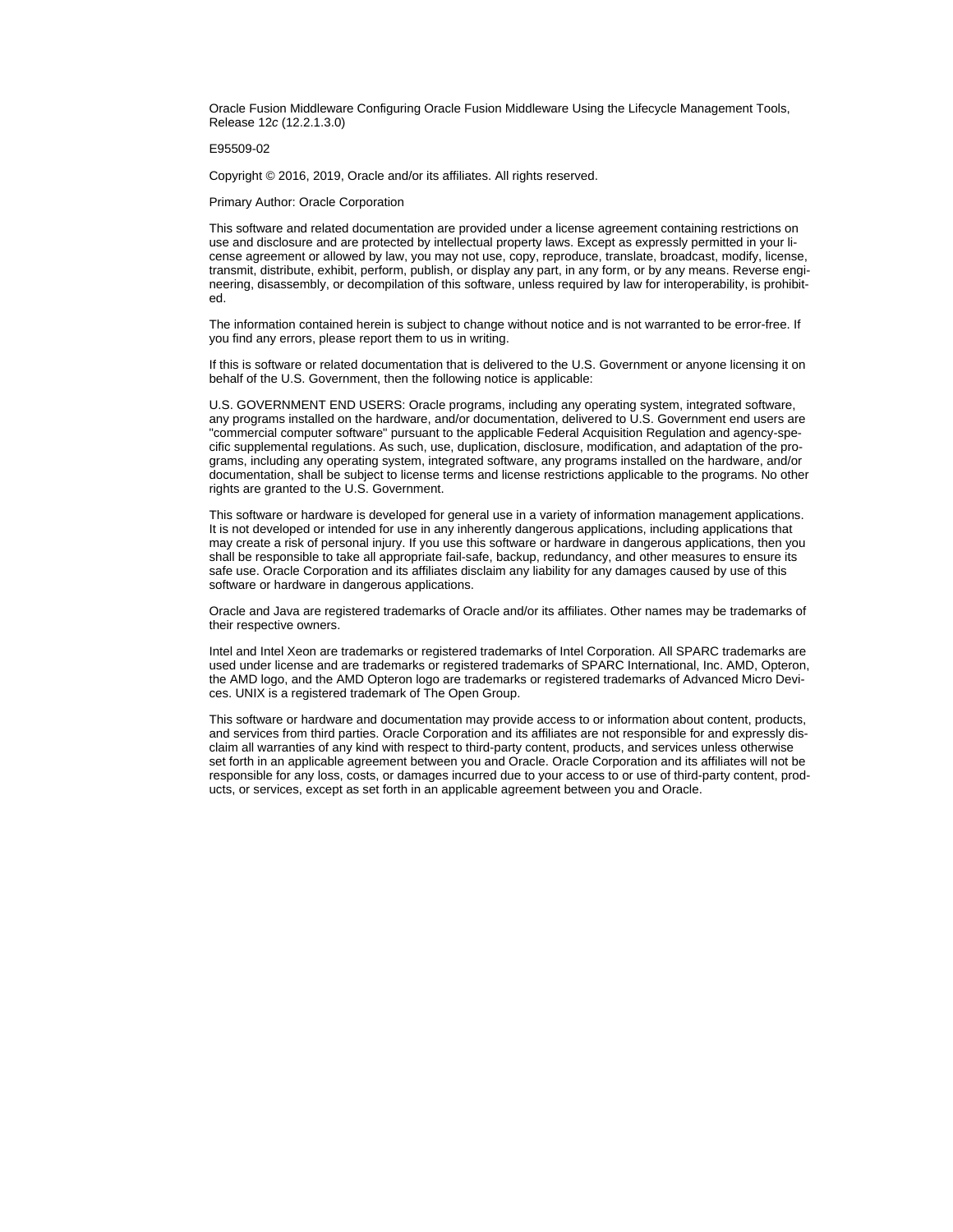Oracle Fusion Middleware Configuring Oracle Fusion Middleware Using the Lifecycle Management Tools, Release 12*c* (12.2.1.3.0)

E95509-02

Copyright © 2016, 2019, Oracle and/or its affiliates. All rights reserved.

Primary Author: Oracle Corporation

This software and related documentation are provided under a license agreement containing restrictions on use and disclosure and are protected by intellectual property laws. Except as expressly permitted in your license agreement or allowed by law, you may not use, copy, reproduce, translate, broadcast, modify, license, transmit, distribute, exhibit, perform, publish, or display any part, in any form, or by any means. Reverse engineering, disassembly, or decompilation of this software, unless required by law for interoperability, is prohibited.

The information contained herein is subject to change without notice and is not warranted to be error-free. If you find any errors, please report them to us in writing.

If this is software or related documentation that is delivered to the U.S. Government or anyone licensing it on behalf of the U.S. Government, then the following notice is applicable:

U.S. GOVERNMENT END USERS: Oracle programs, including any operating system, integrated software, any programs installed on the hardware, and/or documentation, delivered to U.S. Government end users are "commercial computer software" pursuant to the applicable Federal Acquisition Regulation and agency-specific supplemental regulations. As such, use, duplication, disclosure, modification, and adaptation of the programs, including any operating system, integrated software, any programs installed on the hardware, and/or documentation, shall be subject to license terms and license restrictions applicable to the programs. No other rights are granted to the U.S. Government.

This software or hardware is developed for general use in a variety of information management applications. It is not developed or intended for use in any inherently dangerous applications, including applications that may create a risk of personal injury. If you use this software or hardware in dangerous applications, then you shall be responsible to take all appropriate fail-safe, backup, redundancy, and other measures to ensure its safe use. Oracle Corporation and its affiliates disclaim any liability for any damages caused by use of this software or hardware in dangerous applications.

Oracle and Java are registered trademarks of Oracle and/or its affiliates. Other names may be trademarks of their respective owners.

Intel and Intel Xeon are trademarks or registered trademarks of Intel Corporation. All SPARC trademarks are used under license and are trademarks or registered trademarks of SPARC International, Inc. AMD, Opteron, the AMD logo, and the AMD Opteron logo are trademarks or registered trademarks of Advanced Micro Devices. UNIX is a registered trademark of The Open Group.

This software or hardware and documentation may provide access to or information about content, products, and services from third parties. Oracle Corporation and its affiliates are not responsible for and expressly disclaim all warranties of any kind with respect to third-party content, products, and services unless otherwise set forth in an applicable agreement between you and Oracle. Oracle Corporation and its affiliates will not be responsible for any loss, costs, or damages incurred due to your access to or use of third-party content, products, or services, except as set forth in an applicable agreement between you and Oracle.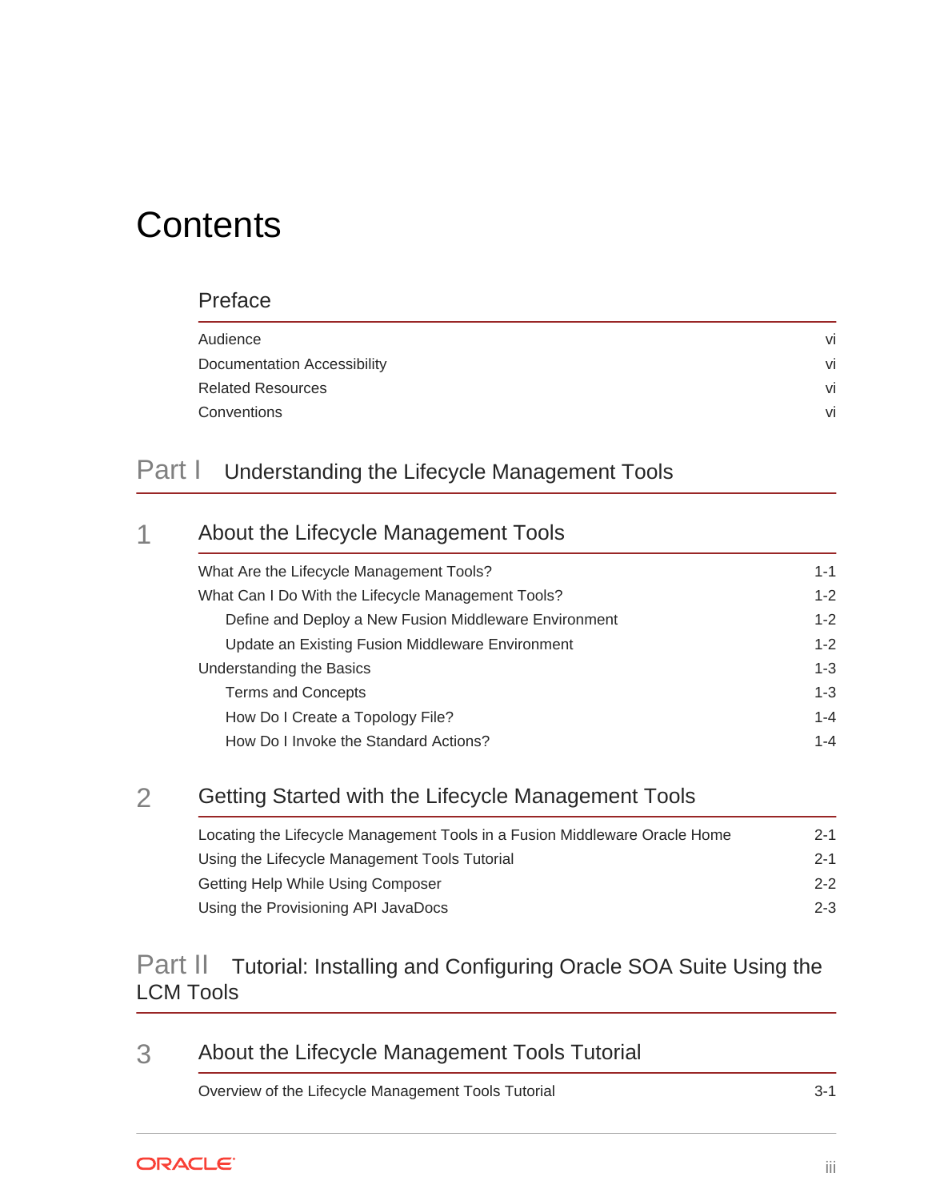# Contents

## Preface

| | |
|---|---|
| Audience | vi |
| Documentation Accessibility | vi |
| Related Resources | vi |
| Conventions | vi |

# Part I Understanding the Lifecycle Management Tools

## 1 About the Lifecycle Management Tools

| | |
|---|---|
| What Are the Lifecycle Management Tools? | 1-1 |
| What Can I Do With the Lifecycle Management Tools? | 1-2 |
| &nbsp;&nbsp;&nbsp;&nbsp;Define and Deploy a New Fusion Middleware Environment | 1-2 |
| &nbsp;&nbsp;&nbsp;&nbsp;Update an Existing Fusion Middleware Environment | 1-2 |
| Understanding the Basics | 1-3 |
| &nbsp;&nbsp;&nbsp;&nbsp;Terms and Concepts | 1-3 |
| &nbsp;&nbsp;&nbsp;&nbsp;How Do I Create a Topology File? | 1-4 |
| &nbsp;&nbsp;&nbsp;&nbsp;How Do I Invoke the Standard Actions? | 1-4 |

## 2 Getting Started with the Lifecycle Management Tools

| | |
|---|---|
| Locating the Lifecycle Management Tools in a Fusion Middleware Oracle Home | 2-1 |
| Using the Lifecycle Management Tools Tutorial | 2-1 |
| Getting Help While Using Composer | 2-2 |
| Using the Provisioning API JavaDocs | 2-3 |

# Part II Tutorial: Installing and Configuring Oracle SOA Suite Using the LCM Tools

## 3 About the Lifecycle Management Tools Tutorial

| | |
|---|---|
| Overview of the Lifecycle Management Tools Tutorial | 3-1 |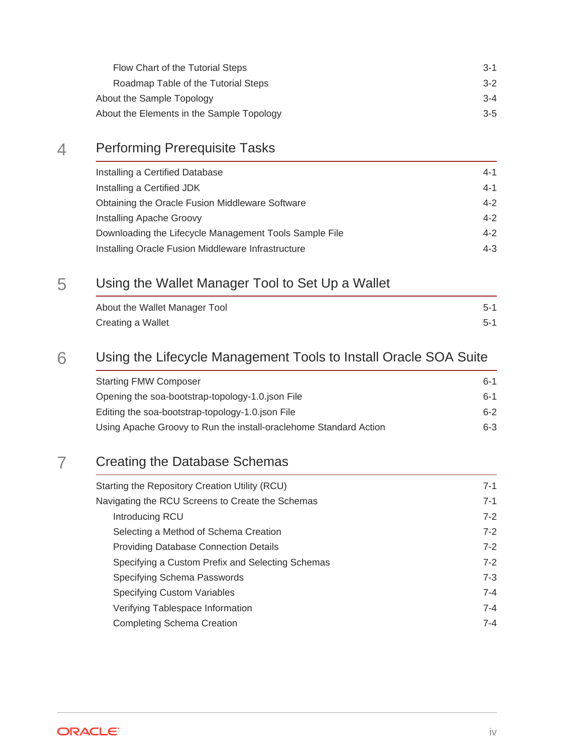Flow Chart of the Tutorial Steps 3-1
Roadmap Table of the Tutorial Steps 3-2
About the Sample Topology 3-4
About the Elements in the Sample Topology 3-5

## 4 Performing Prerequisite Tasks

Installing a Certified Database 4-1
Installing a Certified JDK 4-1
Obtaining the Oracle Fusion Middleware Software 4-2
Installing Apache Groovy 4-2
Downloading the Lifecycle Management Tools Sample File 4-2
Installing Oracle Fusion Middleware Infrastructure 4-3

## 5 Using the Wallet Manager Tool to Set Up a Wallet

About the Wallet Manager Tool 5-1
Creating a Wallet 5-1

## 6 Using the Lifecycle Management Tools to Install Oracle SOA Suite

Starting FMW Composer 6-1
Opening the soa-bootstrap-topology-1.0.json File 6-1
Editing the soa-bootstrap-topology-1.0.json File 6-2
Using Apache Groovy to Run the install-oraclehome Standard Action 6-3

## 7 Creating the Database Schemas

Starting the Repository Creation Utility (RCU) 7-1
Navigating the RCU Screens to Create the Schemas 7-1
Introducing RCU 7-2
Selecting a Method of Schema Creation 7-2
Providing Database Connection Details 7-2
Specifying a Custom Prefix and Selecting Schemas 7-2
Specifying Schema Passwords 7-3
Specifying Custom Variables 7-4
Verifying Tablespace Information 7-4
Completing Schema Creation 7-4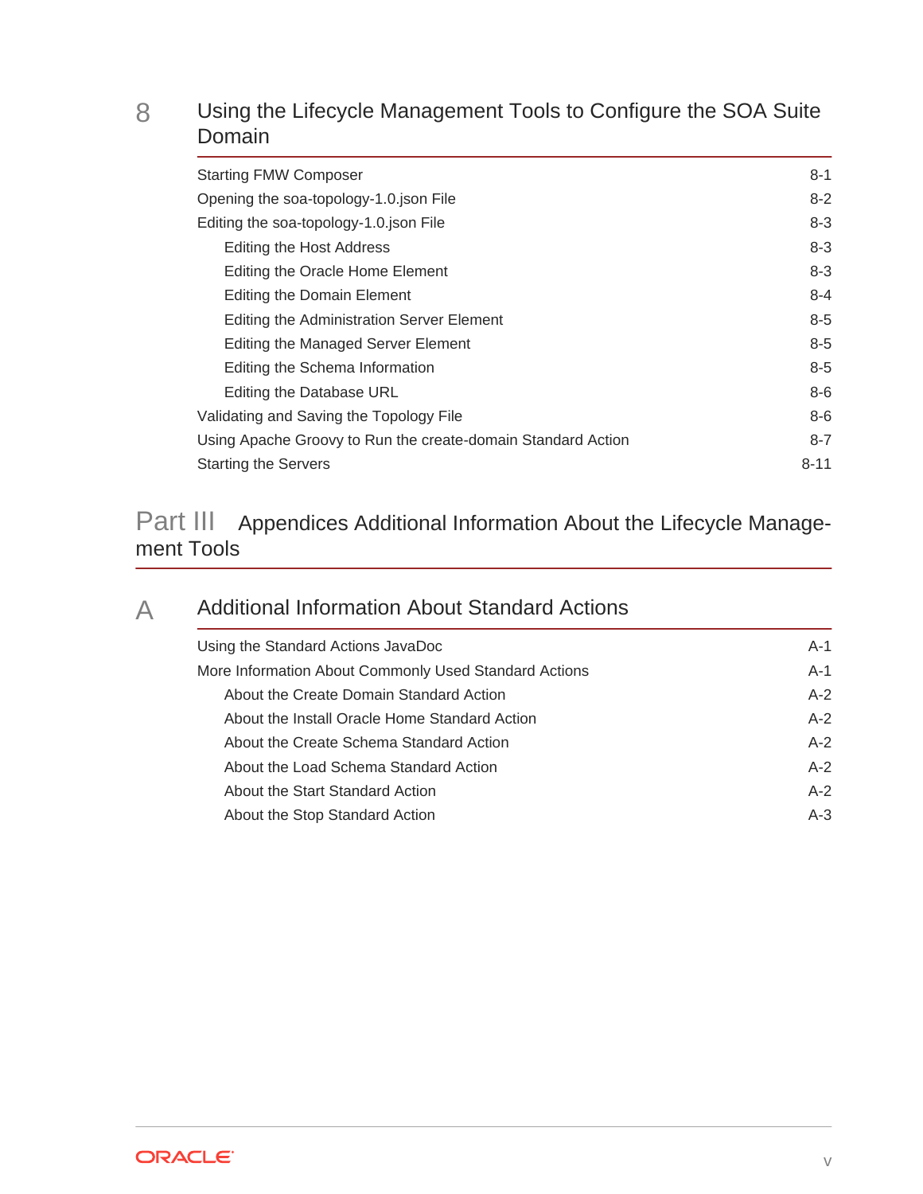## 8 Using the Lifecycle Management Tools to Configure the SOA Suite Domain

| | |
|---|---|
| Starting FMW Composer | 8-1 |
| Opening the soa-topology-1.0.json File | 8-2 |
| Editing the soa-topology-1.0.json File | 8-3 |
| Editing the Host Address | 8-3 |
| Editing the Oracle Home Element | 8-3 |
| Editing the Domain Element | 8-4 |
| Editing the Administration Server Element | 8-5 |
| Editing the Managed Server Element | 8-5 |
| Editing the Schema Information | 8-5 |
| Editing the Database URL | 8-6 |
| Validating and Saving the Topology File | 8-6 |
| Using Apache Groovy to Run the create-domain Standard Action | 8-7 |
| Starting the Servers | 8-11 |

# Part III Appendices Additional Information About the Lifecycle Management Tools

## A Additional Information About Standard Actions

| | |
|---|---|
| Using the Standard Actions JavaDoc | A-1 |
| More Information About Commonly Used Standard Actions | A-1 |
| About the Create Domain Standard Action | A-2 |
| About the Install Oracle Home Standard Action | A-2 |
| About the Create Schema Standard Action | A-2 |
| About the Load Schema Standard Action | A-2 |
| About the Start Standard Action | A-2 |
| About the Stop Standard Action | A-3 |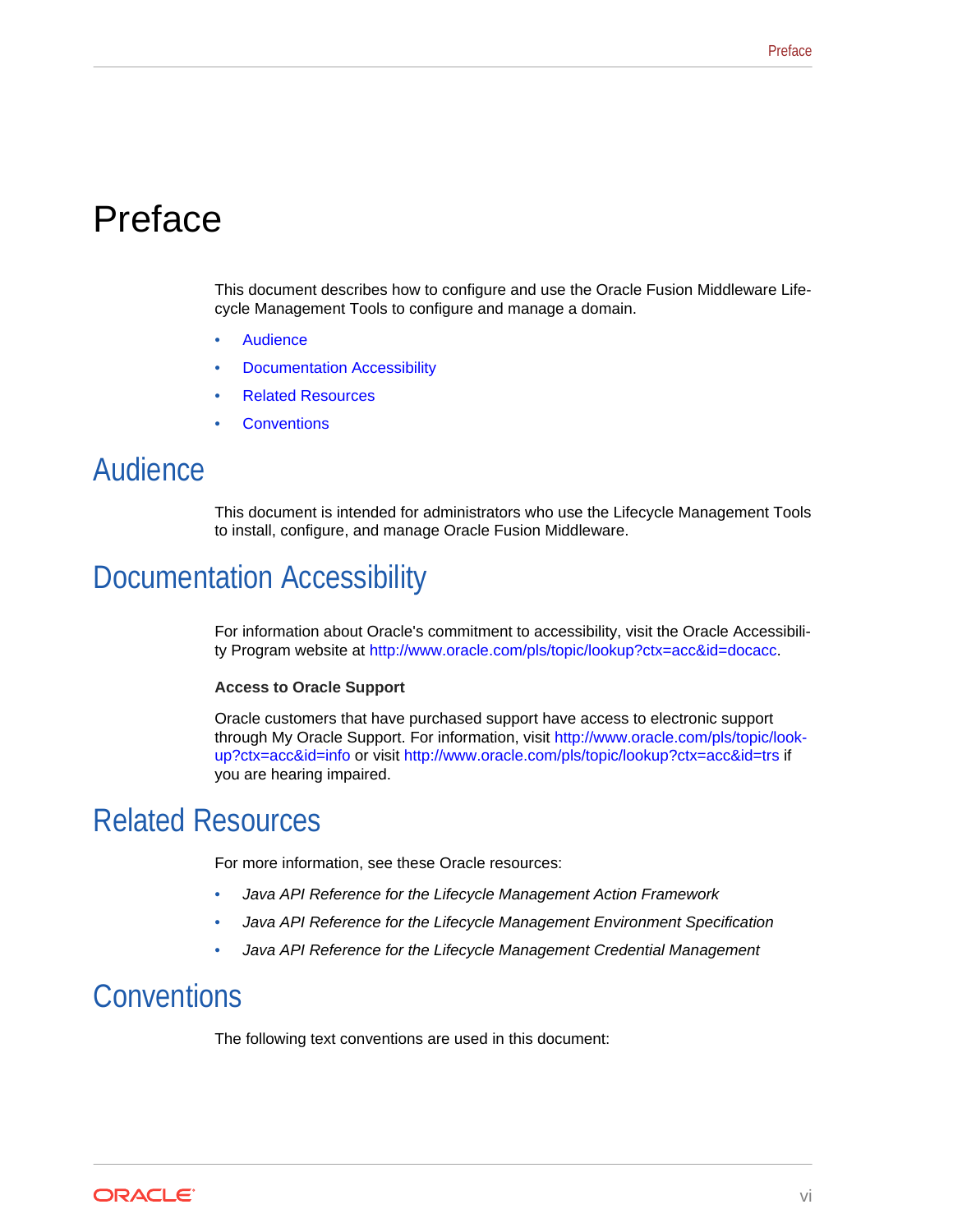# Preface

This document describes how to configure and use the Oracle Fusion Middleware Lifecycle Management Tools to configure and manage a domain.

- Audience
- Documentation Accessibility
- Related Resources
- Conventions

## Audience

This document is intended for administrators who use the Lifecycle Management Tools to install, configure, and manage Oracle Fusion Middleware.

## Documentation Accessibility

For information about Oracle's commitment to accessibility, visit the Oracle Accessibility Program website at http://www.oracle.com/pls/topic/lookup?ctx=acc&id=docacc.

**Access to Oracle Support**

Oracle customers that have purchased support have access to electronic support through My Oracle Support. For information, visit http://www.oracle.com/pls/topic/lookup?ctx=acc&id=info or visit http://www.oracle.com/pls/topic/lookup?ctx=acc&id=trs if you are hearing impaired.

## Related Resources

For more information, see these Oracle resources:

- *Java API Reference for the Lifecycle Management Action Framework*
- *Java API Reference for the Lifecycle Management Environment Specification*
- *Java API Reference for the Lifecycle Management Credential Management*

## Conventions

The following text conventions are used in this document: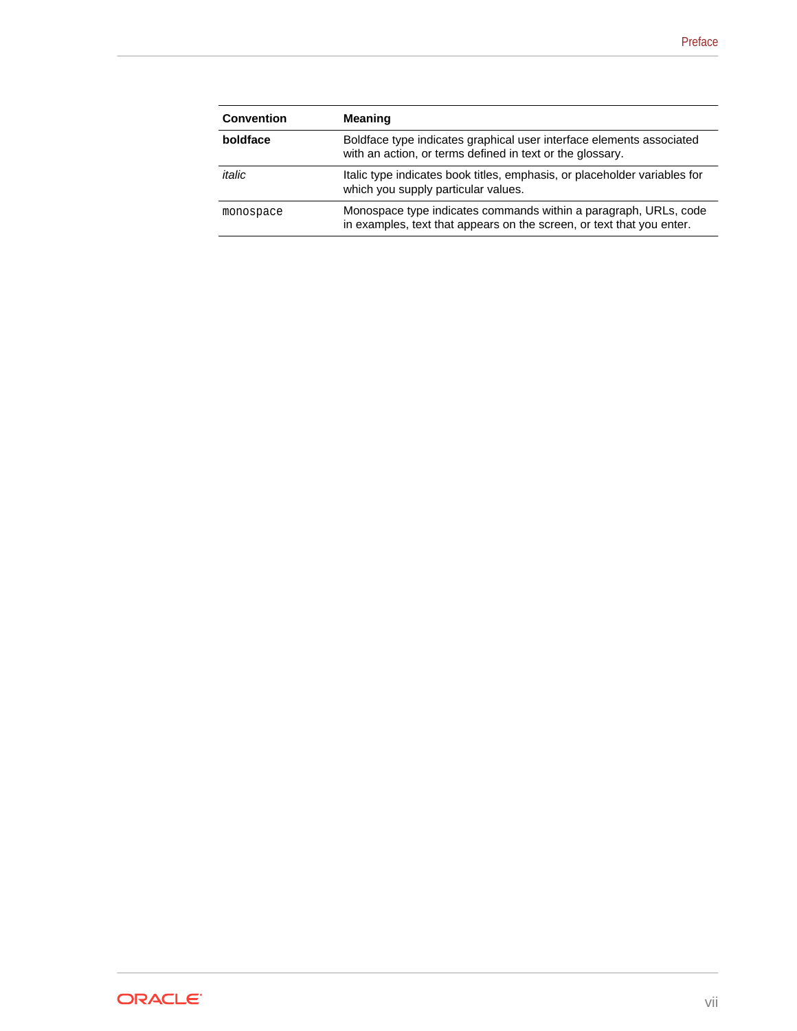| Convention | Meaning |
| --- | --- |
| **boldface** | Boldface type indicates graphical user interface elements associated with an action, or terms defined in text or the glossary. |
| *italic* | Italic type indicates book titles, emphasis, or placeholder variables for which you supply particular values. |
| `monospace` | Monospace type indicates commands within a paragraph, URLs, code in examples, text that appears on the screen, or text that you enter. |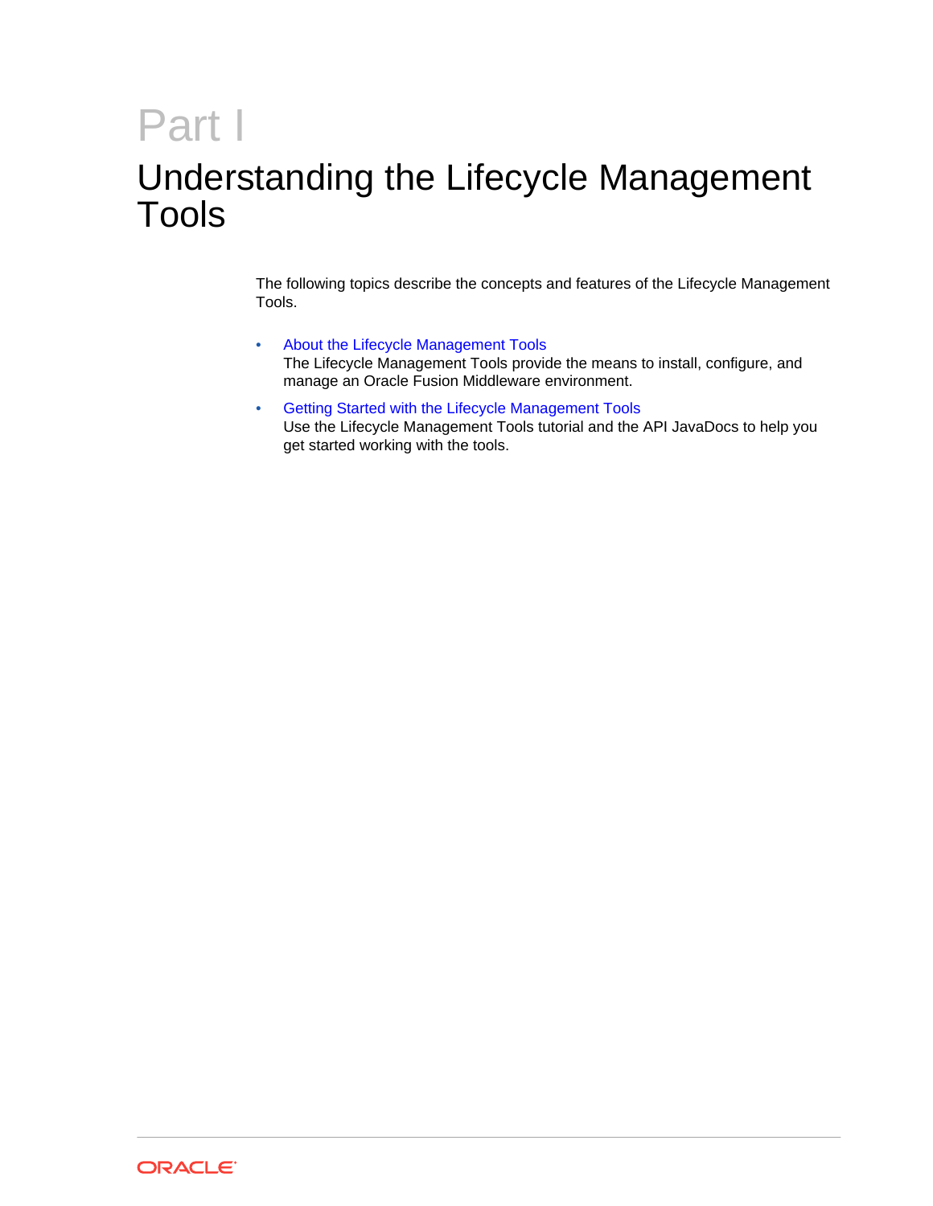# Part I

# Understanding the Lifecycle Management Tools

The following topics describe the concepts and features of the Lifecycle Management Tools.

- About the Lifecycle Management Tools
  The Lifecycle Management Tools provide the means to install, configure, and manage an Oracle Fusion Middleware environment.
- Getting Started with the Lifecycle Management Tools
  Use the Lifecycle Management Tools tutorial and the API JavaDocs to help you get started working with the tools.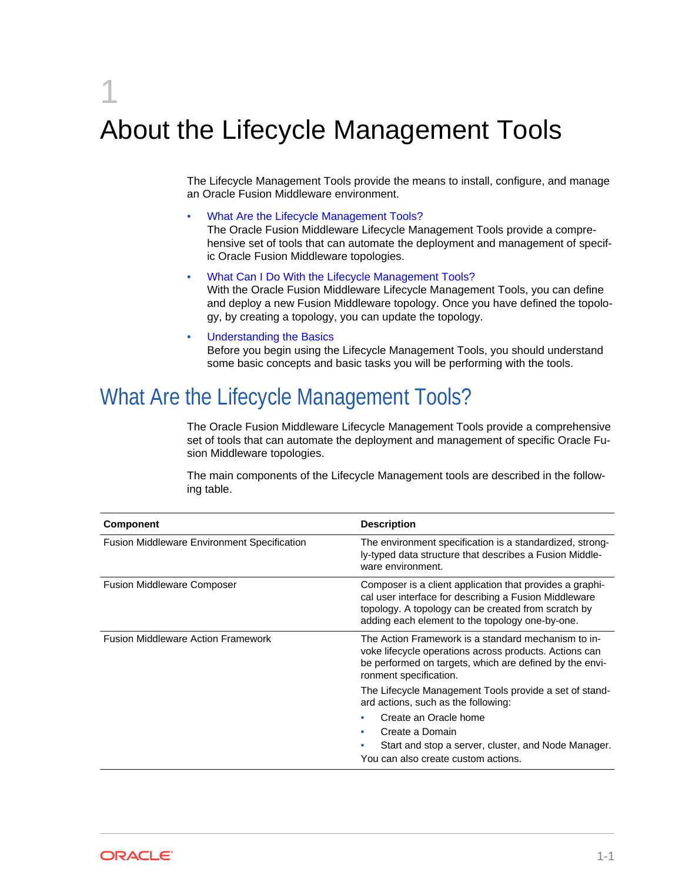# 1 About the Lifecycle Management Tools

The Lifecycle Management Tools provide the means to install, configure, and manage an Oracle Fusion Middleware environment.

- What Are the Lifecycle Management Tools?
  The Oracle Fusion Middleware Lifecycle Management Tools provide a comprehensive set of tools that can automate the deployment and management of specific Oracle Fusion Middleware topologies.
- What Can I Do With the Lifecycle Management Tools?
  With the Oracle Fusion Middleware Lifecycle Management Tools, you can define and deploy a new Fusion Middleware topology. Once you have defined the topology, by creating a topology, you can update the topology.
- Understanding the Basics
  Before you begin using the Lifecycle Management Tools, you should understand some basic concepts and basic tasks you will be performing with the tools.

## What Are the Lifecycle Management Tools?

The Oracle Fusion Middleware Lifecycle Management Tools provide a comprehensive set of tools that can automate the deployment and management of specific Oracle Fusion Middleware topologies.

The main components of the Lifecycle Management tools are described in the following table.

| Component | Description |
| --- | --- |
| Fusion Middleware Environment Specification | The environment specification is a standardized, strongly-typed data structure that describes a Fusion Middleware environment. |
| Fusion Middleware Composer | Composer is a client application that provides a graphical user interface for describing a Fusion Middleware topology. A topology can be created from scratch by adding each element to the topology one-by-one. |
| Fusion Middleware Action Framework | The Action Framework is a standard mechanism to invoke lifecycle operations across products. Actions can be performed on targets, which are defined by the environment specification.<br><br>The Lifecycle Management Tools provide a set of standard actions, such as the following:<br>• Create an Oracle home<br>• Create a Domain<br>• Start and stop a server, cluster, and Node Manager.<br><br>You can also create custom actions. |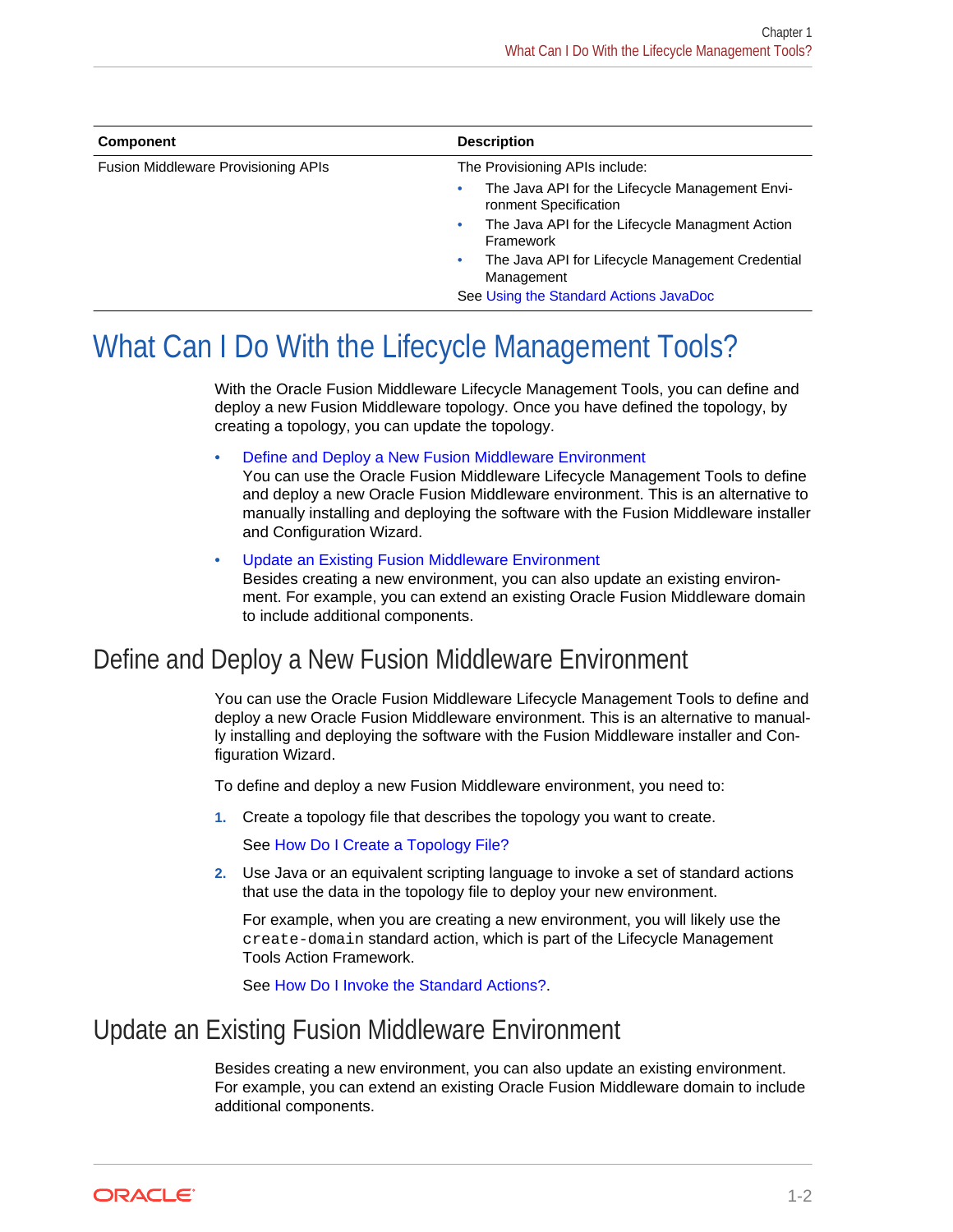| Component | Description |
| --- | --- |
| Fusion Middleware Provisioning APIs | The Provisioning APIs include:<br>• The Java API for the Lifecycle Management Environment Specification<br>• The Java API for the Lifecycle Managment Action Framework<br>• The Java API for Lifecycle Management Credential Management<br>See Using the Standard Actions JavaDoc |

# What Can I Do With the Lifecycle Management Tools?

With the Oracle Fusion Middleware Lifecycle Management Tools, you can define and deploy a new Fusion Middleware topology. Once you have defined the topology, by creating a topology, you can update the topology.

- Define and Deploy a New Fusion Middleware Environment
  You can use the Oracle Fusion Middleware Lifecycle Management Tools to define and deploy a new Oracle Fusion Middleware environment. This is an alternative to manually installing and deploying the software with the Fusion Middleware installer and Configuration Wizard.
- Update an Existing Fusion Middleware Environment
  Besides creating a new environment, you can also update an existing environment. For example, you can extend an existing Oracle Fusion Middleware domain to include additional components.

## Define and Deploy a New Fusion Middleware Environment

You can use the Oracle Fusion Middleware Lifecycle Management Tools to define and deploy a new Oracle Fusion Middleware environment. This is an alternative to manually installing and deploying the software with the Fusion Middleware installer and Configuration Wizard.

To define and deploy a new Fusion Middleware environment, you need to:

1. Create a topology file that describes the topology you want to create.

   See How Do I Create a Topology File?

2. Use Java or an equivalent scripting language to invoke a set of standard actions that use the data in the topology file to deploy your new environment.

   For example, when you are creating a new environment, you will likely use the `create-domain` standard action, which is part of the Lifecycle Management Tools Action Framework.

   See How Do I Invoke the Standard Actions?.

## Update an Existing Fusion Middleware Environment

Besides creating a new environment, you can also update an existing environment. For example, you can extend an existing Oracle Fusion Middleware domain to include additional components.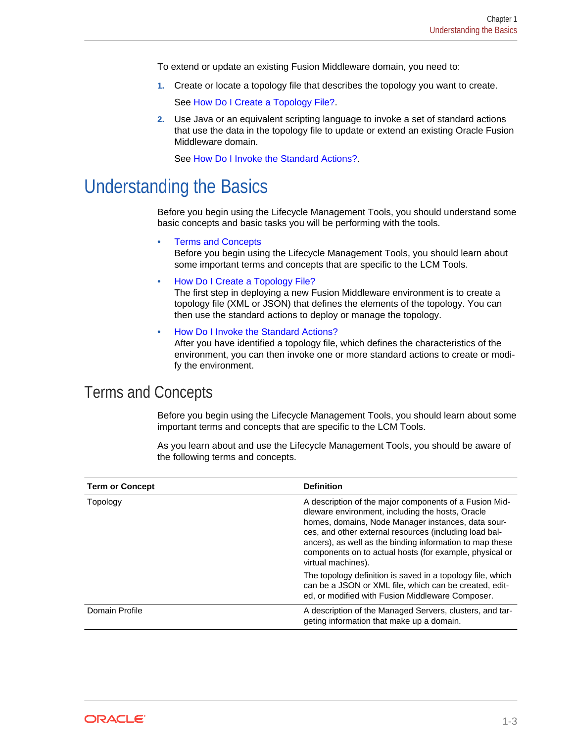To extend or update an existing Fusion Middleware domain, you need to:

1. Create or locate a topology file that describes the topology you want to create.

   See How Do I Create a Topology File?.

2. Use Java or an equivalent scripting language to invoke a set of standard actions that use the data in the topology file to update or extend an existing Oracle Fusion Middleware domain.

   See How Do I Invoke the Standard Actions?.

# Understanding the Basics

Before you begin using the Lifecycle Management Tools, you should understand some basic concepts and basic tasks you will be performing with the tools.

- Terms and Concepts
  Before you begin using the Lifecycle Management Tools, you should learn about some important terms and concepts that are specific to the LCM Tools.
- How Do I Create a Topology File?
  The first step in deploying a new Fusion Middleware environment is to create a topology file (XML or JSON) that defines the elements of the topology. You can then use the standard actions to deploy or manage the topology.
- How Do I Invoke the Standard Actions?
  After you have identified a topology file, which defines the characteristics of the environment, you can then invoke one or more standard actions to create or modify the environment.

## Terms and Concepts

Before you begin using the Lifecycle Management Tools, you should learn about some important terms and concepts that are specific to the LCM Tools.

As you learn about and use the Lifecycle Management Tools, you should be aware of the following terms and concepts.

| Term or Concept | Definition |
| --- | --- |
| Topology | A description of the major components of a Fusion Middleware environment, including the hosts, Oracle homes, domains, Node Manager instances, data sources, and other external resources (including load balancers), as well as the binding information to map these components on to actual hosts (for example, physical or virtual machines).<br><br>The topology definition is saved in a topology file, which can be a JSON or XML file, which can be created, edited, or modified with Fusion Middleware Composer. |
| Domain Profile | A description of the Managed Servers, clusters, and targeting information that make up a domain. |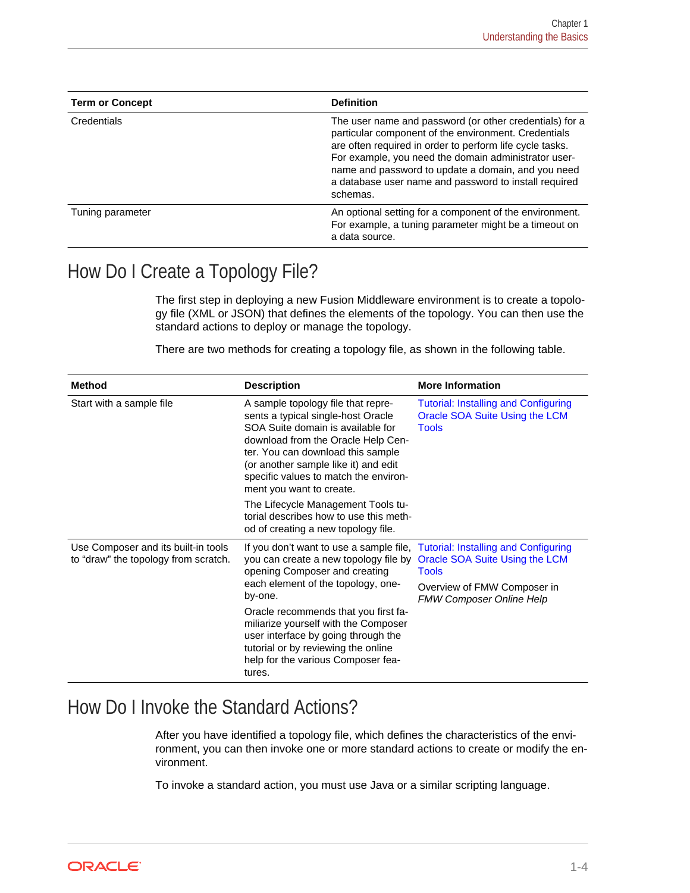| Term or Concept | Definition |
| --- | --- |
| Credentials | The user name and password (or other credentials) for a particular component of the environment. Credentials are often required in order to perform life cycle tasks. For example, you need the domain administrator username and password to update a domain, and you need a database user name and password to install required schemas. |
| Tuning parameter | An optional setting for a component of the environment. For example, a tuning parameter might be a timeout on a data source. |

## How Do I Create a Topology File?

The first step in deploying a new Fusion Middleware environment is to create a topology file (XML or JSON) that defines the elements of the topology. You can then use the standard actions to deploy or manage the topology.

There are two methods for creating a topology file, as shown in the following table.

| Method | Description | More Information |
| --- | --- | --- |
| Start with a sample file | A sample topology file that represents a typical single-host Oracle SOA Suite domain is available for download from the Oracle Help Center. You can download this sample (or another sample like it) and edit specific values to match the environment you want to create.<br><br>The Lifecycle Management Tools tutorial describes how to use this method of creating a new topology file. | Tutorial: Installing and Configuring Oracle SOA Suite Using the LCM Tools |
| Use Composer and its built-in tools to "draw" the topology from scratch. | If you don't want to use a sample file, you can create a new topology file by opening Composer and creating each element of the topology, one-by-one.<br><br>Oracle recommends that you first familiarize yourself with the Composer user interface by going through the tutorial or by reviewing the online help for the various Composer features. | Tutorial: Installing and Configuring Oracle SOA Suite Using the LCM Tools<br><br>Overview of FMW Composer in *FMW Composer Online Help* |

## How Do I Invoke the Standard Actions?

After you have identified a topology file, which defines the characteristics of the environment, you can then invoke one or more standard actions to create or modify the environment.

To invoke a standard action, you must use Java or a similar scripting language.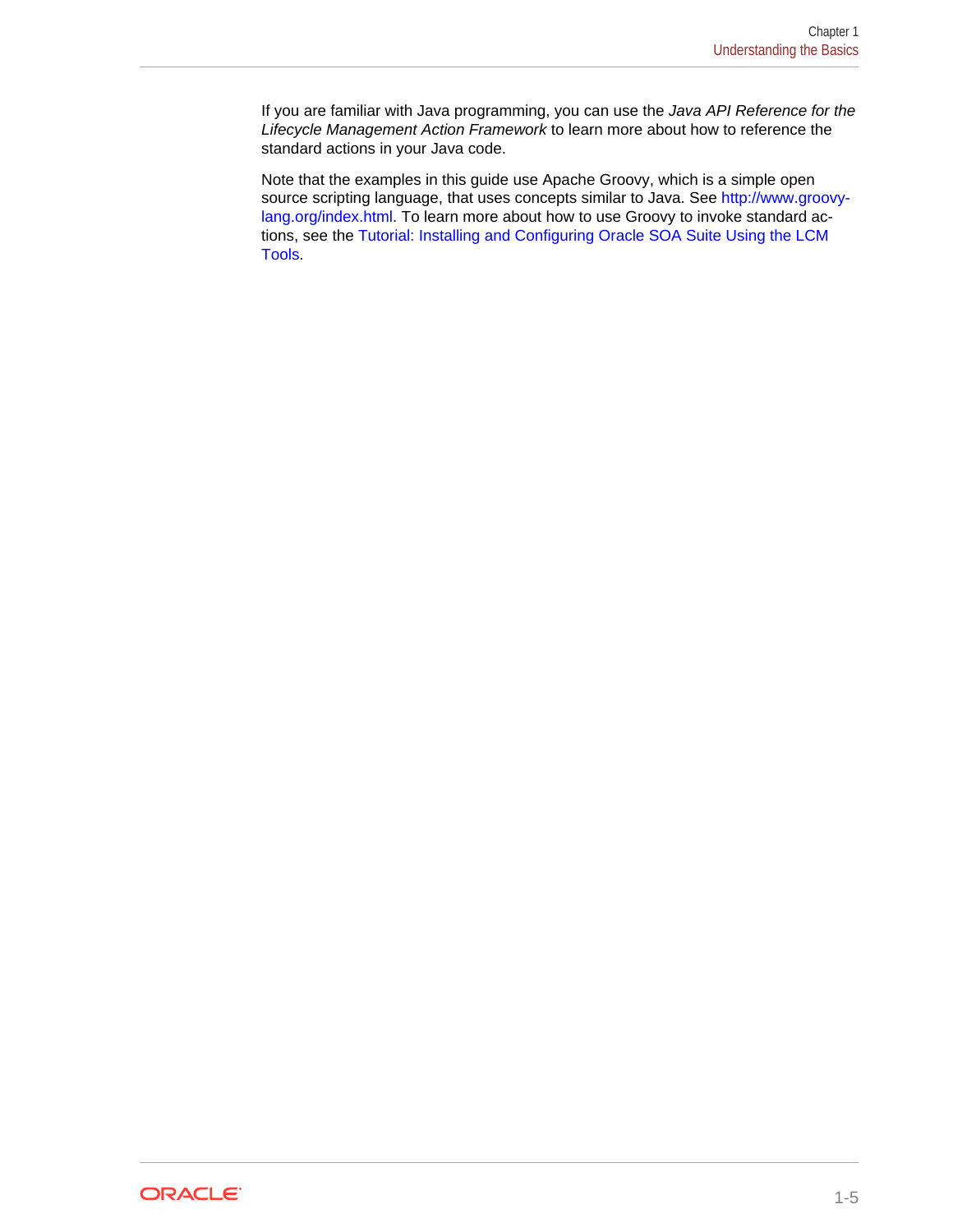If you are familiar with Java programming, you can use the *Java API Reference for the Lifecycle Management Action Framework* to learn more about how to reference the standard actions in your Java code.

Note that the examples in this guide use Apache Groovy, which is a simple open source scripting language, that uses concepts similar to Java. See http://www.groovy-lang.org/index.html. To learn more about how to use Groovy to invoke standard actions, see the Tutorial: Installing and Configuring Oracle SOA Suite Using the LCM Tools.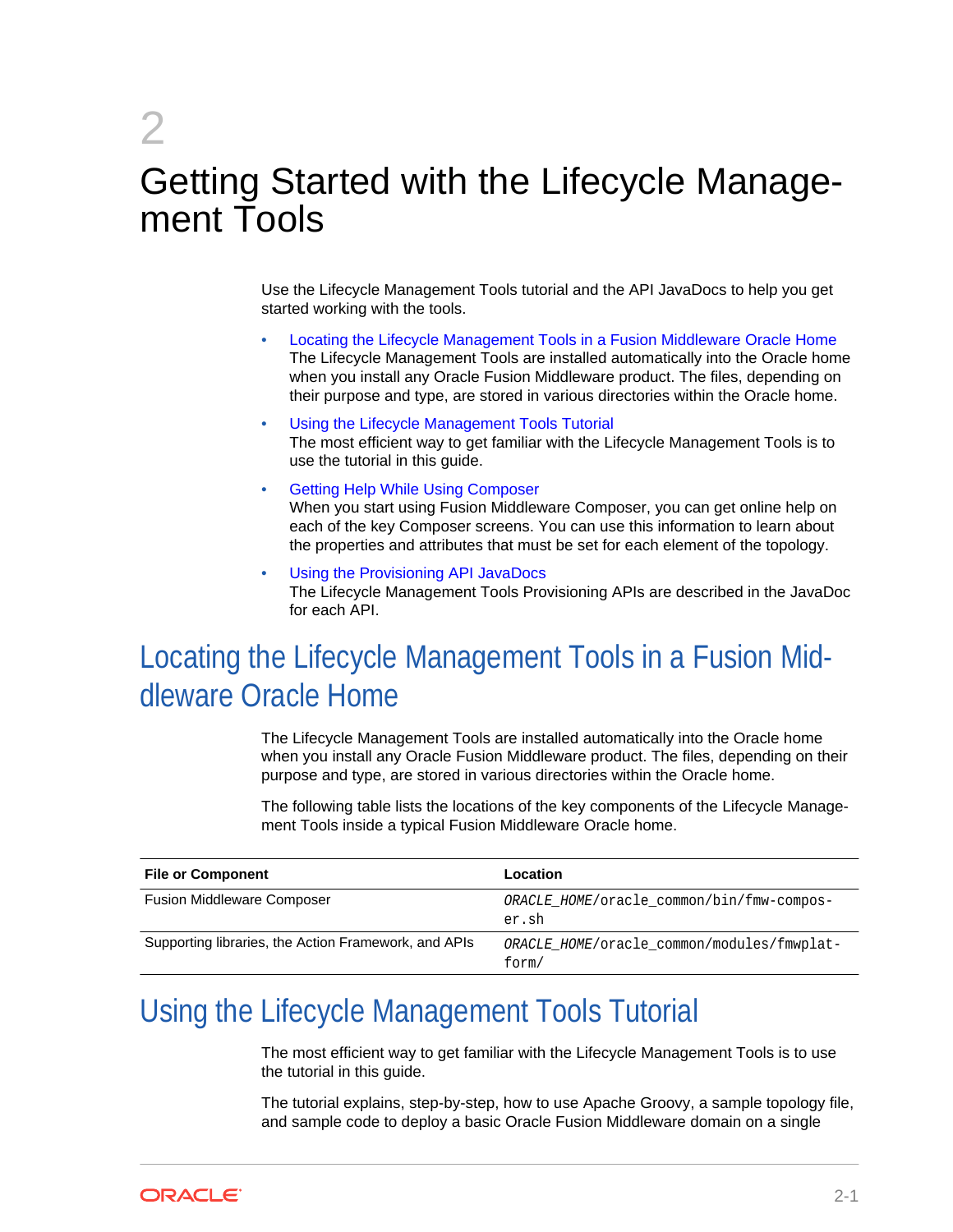# 2 Getting Started with the Lifecycle Management Tools

Use the Lifecycle Management Tools tutorial and the API JavaDocs to help you get started working with the tools.

- Locating the Lifecycle Management Tools in a Fusion Middleware Oracle Home
  The Lifecycle Management Tools are installed automatically into the Oracle home when you install any Oracle Fusion Middleware product. The files, depending on their purpose and type, are stored in various directories within the Oracle home.
- Using the Lifecycle Management Tools Tutorial
  The most efficient way to get familiar with the Lifecycle Management Tools is to use the tutorial in this guide.
- Getting Help While Using Composer
  When you start using Fusion Middleware Composer, you can get online help on each of the key Composer screens. You can use this information to learn about the properties and attributes that must be set for each element of the topology.
- Using the Provisioning API JavaDocs
  The Lifecycle Management Tools Provisioning APIs are described in the JavaDoc for each API.

## Locating the Lifecycle Management Tools in a Fusion Middleware Oracle Home

The Lifecycle Management Tools are installed automatically into the Oracle home when you install any Oracle Fusion Middleware product. The files, depending on their purpose and type, are stored in various directories within the Oracle home.

The following table lists the locations of the key components of the Lifecycle Management Tools inside a typical Fusion Middleware Oracle home.

| File or Component | Location |
| --- | --- |
| Fusion Middleware Composer | `ORACLE_HOME/oracle_common/bin/fmw-composer.sh` |
| Supporting libraries, the Action Framework, and APIs | `ORACLE_HOME/oracle_common/modules/fmwplatform/` |

## Using the Lifecycle Management Tools Tutorial

The most efficient way to get familiar with the Lifecycle Management Tools is to use the tutorial in this guide.

The tutorial explains, step-by-step, how to use Apache Groovy, a sample topology file, and sample code to deploy a basic Oracle Fusion Middleware domain on a single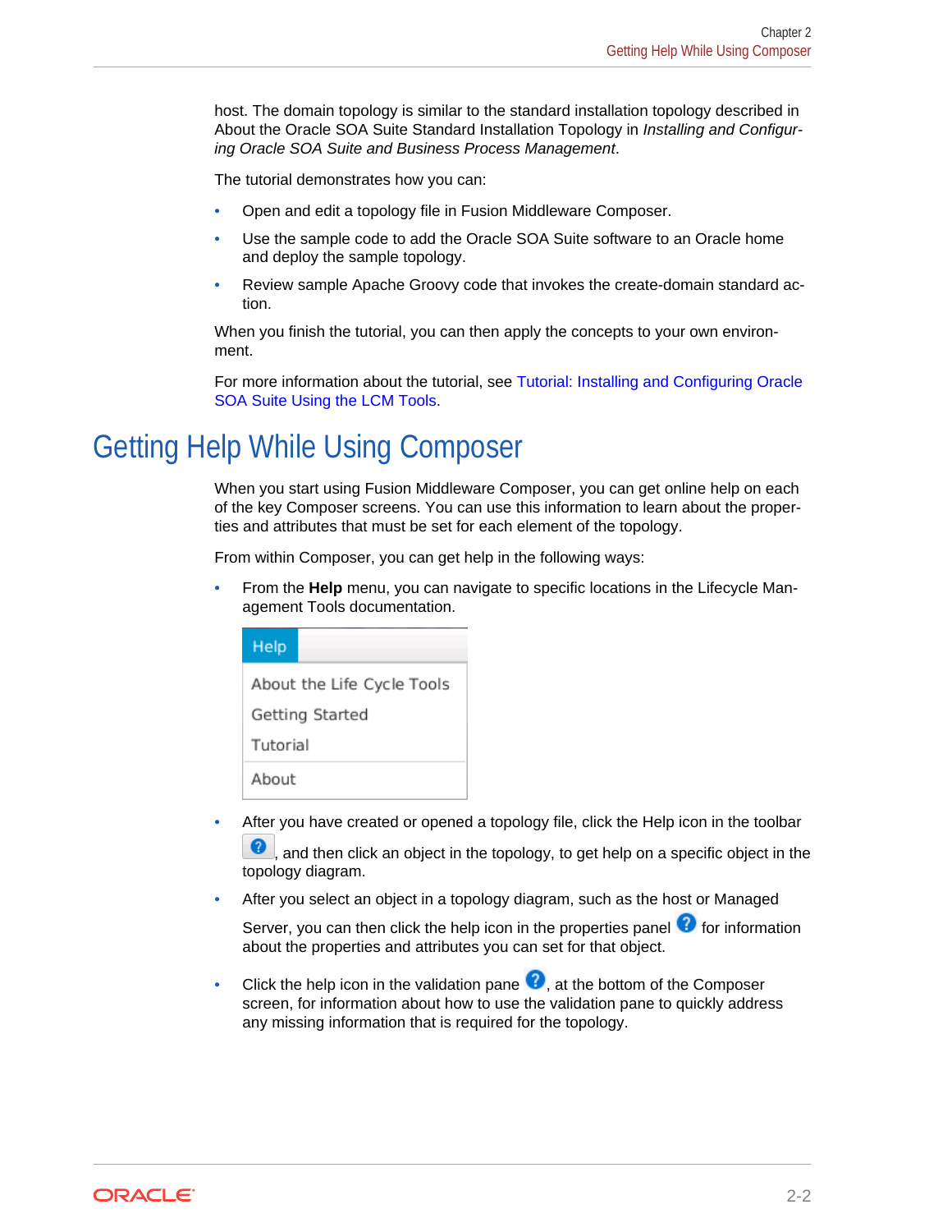host. The domain topology is similar to the standard installation topology described in About the Oracle SOA Suite Standard Installation Topology in *Installing and Configuring Oracle SOA Suite and Business Process Management*.

The tutorial demonstrates how you can:

- Open and edit a topology file in Fusion Middleware Composer.
- Use the sample code to add the Oracle SOA Suite software to an Oracle home and deploy the sample topology.
- Review sample Apache Groovy code that invokes the create-domain standard action.

When you finish the tutorial, you can then apply the concepts to your own environment.

For more information about the tutorial, see Tutorial: Installing and Configuring Oracle SOA Suite Using the LCM Tools.

# Getting Help While Using Composer

When you start using Fusion Middleware Composer, you can get online help on each of the key Composer screens. You can use this information to learn about the properties and attributes that must be set for each element of the topology.

From within Composer, you can get help in the following ways:

- From the **Help** menu, you can navigate to specific locations in the Lifecycle Management Tools documentation.

  Help
  
  About the Life Cycle Tools
  
  Getting Started
  
  Tutorial
  
  About

- After you have created or opened a topology file, click the Help icon in the toolbar, and then click an object in the topology, to get help on a specific object in the topology diagram.
- After you select an object in a topology diagram, such as the host or Managed Server, you can then click the help icon in the properties panel for information about the properties and attributes you can set for that object.
- Click the help icon in the validation pane, at the bottom of the Composer screen, for information about how to use the validation pane to quickly address any missing information that is required for the topology.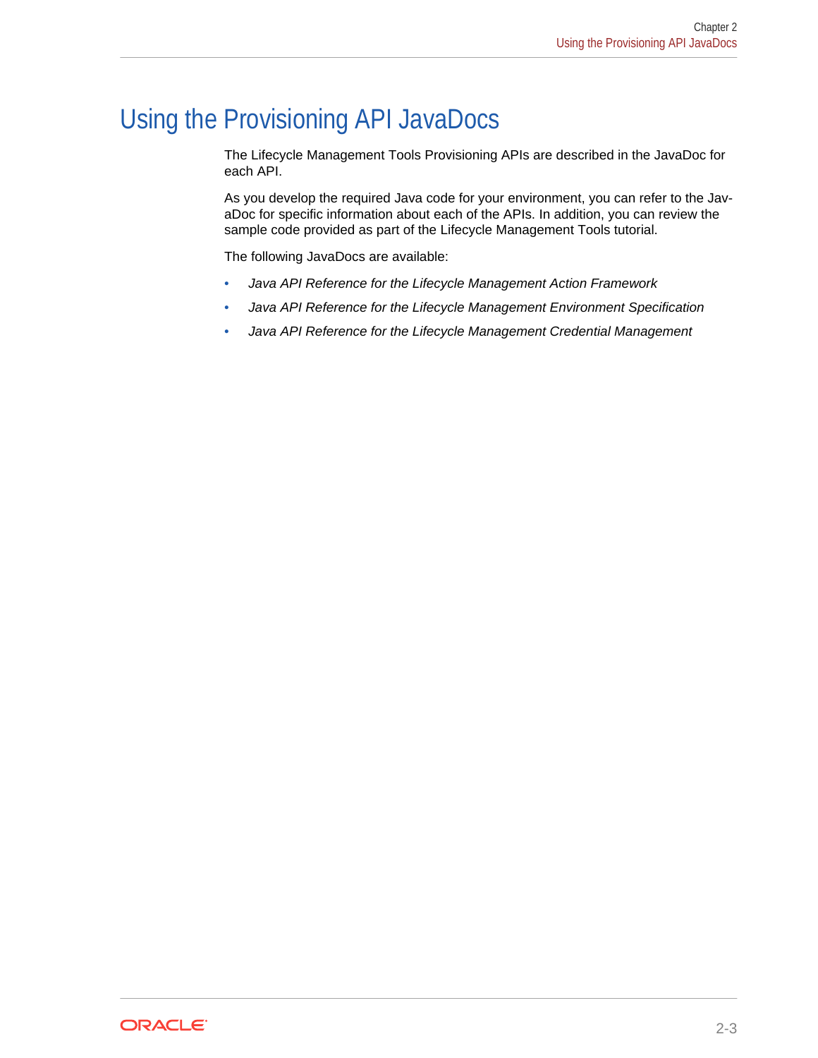# Using the Provisioning API JavaDocs

The Lifecycle Management Tools Provisioning APIs are described in the JavaDoc for each API.

As you develop the required Java code for your environment, you can refer to the JavaDoc for specific information about each of the APIs. In addition, you can review the sample code provided as part of the Lifecycle Management Tools tutorial.

The following JavaDocs are available:

- *Java API Reference for the Lifecycle Management Action Framework*
- *Java API Reference for the Lifecycle Management Environment Specification*
- *Java API Reference for the Lifecycle Management Credential Management*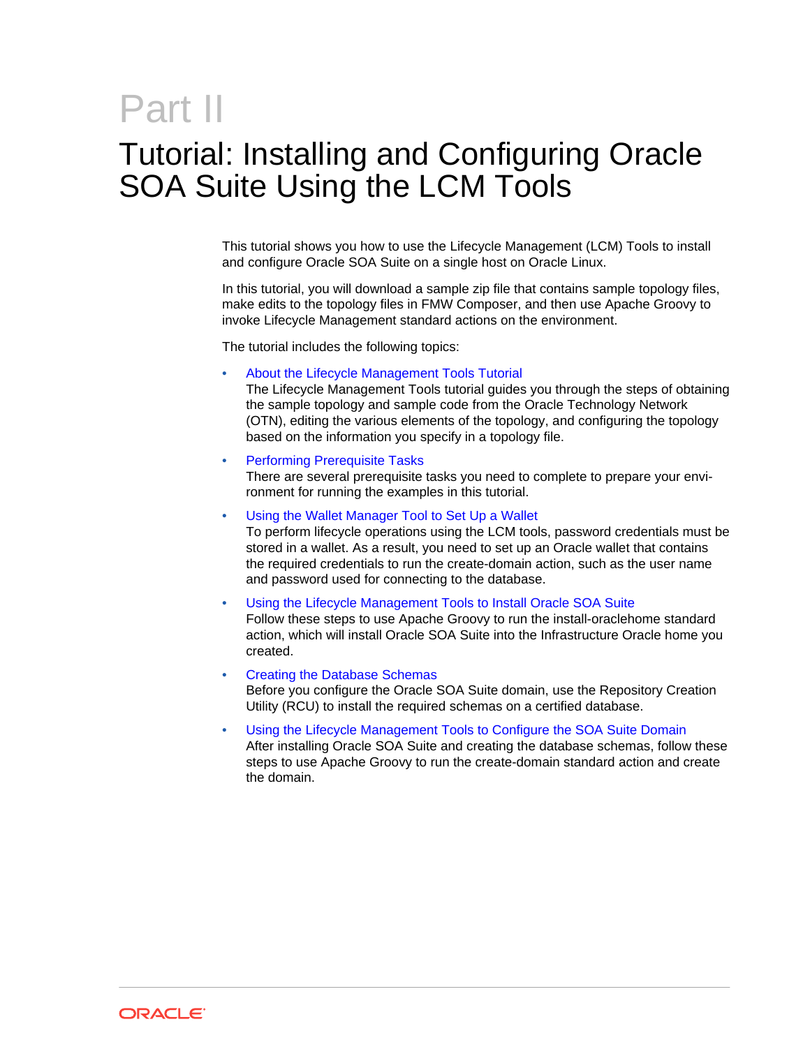# Part II

# Tutorial: Installing and Configuring Oracle SOA Suite Using the LCM Tools

This tutorial shows you how to use the Lifecycle Management (LCM) Tools to install and configure Oracle SOA Suite on a single host on Oracle Linux.

In this tutorial, you will download a sample zip file that contains sample topology files, make edits to the topology files in FMW Composer, and then use Apache Groovy to invoke Lifecycle Management standard actions on the environment.

The tutorial includes the following topics:

- About the Lifecycle Management Tools Tutorial
  The Lifecycle Management Tools tutorial guides you through the steps of obtaining the sample topology and sample code from the Oracle Technology Network (OTN), editing the various elements of the topology, and configuring the topology based on the information you specify in a topology file.
- Performing Prerequisite Tasks
  There are several prerequisite tasks you need to complete to prepare your environment for running the examples in this tutorial.
- Using the Wallet Manager Tool to Set Up a Wallet
  To perform lifecycle operations using the LCM tools, password credentials must be stored in a wallet. As a result, you need to set up an Oracle wallet that contains the required credentials to run the create-domain action, such as the user name and password used for connecting to the database.
- Using the Lifecycle Management Tools to Install Oracle SOA Suite
  Follow these steps to use Apache Groovy to run the install-oraclehome standard action, which will install Oracle SOA Suite into the Infrastructure Oracle home you created.
- Creating the Database Schemas
  Before you configure the Oracle SOA Suite domain, use the Repository Creation Utility (RCU) to install the required schemas on a certified database.
- Using the Lifecycle Management Tools to Configure the SOA Suite Domain
  After installing Oracle SOA Suite and creating the database schemas, follow these steps to use Apache Groovy to run the create-domain standard action and create the domain.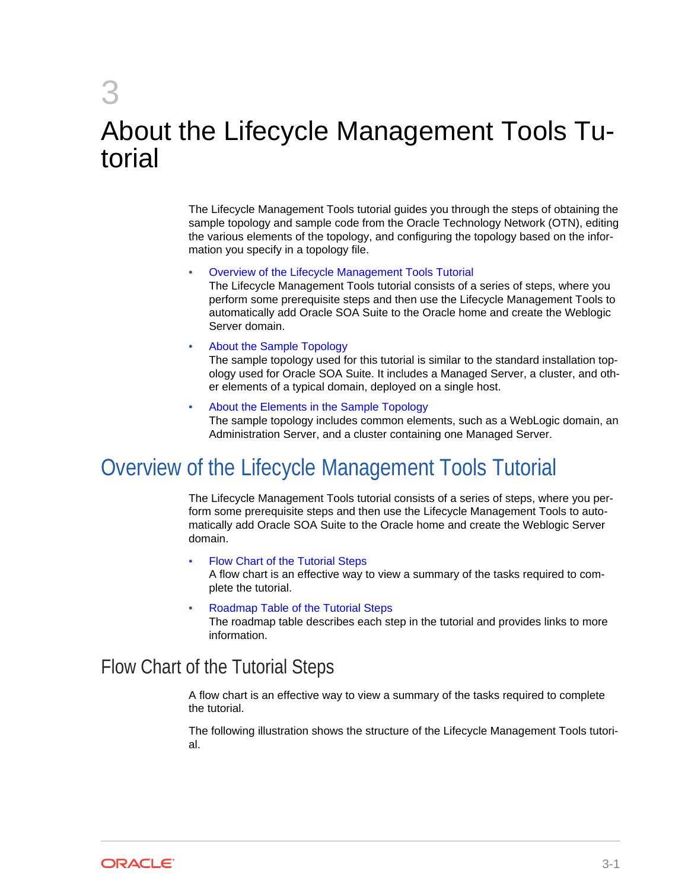# 3 About the Lifecycle Management Tools Tutorial

The Lifecycle Management Tools tutorial guides you through the steps of obtaining the sample topology and sample code from the Oracle Technology Network (OTN), editing the various elements of the topology, and configuring the topology based on the information you specify in a topology file.

- Overview of the Lifecycle Management Tools Tutorial
  The Lifecycle Management Tools tutorial consists of a series of steps, where you perform some prerequisite steps and then use the Lifecycle Management Tools to automatically add Oracle SOA Suite to the Oracle home and create the Weblogic Server domain.
- About the Sample Topology
  The sample topology used for this tutorial is similar to the standard installation topology used for Oracle SOA Suite. It includes a Managed Server, a cluster, and other elements of a typical domain, deployed on a single host.
- About the Elements in the Sample Topology
  The sample topology includes common elements, such as a WebLogic domain, an Administration Server, and a cluster containing one Managed Server.

## Overview of the Lifecycle Management Tools Tutorial

The Lifecycle Management Tools tutorial consists of a series of steps, where you perform some prerequisite steps and then use the Lifecycle Management Tools to automatically add Oracle SOA Suite to the Oracle home and create the Weblogic Server domain.

- Flow Chart of the Tutorial Steps
  A flow chart is an effective way to view a summary of the tasks required to complete the tutorial.
- Roadmap Table of the Tutorial Steps
  The roadmap table describes each step in the tutorial and provides links to more information.

### Flow Chart of the Tutorial Steps

A flow chart is an effective way to view a summary of the tasks required to complete the tutorial.

The following illustration shows the structure of the Lifecycle Management Tools tutorial.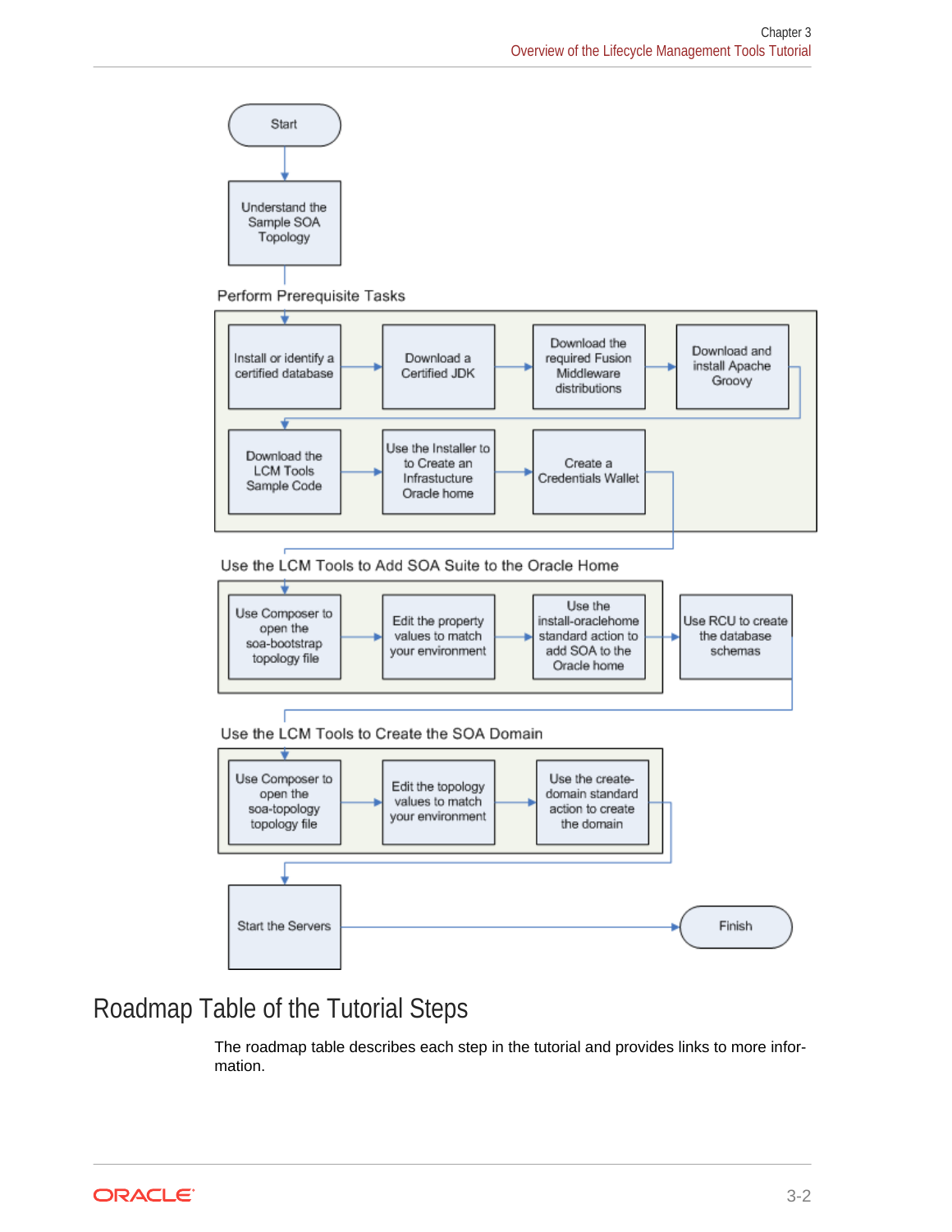Start

Understand the Sample SOA Topology

Perform Prerequisite Tasks

- Install or identify a certified database
- Download a Certified JDK
- Download the required Fusion Middleware distributions
- Download and install Apache Groovy
- Download the LCM Tools Sample Code
- Use the Installer to to Create an Infrastucture Oracle home
- Create a Credentials Wallet

Use the LCM Tools to Add SOA Suite to the Oracle Home

- Use Composer to open the soa-bootstrap topology file
- Edit the property values to match your environment
- Use the install-oraclehome standard action to add SOA to the Oracle home
- Use RCU to create the database schemas

Use the LCM Tools to Create the SOA Domain

- Use Composer to open the soa-topology topology file
- Edit the topology values to match your environment
- Use the create-domain standard action to create the domain

Start the Servers

Finish

## Roadmap Table of the Tutorial Steps

The roadmap table describes each step in the tutorial and provides links to more information.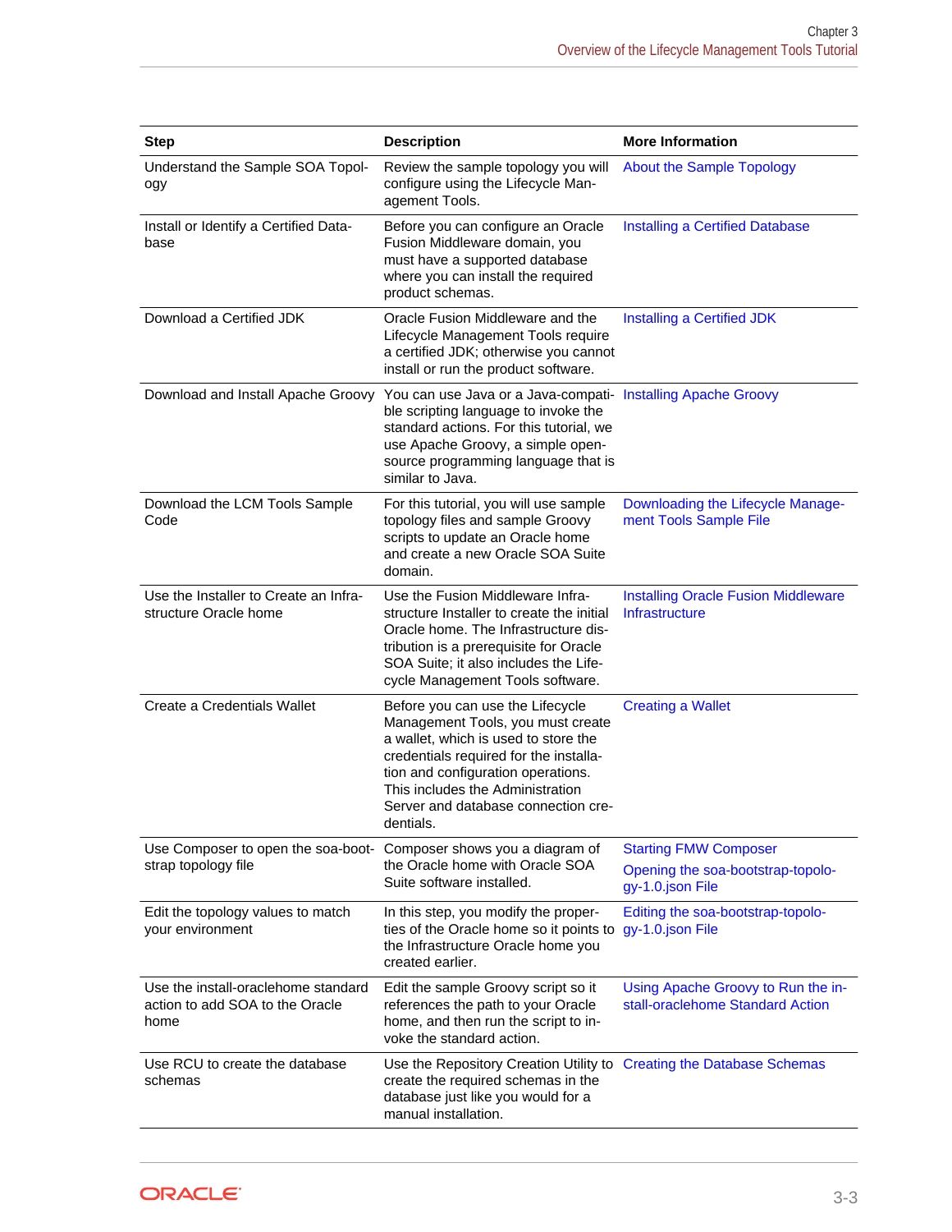| Step | Description | More Information |
|---|---|---|
| Understand the Sample SOA Topology | Review the sample topology you will configure using the Lifecycle Management Tools. | About the Sample Topology |
| Install or Identify a Certified Database | Before you can configure an Oracle Fusion Middleware domain, you must have a supported database where you can install the required product schemas. | Installing a Certified Database |
| Download a Certified JDK | Oracle Fusion Middleware and the Lifecycle Management Tools require a certified JDK; otherwise you cannot install or run the product software. | Installing a Certified JDK |
| Download and Install Apache Groovy | You can use Java or a Java-compatible scripting language to invoke the standard actions. For this tutorial, we use Apache Groovy, a simple open-source programming language that is similar to Java. | Installing Apache Groovy |
| Download the LCM Tools Sample Code | For this tutorial, you will use sample topology files and sample Groovy scripts to update an Oracle home and create a new Oracle SOA Suite domain. | Downloading the Lifecycle Management Tools Sample File |
| Use the Installer to Create an Infrastructure Oracle home | Use the Fusion Middleware Infrastructure Installer to create the initial Oracle home. The Infrastructure distribution is a prerequisite for Oracle SOA Suite; it also includes the Lifecycle Management Tools software. | Installing Oracle Fusion Middleware Infrastructure |
| Create a Credentials Wallet | Before you can use the Lifecycle Management Tools, you must create a wallet, which is used to store the credentials required for the installation and configuration operations. This includes the Administration Server and database connection credentials. | Creating a Wallet |
| Use Composer to open the soa-bootstrap topology file | Composer shows you a diagram of the Oracle home with Oracle SOA Suite software installed. | Starting FMW Composer<br>Opening the soa-bootstrap-topology-1.0.json File |
| Edit the topology values to match your environment | In this step, you modify the properties of the Oracle home so it points to the Infrastructure Oracle home you created earlier. | Editing the soa-bootstrap-topology-1.0.json File |
| Use the install-oraclehome standard action to add SOA to the Oracle home | Edit the sample Groovy script so it references the path to your Oracle home, and then run the script to invoke the standard action. | Using Apache Groovy to Run the install-oraclehome Standard Action |
| Use RCU to create the database schemas | Use the Repository Creation Utility to create the required schemas in the database just like you would for a manual installation. | Creating the Database Schemas |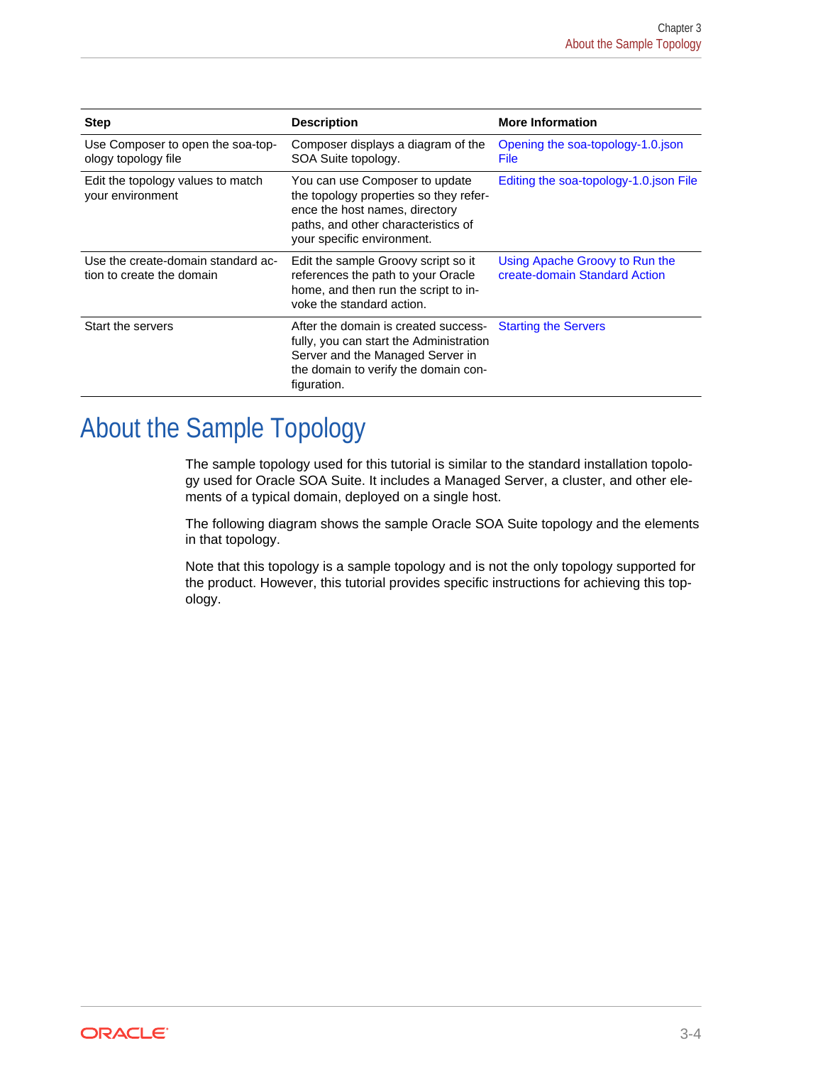| Step | Description | More Information |
| --- | --- | --- |
| Use Composer to open the soa-topology topology file | Composer displays a diagram of the SOA Suite topology. | Opening the soa-topology-1.0.json File |
| Edit the topology values to match your environment | You can use Composer to update the topology properties so they reference the host names, directory paths, and other characteristics of your specific environment. | Editing the soa-topology-1.0.json File |
| Use the create-domain standard action to create the domain | Edit the sample Groovy script so it references the path to your Oracle home, and then run the script to invoke the standard action. | Using Apache Groovy to Run the create-domain Standard Action |
| Start the servers | After the domain is created successfully, you can start the Administration Server and the Managed Server in the domain to verify the domain configuration. | Starting the Servers |

# About the Sample Topology

The sample topology used for this tutorial is similar to the standard installation topology used for Oracle SOA Suite. It includes a Managed Server, a cluster, and other elements of a typical domain, deployed on a single host.

The following diagram shows the sample Oracle SOA Suite topology and the elements in that topology.

Note that this topology is a sample topology and is not the only topology supported for the product. However, this tutorial provides specific instructions for achieving this topology.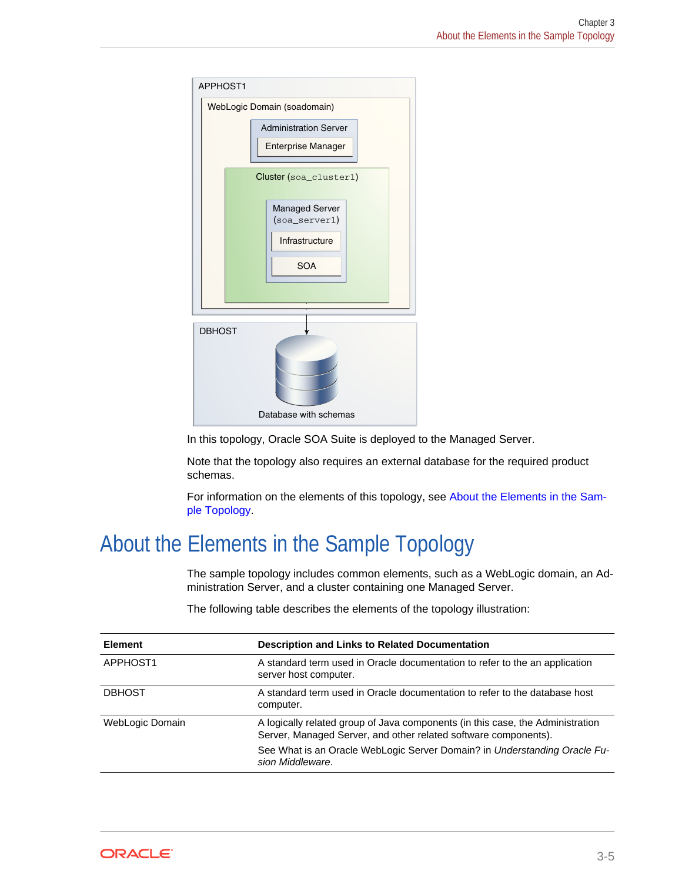APPHOST1

WebLogic Domain (soadomain)

Administration Server

Enterprise Manager

Cluster (soa_cluster1)

Managed Server (soa_server1)

Infrastructure

SOA

DBHOST

Database with schemas

In this topology, Oracle SOA Suite is deployed to the Managed Server.

Note that the topology also requires an external database for the required product schemas.

For information on the elements of this topology, see About the Elements in the Sample Topology.

# About the Elements in the Sample Topology

The sample topology includes common elements, such as a WebLogic domain, an Administration Server, and a cluster containing one Managed Server.

The following table describes the elements of the topology illustration:

| Element | Description and Links to Related Documentation |
| --- | --- |
| APPHOST1 | A standard term used in Oracle documentation to refer to the an application server host computer. |
| DBHOST | A standard term used in Oracle documentation to refer to the database host computer. |
| WebLogic Domain | A logically related group of Java components (in this case, the Administration Server, Managed Server, and other related software components).<br><br>See What is an Oracle WebLogic Server Domain? in *Understanding Oracle Fusion Middleware*. |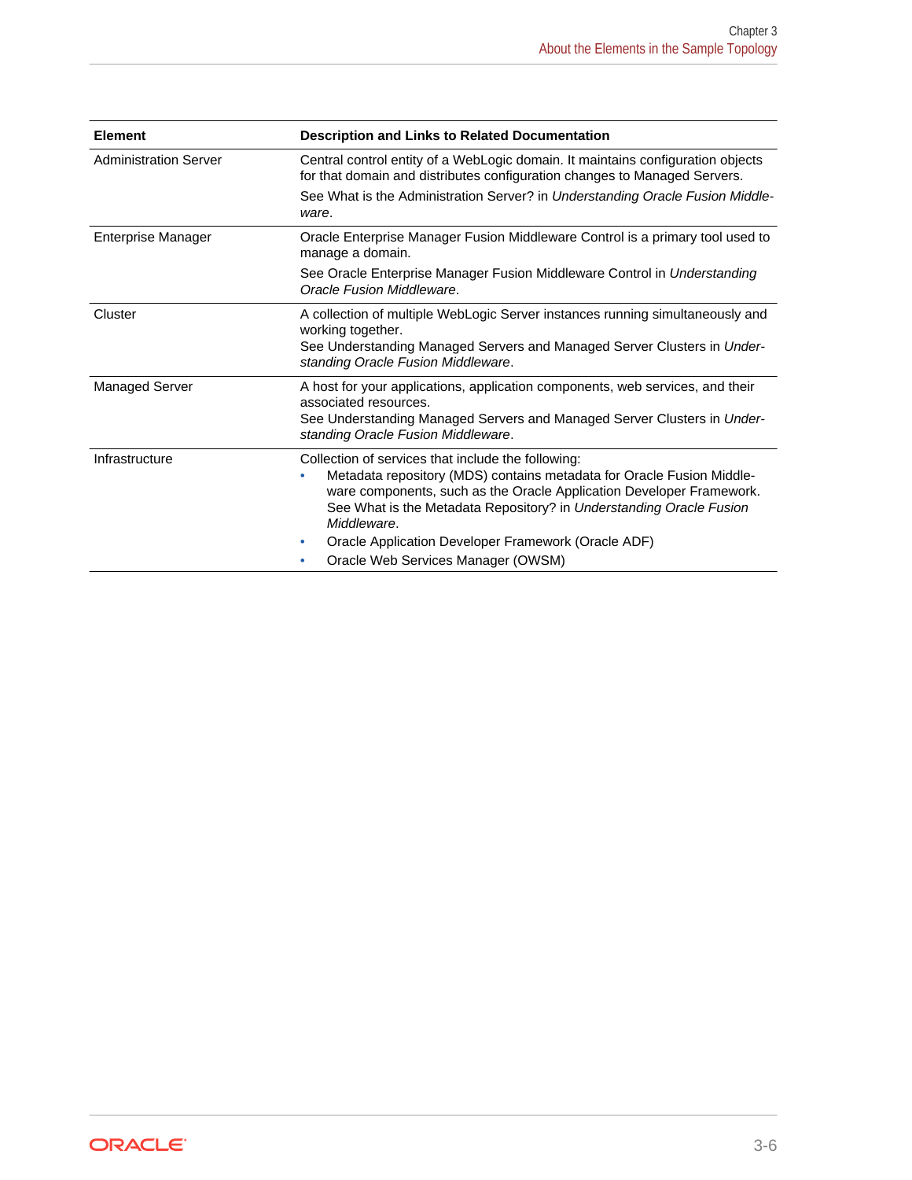| Element | Description and Links to Related Documentation |
| --- | --- |
| Administration Server | Central control entity of a WebLogic domain. It maintains configuration objects for that domain and distributes configuration changes to Managed Servers.<br><br>See What is the Administration Server? in *Understanding Oracle Fusion Middleware*. |
| Enterprise Manager | Oracle Enterprise Manager Fusion Middleware Control is a primary tool used to manage a domain.<br><br>See Oracle Enterprise Manager Fusion Middleware Control in *Understanding Oracle Fusion Middleware*. |
| Cluster | A collection of multiple WebLogic Server instances running simultaneously and working together.<br>See Understanding Managed Servers and Managed Server Clusters in *Understanding Oracle Fusion Middleware*. |
| Managed Server | A host for your applications, application components, web services, and their associated resources.<br>See Understanding Managed Servers and Managed Server Clusters in *Understanding Oracle Fusion Middleware*. |
| Infrastructure | Collection of services that include the following:<br>• Metadata repository (MDS) contains metadata for Oracle Fusion Middleware components, such as the Oracle Application Developer Framework. See What is the Metadata Repository? in *Understanding Oracle Fusion Middleware*.<br>• Oracle Application Developer Framework (Oracle ADF)<br>• Oracle Web Services Manager (OWSM) |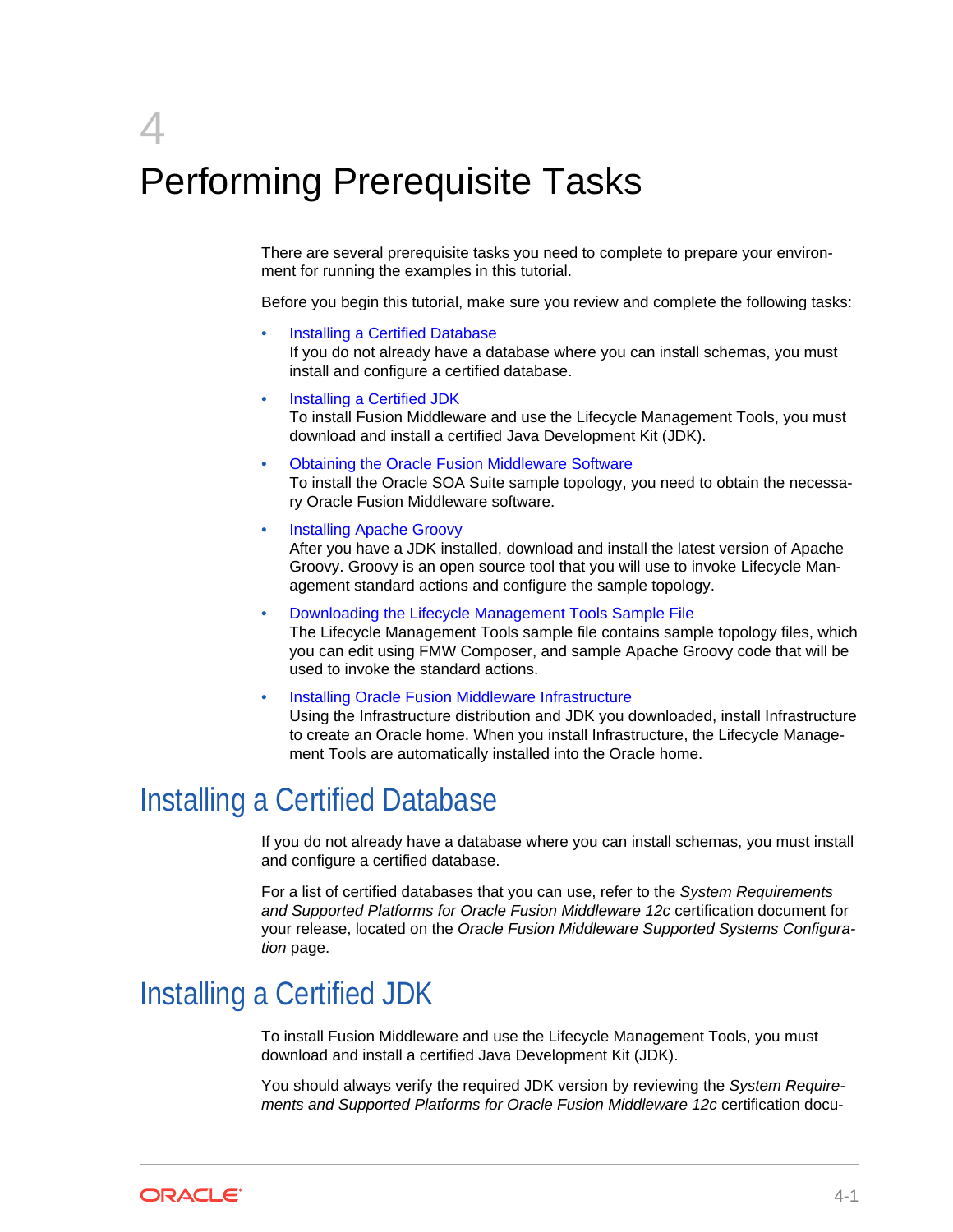# 4 Performing Prerequisite Tasks

There are several prerequisite tasks you need to complete to prepare your environment for running the examples in this tutorial.

Before you begin this tutorial, make sure you review and complete the following tasks:

- Installing a Certified Database
  If you do not already have a database where you can install schemas, you must install and configure a certified database.
- Installing a Certified JDK
  To install Fusion Middleware and use the Lifecycle Management Tools, you must download and install a certified Java Development Kit (JDK).
- Obtaining the Oracle Fusion Middleware Software
  To install the Oracle SOA Suite sample topology, you need to obtain the necessary Oracle Fusion Middleware software.
- Installing Apache Groovy
  After you have a JDK installed, download and install the latest version of Apache Groovy. Groovy is an open source tool that you will use to invoke Lifecycle Management standard actions and configure the sample topology.
- Downloading the Lifecycle Management Tools Sample File
  The Lifecycle Management Tools sample file contains sample topology files, which you can edit using FMW Composer, and sample Apache Groovy code that will be used to invoke the standard actions.
- Installing Oracle Fusion Middleware Infrastructure
  Using the Infrastructure distribution and JDK you downloaded, install Infrastructure to create an Oracle home. When you install Infrastructure, the Lifecycle Management Tools are automatically installed into the Oracle home.

## Installing a Certified Database

If you do not already have a database where you can install schemas, you must install and configure a certified database.

For a list of certified databases that you can use, refer to the *System Requirements and Supported Platforms for Oracle Fusion Middleware 12c* certification document for your release, located on the *Oracle Fusion Middleware Supported Systems Configuration* page.

## Installing a Certified JDK

To install Fusion Middleware and use the Lifecycle Management Tools, you must download and install a certified Java Development Kit (JDK).

You should always verify the required JDK version by reviewing the *System Requirements and Supported Platforms for Oracle Fusion Middleware 12c* certification docu-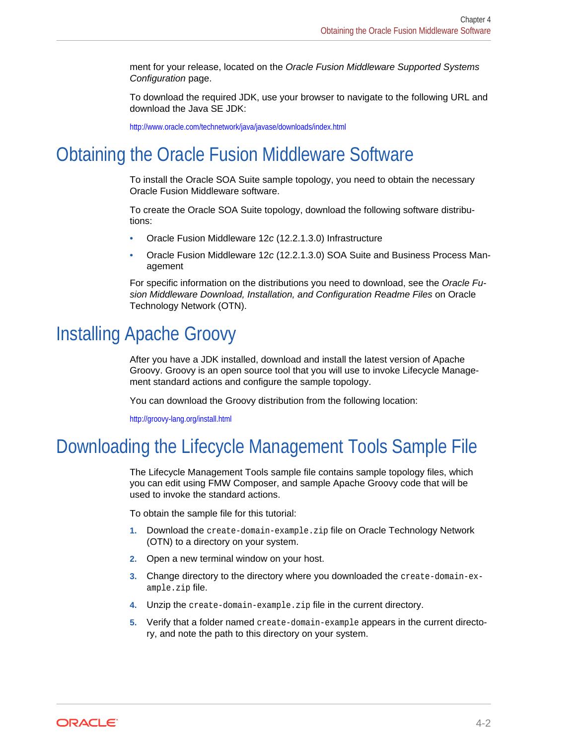ment for your release, located on the *Oracle Fusion Middleware Supported Systems Configuration* page.

To download the required JDK, use your browser to navigate to the following URL and download the Java SE JDK:

http://www.oracle.com/technetwork/java/javase/downloads/index.html

## Obtaining the Oracle Fusion Middleware Software

To install the Oracle SOA Suite sample topology, you need to obtain the necessary Oracle Fusion Middleware software.

To create the Oracle SOA Suite topology, download the following software distributions:

- Oracle Fusion Middleware 12*c* (12.2.1.3.0) Infrastructure
- Oracle Fusion Middleware 12*c* (12.2.1.3.0) SOA Suite and Business Process Management

For specific information on the distributions you need to download, see the *Oracle Fusion Middleware Download, Installation, and Configuration Readme Files* on Oracle Technology Network (OTN).

## Installing Apache Groovy

After you have a JDK installed, download and install the latest version of Apache Groovy. Groovy is an open source tool that you will use to invoke Lifecycle Management standard actions and configure the sample topology.

You can download the Groovy distribution from the following location:

http://groovy-lang.org/install.html

## Downloading the Lifecycle Management Tools Sample File

The Lifecycle Management Tools sample file contains sample topology files, which you can edit using FMW Composer, and sample Apache Groovy code that will be used to invoke the standard actions.

To obtain the sample file for this tutorial:

1. Download the `create-domain-example.zip` file on Oracle Technology Network (OTN) to a directory on your system.
2. Open a new terminal window on your host.
3. Change directory to the directory where you downloaded the `create-domain-example.zip` file.
4. Unzip the `create-domain-example.zip` file in the current directory.
5. Verify that a folder named `create-domain-example` appears in the current directory, and note the path to this directory on your system.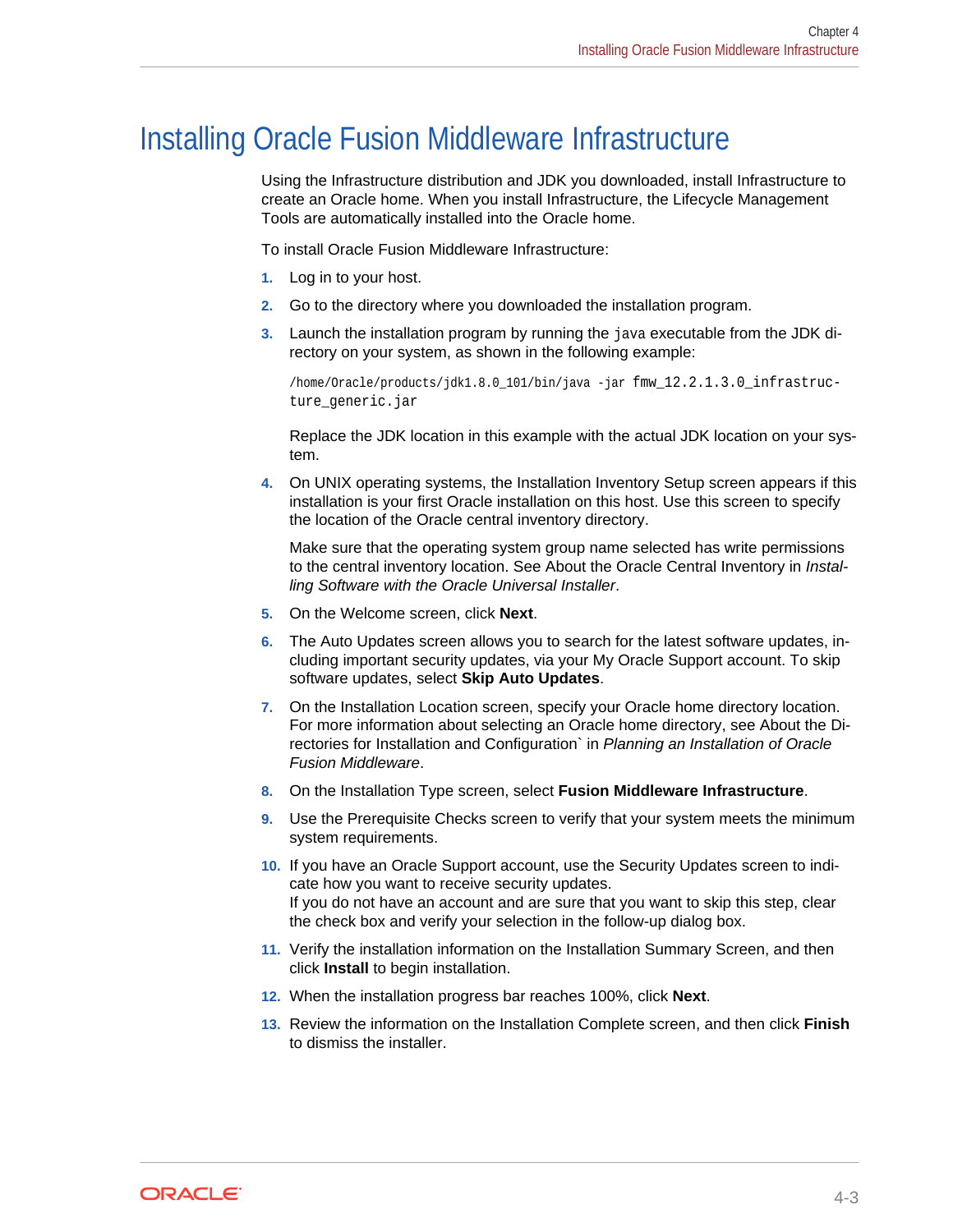# Installing Oracle Fusion Middleware Infrastructure

Using the Infrastructure distribution and JDK you downloaded, install Infrastructure to create an Oracle home. When you install Infrastructure, the Lifecycle Management Tools are automatically installed into the Oracle home.

To install Oracle Fusion Middleware Infrastructure:

1. Log in to your host.
2. Go to the directory where you downloaded the installation program.
3. Launch the installation program by running the `java` executable from the JDK directory on your system, as shown in the following example:

   ```
   /home/Oracle/products/jdk1.8.0_101/bin/java -jar fmw_12.2.1.3.0_infrastructure_generic.jar
   ```

   Replace the JDK location in this example with the actual JDK location on your system.
4. On UNIX operating systems, the Installation Inventory Setup screen appears if this installation is your first Oracle installation on this host. Use this screen to specify the location of the Oracle central inventory directory.

   Make sure that the operating system group name selected has write permissions to the central inventory location. See About the Oracle Central Inventory in *Installing Software with the Oracle Universal Installer*.
5. On the Welcome screen, click **Next**.
6. The Auto Updates screen allows you to search for the latest software updates, including important security updates, via your My Oracle Support account. To skip software updates, select **Skip Auto Updates**.
7. On the Installation Location screen, specify your Oracle home directory location. For more information about selecting an Oracle home directory, see About the Directories for Installation and Configuration` in *Planning an Installation of Oracle Fusion Middleware*.
8. On the Installation Type screen, select **Fusion Middleware Infrastructure**.
9. Use the Prerequisite Checks screen to verify that your system meets the minimum system requirements.
10. If you have an Oracle Support account, use the Security Updates screen to indicate how you want to receive security updates.
    If you do not have an account and are sure that you want to skip this step, clear the check box and verify your selection in the follow-up dialog box.
11. Verify the installation information on the Installation Summary Screen, and then click **Install** to begin installation.
12. When the installation progress bar reaches 100%, click **Next**.
13. Review the information on the Installation Complete screen, and then click **Finish** to dismiss the installer.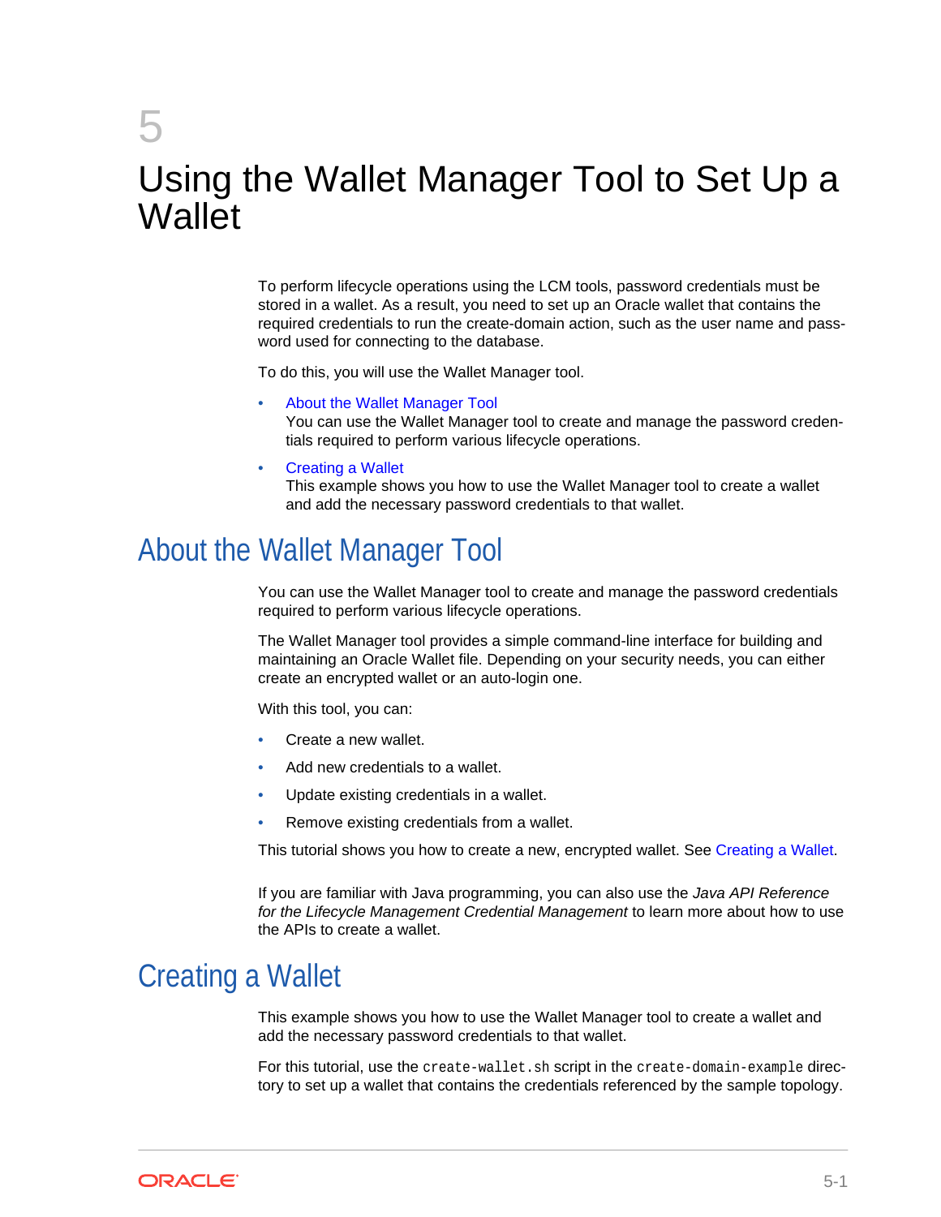# 5 Using the Wallet Manager Tool to Set Up a Wallet

To perform lifecycle operations using the LCM tools, password credentials must be stored in a wallet. As a result, you need to set up an Oracle wallet that contains the required credentials to run the create-domain action, such as the user name and password used for connecting to the database.

To do this, you will use the Wallet Manager tool.

- About the Wallet Manager Tool
  You can use the Wallet Manager tool to create and manage the password credentials required to perform various lifecycle operations.
- Creating a Wallet
  This example shows you how to use the Wallet Manager tool to create a wallet and add the necessary password credentials to that wallet.

## About the Wallet Manager Tool

You can use the Wallet Manager tool to create and manage the password credentials required to perform various lifecycle operations.

The Wallet Manager tool provides a simple command-line interface for building and maintaining an Oracle Wallet file. Depending on your security needs, you can either create an encrypted wallet or an auto-login one.

With this tool, you can:

- Create a new wallet.
- Add new credentials to a wallet.
- Update existing credentials in a wallet.
- Remove existing credentials from a wallet.

This tutorial shows you how to create a new, encrypted wallet. See Creating a Wallet.

If you are familiar with Java programming, you can also use the *Java API Reference for the Lifecycle Management Credential Management* to learn more about how to use the APIs to create a wallet.

## Creating a Wallet

This example shows you how to use the Wallet Manager tool to create a wallet and add the necessary password credentials to that wallet.

For this tutorial, use the `create-wallet.sh` script in the `create-domain-example` directory to set up a wallet that contains the credentials referenced by the sample topology.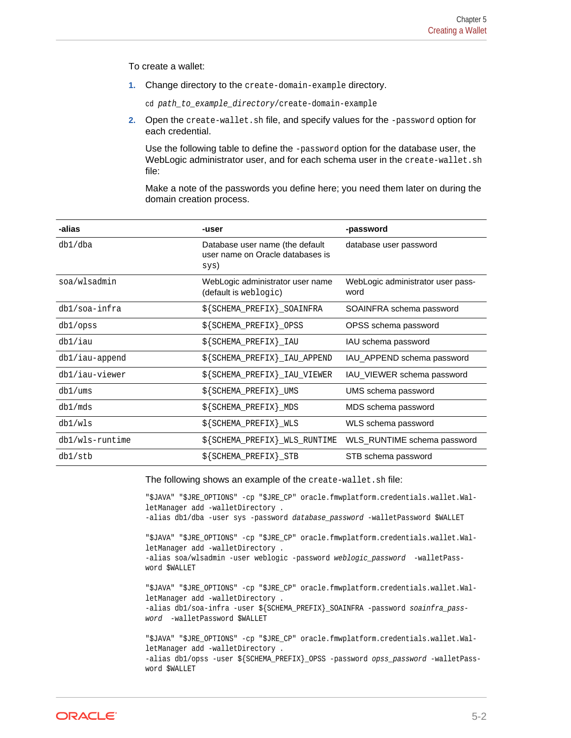To create a wallet:

1. Change directory to the `create-domain-example` directory.

   ```
   cd path_to_example_directory/create-domain-example
   ```

2. Open the `create-wallet.sh` file, and specify values for the `-password` option for each credential.

   Use the following table to define the `-password` option for the database user, the WebLogic administrator user, and for each schema user in the `create-wallet.sh` file:

   Make a note of the passwords you define here; you need them later on during the domain creation process.

| -alias | -user | -password |
| --- | --- | --- |
| db1/dba | Database user name (the default user name on Oracle databases is sys) | database user password |
| soa/wlsadmin | WebLogic administrator user name (default is weblogic) | WebLogic administrator user password |
| db1/soa-infra | ${SCHEMA_PREFIX}_SOAINFRA | SOAINFRA schema password |
| db1/opss | ${SCHEMA_PREFIX}_OPSS | OPSS schema password |
| db1/iau | ${SCHEMA_PREFIX}_IAU | IAU schema password |
| db1/iau-append | ${SCHEMA_PREFIX}_IAU_APPEND | IAU_APPEND schema password |
| db1/iau-viewer | ${SCHEMA_PREFIX}_IAU_VIEWER | IAU_VIEWER schema password |
| db1/ums | ${SCHEMA_PREFIX}_UMS | UMS schema password |
| db1/mds | ${SCHEMA_PREFIX}_MDS | MDS schema password |
| db1/wls | ${SCHEMA_PREFIX}_WLS | WLS schema password |
| db1/wls-runtime | ${SCHEMA_PREFIX}_WLS_RUNTIME | WLS_RUNTIME schema password |
| db1/stb | ${SCHEMA_PREFIX}_STB | STB schema password |

The following shows an example of the `create-wallet.sh` file:

```
"$JAVA" "$JRE_OPTIONS" -cp "$JRE_CP" oracle.fmwplatform.credentials.wallet.WalletManager add -walletDirectory .
-alias db1/dba -user sys -password database_password -walletPassword $WALLET

"$JAVA" "$JRE_OPTIONS" -cp "$JRE_CP" oracle.fmwplatform.credentials.wallet.WalletManager add -walletDirectory .
-alias soa/wlsadmin -user weblogic -password weblogic_password  -walletPassword $WALLET

"$JAVA" "$JRE_OPTIONS" -cp "$JRE_CP" oracle.fmwplatform.credentials.wallet.WalletManager add -walletDirectory .
-alias db1/soa-infra -user ${SCHEMA_PREFIX}_SOAINFRA -password soainfra_password  -walletPassword $WALLET

"$JAVA" "$JRE_OPTIONS" -cp "$JRE_CP" oracle.fmwplatform.credentials.wallet.WalletManager add -walletDirectory .
-alias db1/opss -user ${SCHEMA_PREFIX}_OPSS -password opss_password -walletPassword $WALLET
```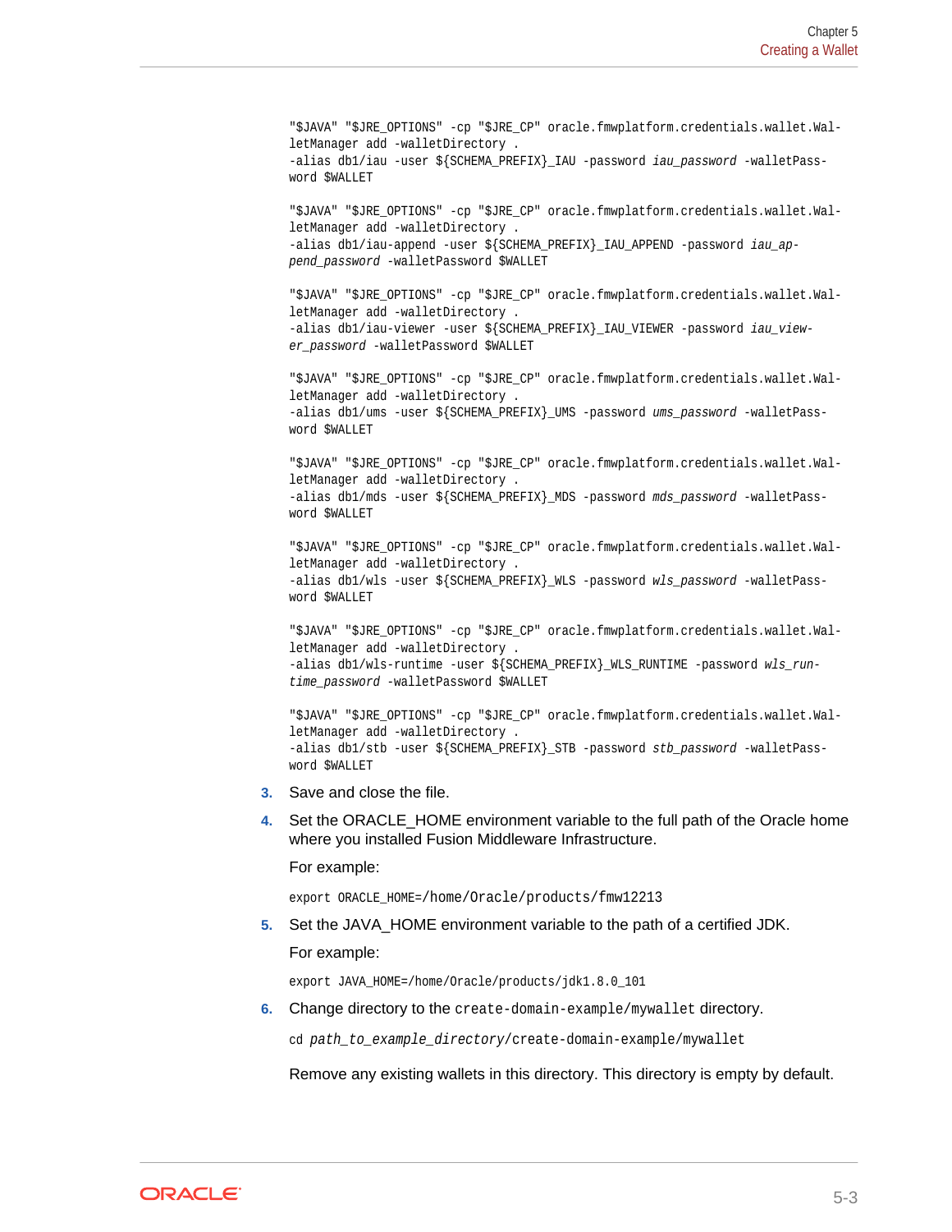```
"$JAVA" "$JRE_OPTIONS" -cp "$JRE_CP" oracle.fmwplatform.credentials.wallet.Wal-
letManager add -walletDirectory .
-alias db1/iau -user ${SCHEMA_PREFIX}_IAU -password iau_password -walletPass-
word $WALLET

"$JAVA" "$JRE_OPTIONS" -cp "$JRE_CP" oracle.fmwplatform.credentials.wallet.Wal-
letManager add -walletDirectory .
-alias db1/iau-append -user ${SCHEMA_PREFIX}_IAU_APPEND -password iau_ap-
pend_password -walletPassword $WALLET

"$JAVA" "$JRE_OPTIONS" -cp "$JRE_CP" oracle.fmwplatform.credentials.wallet.Wal-
letManager add -walletDirectory .
-alias db1/iau-viewer -user ${SCHEMA_PREFIX}_IAU_VIEWER -password iau_view-
er_password -walletPassword $WALLET

"$JAVA" "$JRE_OPTIONS" -cp "$JRE_CP" oracle.fmwplatform.credentials.wallet.Wal-
letManager add -walletDirectory .
-alias db1/ums -user ${SCHEMA_PREFIX}_UMS -password ums_password -walletPass-
word $WALLET

"$JAVA" "$JRE_OPTIONS" -cp "$JRE_CP" oracle.fmwplatform.credentials.wallet.Wal-
letManager add -walletDirectory .
-alias db1/mds -user ${SCHEMA_PREFIX}_MDS -password mds_password -walletPass-
word $WALLET

"$JAVA" "$JRE_OPTIONS" -cp "$JRE_CP" oracle.fmwplatform.credentials.wallet.Wal-
letManager add -walletDirectory .
-alias db1/wls -user ${SCHEMA_PREFIX}_WLS -password wls_password -walletPass-
word $WALLET

"$JAVA" "$JRE_OPTIONS" -cp "$JRE_CP" oracle.fmwplatform.credentials.wallet.Wal-
letManager add -walletDirectory .
-alias db1/wls-runtime -user ${SCHEMA_PREFIX}_WLS_RUNTIME -password wls_run-
time_password -walletPassword $WALLET

"$JAVA" "$JRE_OPTIONS" -cp "$JRE_CP" oracle.fmwplatform.credentials.wallet.Wal-
letManager add -walletDirectory .
-alias db1/stb -user ${SCHEMA_PREFIX}_STB -password stb_password -walletPass-
word $WALLET
```

3. Save and close the file.

4. Set the ORACLE_HOME environment variable to the full path of the Oracle home where you installed Fusion Middleware Infrastructure.

   For example:

   ```
   export ORACLE_HOME=/home/Oracle/products/fmw12213
   ```

5. Set the JAVA_HOME environment variable to the path of a certified JDK.

   For example:

   ```
   export JAVA_HOME=/home/Oracle/products/jdk1.8.0_101
   ```

6. Change directory to the `create-domain-example/mywallet` directory.

   ```
   cd path_to_example_directory/create-domain-example/mywallet
   ```

   Remove any existing wallets in this directory. This directory is empty by default.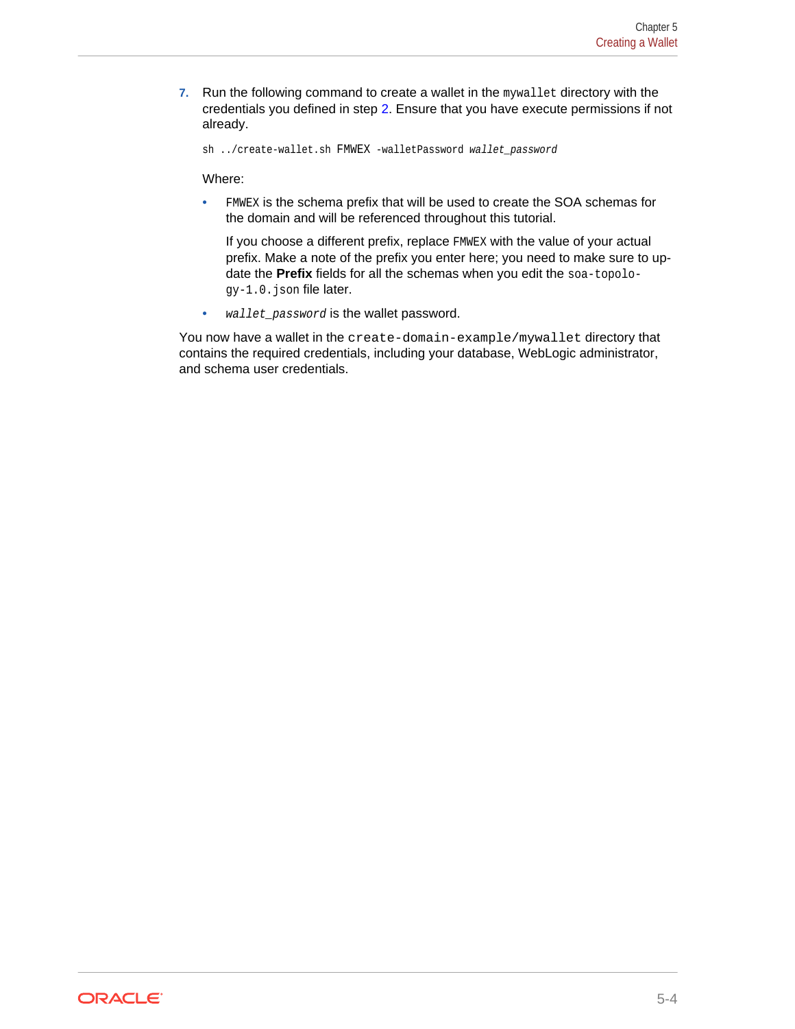7. Run the following command to create a wallet in the `mywallet` directory with the credentials you defined in step 2. Ensure that you have execute permissions if not already.

   ```
   sh ../create-wallet.sh FMWEX -walletPassword wallet_password
   ```

   Where:

   - `FMWEX` is the schema prefix that will be used to create the SOA schemas for the domain and will be referenced throughout this tutorial.

     If you choose a different prefix, replace `FMWEX` with the value of your actual prefix. Make a note of the prefix you enter here; you need to make sure to update the **Prefix** fields for all the schemas when you edit the `soa-topology-1.0.json` file later.

   - *`wallet_password`* is the wallet password.

You now have a wallet in the `create-domain-example/mywallet` directory that contains the required credentials, including your database, WebLogic administrator, and schema user credentials.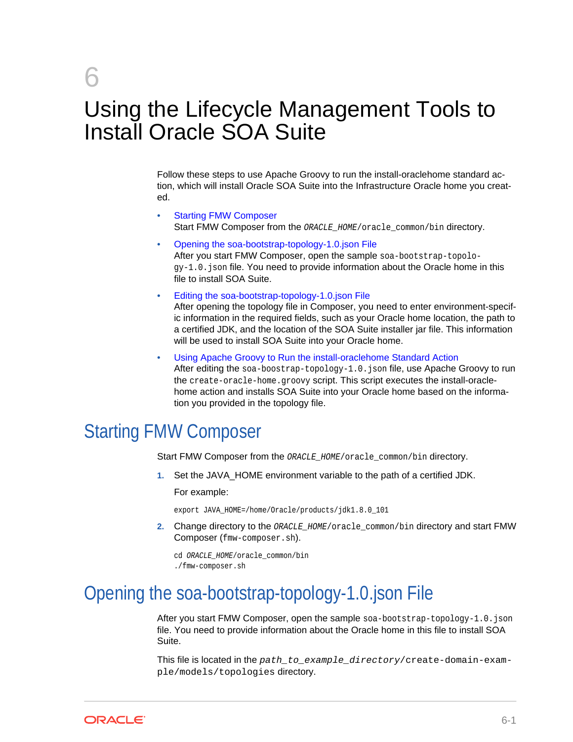# 6 Using the Lifecycle Management Tools to Install Oracle SOA Suite

Follow these steps to use Apache Groovy to run the install-oraclehome standard action, which will install Oracle SOA Suite into the Infrastructure Oracle home you created.

- Starting FMW Composer
  Start FMW Composer from the *ORACLE_HOME*/oracle_common/bin directory.
- Opening the soa-bootstrap-topology-1.0.json File
  After you start FMW Composer, open the sample soa-bootstrap-topology-1.0.json file. You need to provide information about the Oracle home in this file to install SOA Suite.
- Editing the soa-bootstrap-topology-1.0.json File
  After opening the topology file in Composer, you need to enter environment-specific information in the required fields, such as your Oracle home location, the path to a certified JDK, and the location of the SOA Suite installer jar file. This information will be used to install SOA Suite into your Oracle home.
- Using Apache Groovy to Run the install-oraclehome Standard Action
  After editing the soa-boostrap-topology-1.0.json file, use Apache Groovy to run the create-oracle-home.groovy script. This script executes the install-oracle-home action and installs SOA Suite into your Oracle home based on the information you provided in the topology file.

## Starting FMW Composer

Start FMW Composer from the *ORACLE_HOME*/oracle_common/bin directory.

1. Set the JAVA_HOME environment variable to the path of a certified JDK.

   For example:

   ```
   export JAVA_HOME=/home/Oracle/products/jdk1.8.0_101
   ```

2. Change directory to the *ORACLE_HOME*/oracle_common/bin directory and start FMW Composer (fmw-composer.sh).

   ```
   cd ORACLE_HOME/oracle_common/bin
   ./fmw-composer.sh
   ```

## Opening the soa-bootstrap-topology-1.0.json File

After you start FMW Composer, open the sample soa-bootstrap-topology-1.0.json file. You need to provide information about the Oracle home in this file to install SOA Suite.

This file is located in the *path_to_example_directory*/create-domain-example/models/topologies directory.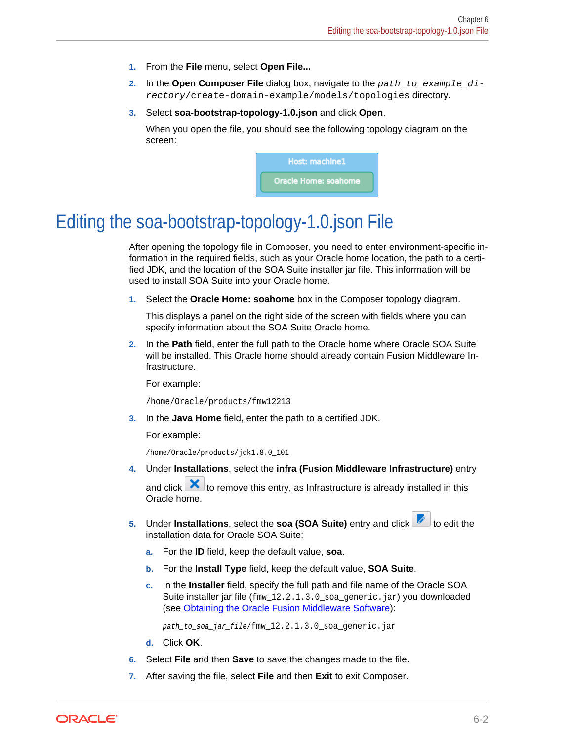1. From the **File** menu, select **Open File...**
2. In the **Open Composer File** dialog box, navigate to the *path_to_example_directory*/create-domain-example/models/topologies directory.
3. Select **soa-bootstrap-topology-1.0.json** and click **Open**.

   When you open the file, you should see the following topology diagram on the screen:

   Host: machine1

   Oracle Home: soahome

# Editing the soa-bootstrap-topology-1.0.json File

After opening the topology file in Composer, you need to enter environment-specific information in the required fields, such as your Oracle home location, the path to a certified JDK, and the location of the SOA Suite installer jar file. This information will be used to install SOA Suite into your Oracle home.

1. Select the **Oracle Home: soahome** box in the Composer topology diagram.

   This displays a panel on the right side of the screen with fields where you can specify information about the SOA Suite Oracle home.

2. In the **Path** field, enter the full path to the Oracle home where Oracle SOA Suite will be installed. This Oracle home should already contain Fusion Middleware Infrastructure.

   For example:

   ```
   /home/Oracle/products/fmw12213
   ```

3. In the **Java Home** field, enter the path to a certified JDK.

   For example:

   ```
   /home/Oracle/products/jdk1.8.0_101
   ```

4. Under **Installations**, select the **infra (Fusion Middleware Infrastructure)** entry and click ✖ to remove this entry, as Infrastructure is already installed in this Oracle home.

5. Under **Installations**, select the **soa (SOA Suite)** entry and click ✎ to edit the installation data for Oracle SOA Suite:

   a. For the **ID** field, keep the default value, **soa**.

   b. For the **Install Type** field, keep the default value, **SOA Suite**.

   c. In the **Installer** field, specify the full path and file name of the Oracle SOA Suite installer jar file (fmw_12.2.1.3.0_soa_generic.jar) you downloaded (see Obtaining the Oracle Fusion Middleware Software):

      ```
      path_to_soa_jar_file/fmw_12.2.1.3.0_soa_generic.jar
      ```

   d. Click **OK**.

6. Select **File** and then **Save** to save the changes made to the file.

7. After saving the file, select **File** and then **Exit** to exit Composer.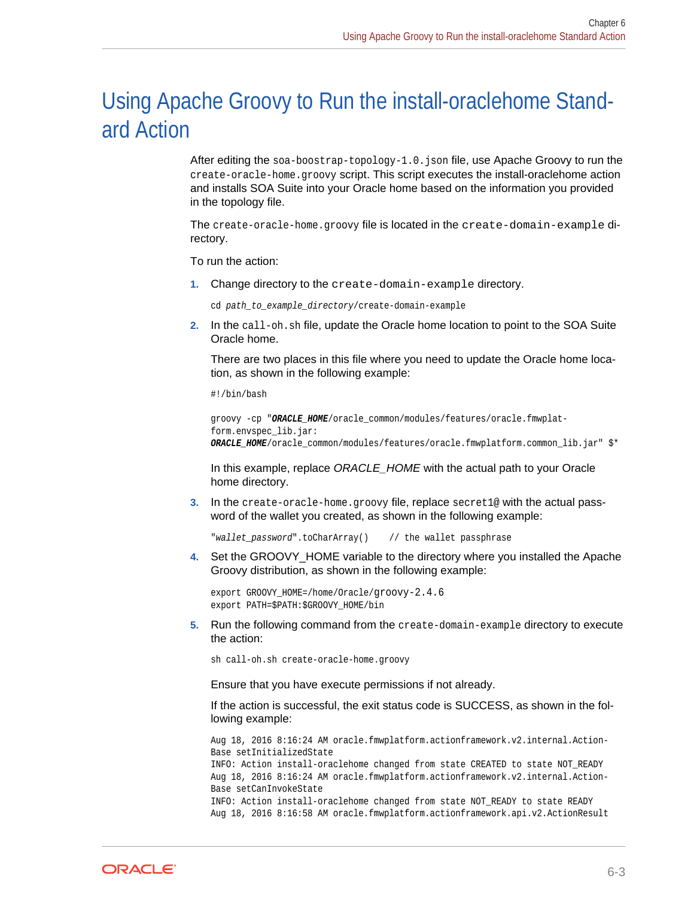# Using Apache Groovy to Run the install-oraclehome Standard Action

After editing the `soa-boostrap-topology-1.0.json` file, use Apache Groovy to run the `create-oracle-home.groovy` script. This script executes the install-oraclehome action and installs SOA Suite into your Oracle home based on the information you provided in the topology file.

The `create-oracle-home.groovy` file is located in the `create-domain-example` directory.

To run the action:

1. Change directory to the `create-domain-example` directory.

   ```
   cd path_to_example_directory/create-domain-example
   ```

2. In the `call-oh.sh` file, update the Oracle home location to point to the SOA Suite Oracle home.

   There are two places in this file where you need to update the Oracle home location, as shown in the following example:

   ```
   #!/bin/bash

   groovy -cp "ORACLE_HOME/oracle_common/modules/features/oracle.fmwplatform.envspec_lib.jar:
   ORACLE_HOME/oracle_common/modules/features/oracle.fmwplatform.common_lib.jar" $*
   ```

   In this example, replace *ORACLE_HOME* with the actual path to your Oracle home directory.

3. In the `create-oracle-home.groovy` file, replace `secret1@` with the actual password of the wallet you created, as shown in the following example:

   ```
   "wallet_password".toCharArray()    // the wallet passphrase
   ```

4. Set the GROOVY_HOME variable to the directory where you installed the Apache Groovy distribution, as shown in the following example:

   ```
   export GROOVY_HOME=/home/Oracle/groovy-2.4.6
   export PATH=$PATH:$GROOVY_HOME/bin
   ```

5. Run the following command from the `create-domain-example` directory to execute the action:

   ```
   sh call-oh.sh create-oracle-home.groovy
   ```

   Ensure that you have execute permissions if not already.

   If the action is successful, the exit status code is SUCCESS, as shown in the following example:

   ```
   Aug 18, 2016 8:16:24 AM oracle.fmwplatform.actionframework.v2.internal.ActionBase setInitializedState
   INFO: Action install-oraclehome changed from state CREATED to state NOT_READY
   Aug 18, 2016 8:16:24 AM oracle.fmwplatform.actionframework.v2.internal.ActionBase setCanInvokeState
   INFO: Action install-oraclehome changed from state NOT_READY to state READY
   Aug 18, 2016 8:16:58 AM oracle.fmwplatform.actionframework.api.v2.ActionResult
   ```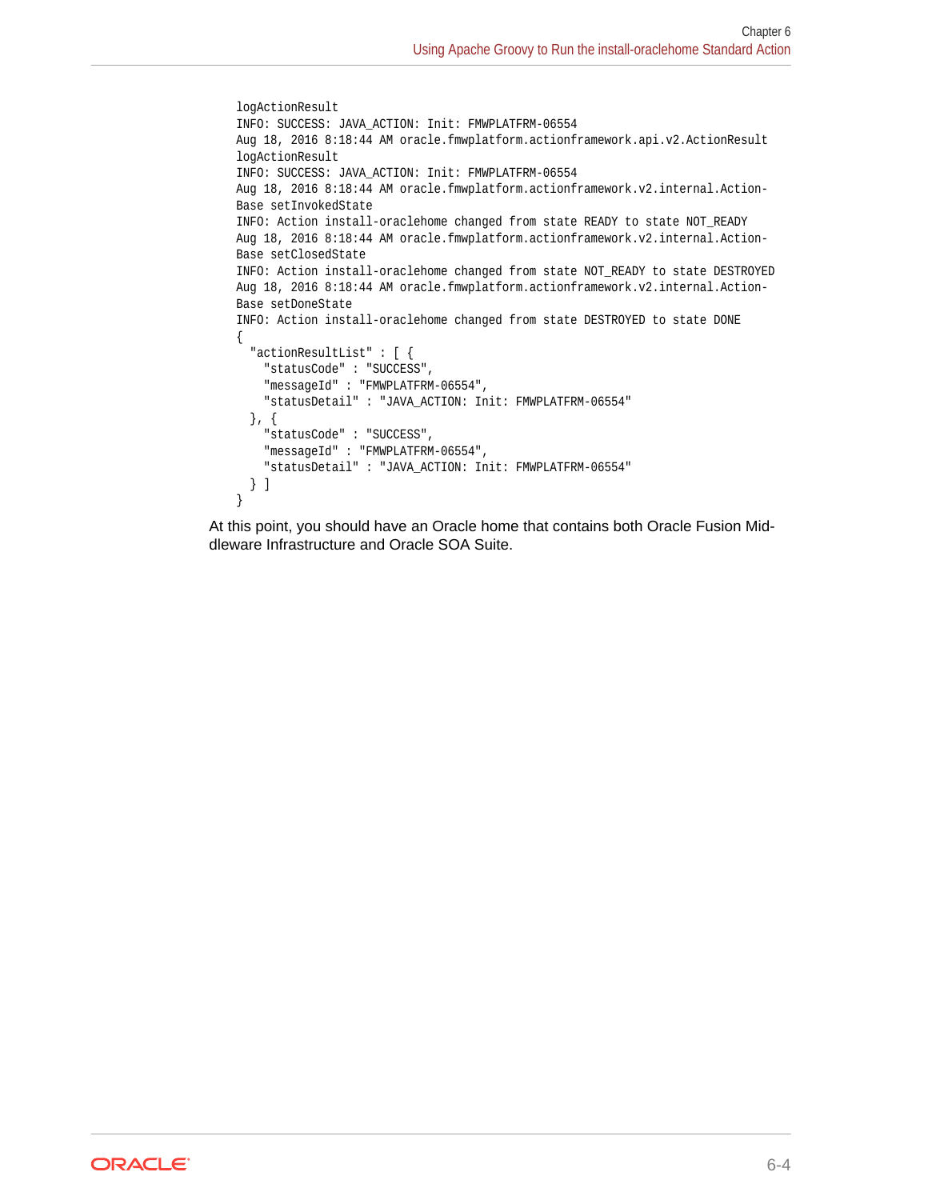```
logActionResult
INFO: SUCCESS: JAVA_ACTION: Init: FMWPLATFRM-06554
Aug 18, 2016 8:18:44 AM oracle.fmwplatform.actionframework.api.v2.ActionResult
logActionResult
INFO: SUCCESS: JAVA_ACTION: Init: FMWPLATFRM-06554
Aug 18, 2016 8:18:44 AM oracle.fmwplatform.actionframework.v2.internal.Action-
Base setInvokedState
INFO: Action install-oraclehome changed from state READY to state NOT_READY
Aug 18, 2016 8:18:44 AM oracle.fmwplatform.actionframework.v2.internal.Action-
Base setClosedState
INFO: Action install-oraclehome changed from state NOT_READY to state DESTROYED
Aug 18, 2016 8:18:44 AM oracle.fmwplatform.actionframework.v2.internal.Action-
Base setDoneState
INFO: Action install-oraclehome changed from state DESTROYED to state DONE
{
  "actionResultList" : [ {
    "statusCode" : "SUCCESS",
    "messageId" : "FMWPLATFRM-06554",
    "statusDetail" : "JAVA_ACTION: Init: FMWPLATFRM-06554"
  }, {
    "statusCode" : "SUCCESS",
    "messageId" : "FMWPLATFRM-06554",
    "statusDetail" : "JAVA_ACTION: Init: FMWPLATFRM-06554"
  } ]
}
```

At this point, you should have an Oracle home that contains both Oracle Fusion Middleware Infrastructure and Oracle SOA Suite.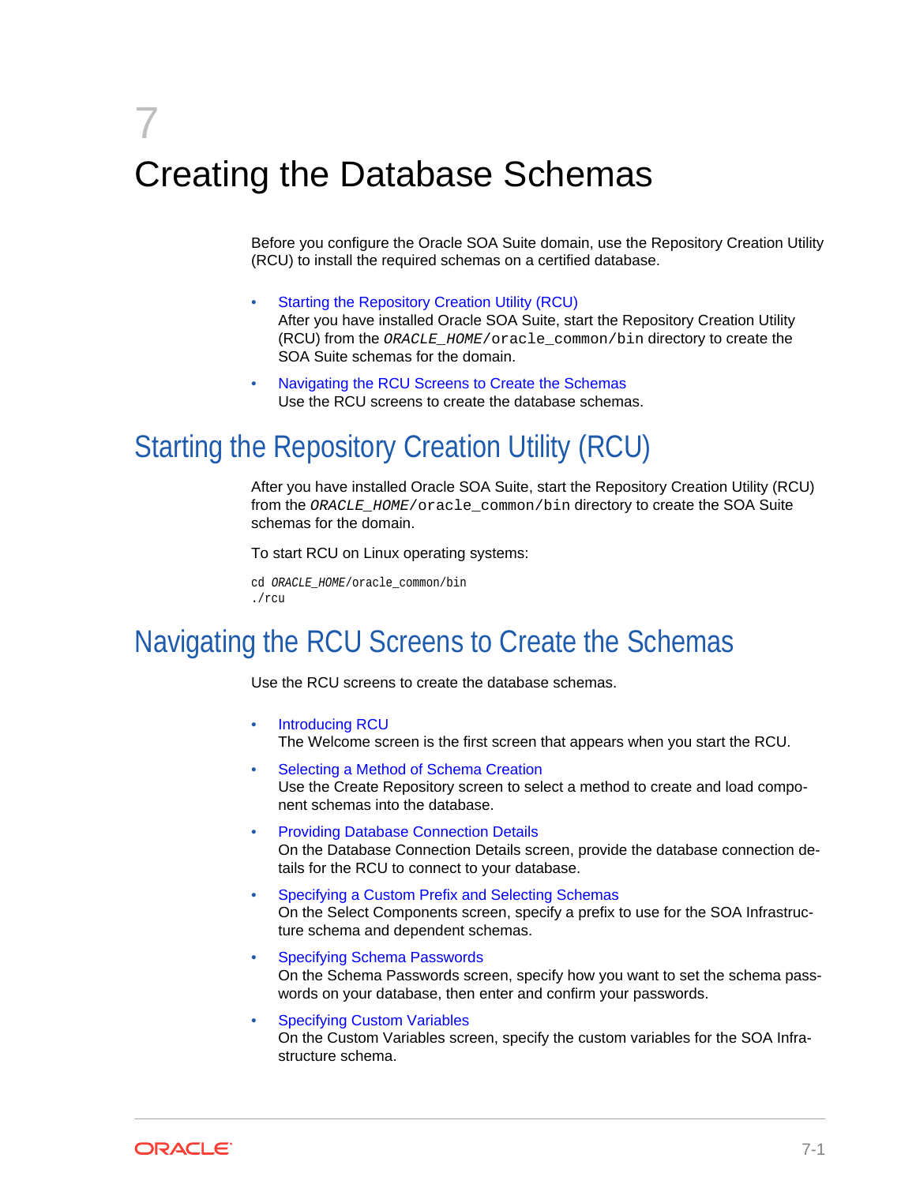# 7 Creating the Database Schemas

Before you configure the Oracle SOA Suite domain, use the Repository Creation Utility (RCU) to install the required schemas on a certified database.

- Starting the Repository Creation Utility (RCU)
  After you have installed Oracle SOA Suite, start the Repository Creation Utility (RCU) from the *ORACLE_HOME*/oracle_common/bin directory to create the SOA Suite schemas for the domain.
- Navigating the RCU Screens to Create the Schemas
  Use the RCU screens to create the database schemas.

## Starting the Repository Creation Utility (RCU)

After you have installed Oracle SOA Suite, start the Repository Creation Utility (RCU) from the *ORACLE_HOME*/oracle_common/bin directory to create the SOA Suite schemas for the domain.

To start RCU on Linux operating systems:

```
cd ORACLE_HOME/oracle_common/bin
./rcu
```

## Navigating the RCU Screens to Create the Schemas

Use the RCU screens to create the database schemas.

- Introducing RCU
  The Welcome screen is the first screen that appears when you start the RCU.
- Selecting a Method of Schema Creation
  Use the Create Repository screen to select a method to create and load component schemas into the database.
- Providing Database Connection Details
  On the Database Connection Details screen, provide the database connection details for the RCU to connect to your database.
- Specifying a Custom Prefix and Selecting Schemas
  On the Select Components screen, specify a prefix to use for the SOA Infrastructure schema and dependent schemas.
- Specifying Schema Passwords
  On the Schema Passwords screen, specify how you want to set the schema passwords on your database, then enter and confirm your passwords.
- Specifying Custom Variables
  On the Custom Variables screen, specify the custom variables for the SOA Infrastructure schema.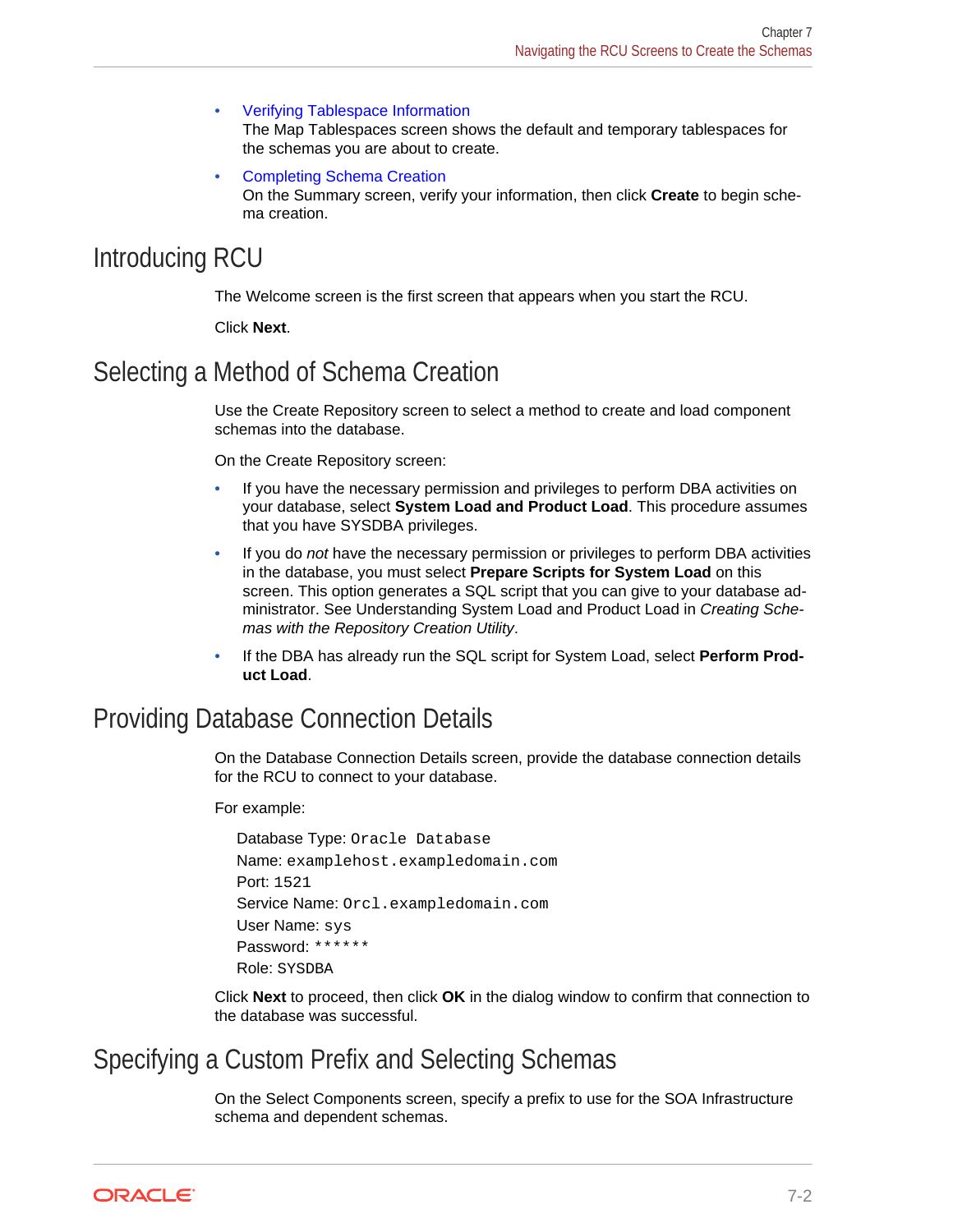- Verifying Tablespace Information
  The Map Tablespaces screen shows the default and temporary tablespaces for the schemas you are about to create.
- Completing Schema Creation
  On the Summary screen, verify your information, then click **Create** to begin schema creation.

## Introducing RCU

The Welcome screen is the first screen that appears when you start the RCU.

Click **Next**.

## Selecting a Method of Schema Creation

Use the Create Repository screen to select a method to create and load component schemas into the database.

On the Create Repository screen:

- If you have the necessary permission and privileges to perform DBA activities on your database, select **System Load and Product Load**. This procedure assumes that you have SYSDBA privileges.
- If you do *not* have the necessary permission or privileges to perform DBA activities in the database, you must select **Prepare Scripts for System Load** on this screen. This option generates a SQL script that you can give to your database administrator. See Understanding System Load and Product Load in *Creating Schemas with the Repository Creation Utility*.
- If the DBA has already run the SQL script for System Load, select **Perform Product Load**.

## Providing Database Connection Details

On the Database Connection Details screen, provide the database connection details for the RCU to connect to your database.

For example:

Database Type: `Oracle Database`
Name: `examplehost.exampledomain.com`
Port: `1521`
Service Name: `Orcl.exampledomain.com`
User Name: `sys`
Password: `******`
Role: `SYSDBA`

Click **Next** to proceed, then click **OK** in the dialog window to confirm that connection to the database was successful.

## Specifying a Custom Prefix and Selecting Schemas

On the Select Components screen, specify a prefix to use for the SOA Infrastructure schema and dependent schemas.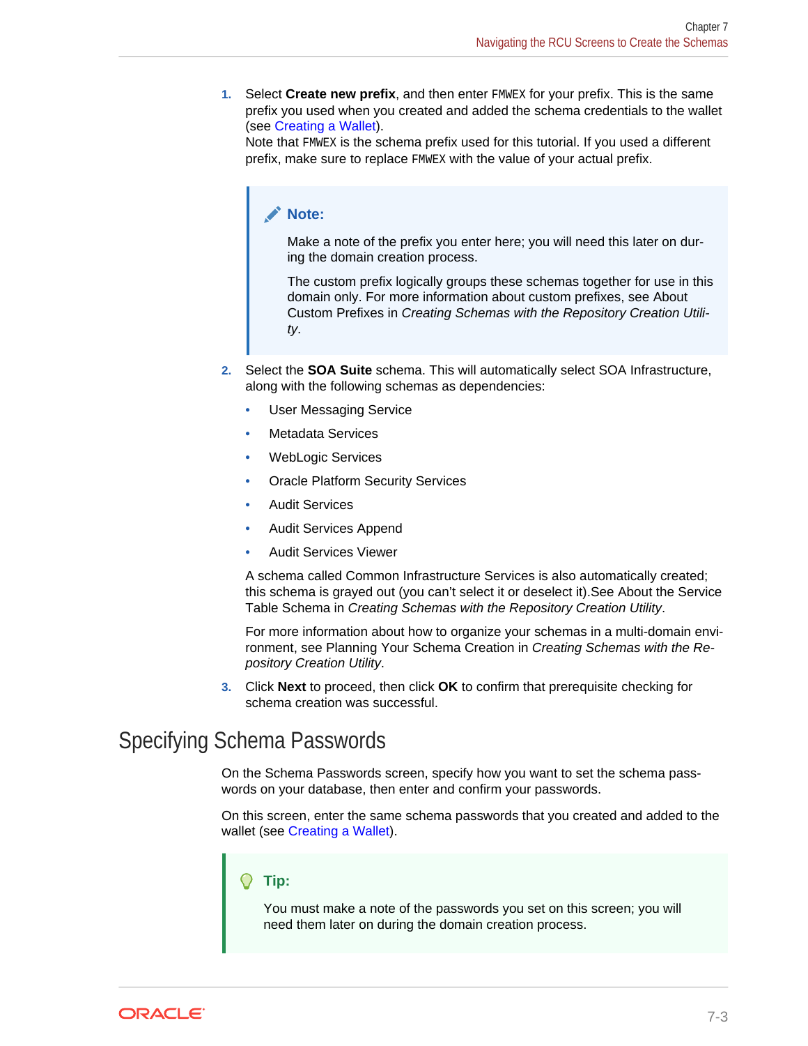1. Select **Create new prefix**, and then enter `FMWEX` for your prefix. This is the same prefix you used when you created and added the schema credentials to the wallet (see Creating a Wallet).
   Note that `FMWEX` is the schema prefix used for this tutorial. If you used a different prefix, make sure to replace `FMWEX` with the value of your actual prefix.

   > **Note:**
   >
   > Make a note of the prefix you enter here; you will need this later on during the domain creation process.
   >
   > The custom prefix logically groups these schemas together for use in this domain only. For more information about custom prefixes, see About Custom Prefixes in *Creating Schemas with the Repository Creation Utility*.

2. Select the **SOA Suite** schema. This will automatically select SOA Infrastructure, along with the following schemas as dependencies:
   - User Messaging Service
   - Metadata Services
   - WebLogic Services
   - Oracle Platform Security Services
   - Audit Services
   - Audit Services Append
   - Audit Services Viewer

   A schema called Common Infrastructure Services is also automatically created; this schema is grayed out (you can't select it or deselect it).See About the Service Table Schema in *Creating Schemas with the Repository Creation Utility*.

   For more information about how to organize your schemas in a multi-domain environment, see Planning Your Schema Creation in *Creating Schemas with the Repository Creation Utility*.

3. Click **Next** to proceed, then click **OK** to confirm that prerequisite checking for schema creation was successful.

## Specifying Schema Passwords

On the Schema Passwords screen, specify how you want to set the schema passwords on your database, then enter and confirm your passwords.

On this screen, enter the same schema passwords that you created and added to the wallet (see Creating a Wallet).

> **Tip:**
>
> You must make a note of the passwords you set on this screen; you will need them later on during the domain creation process.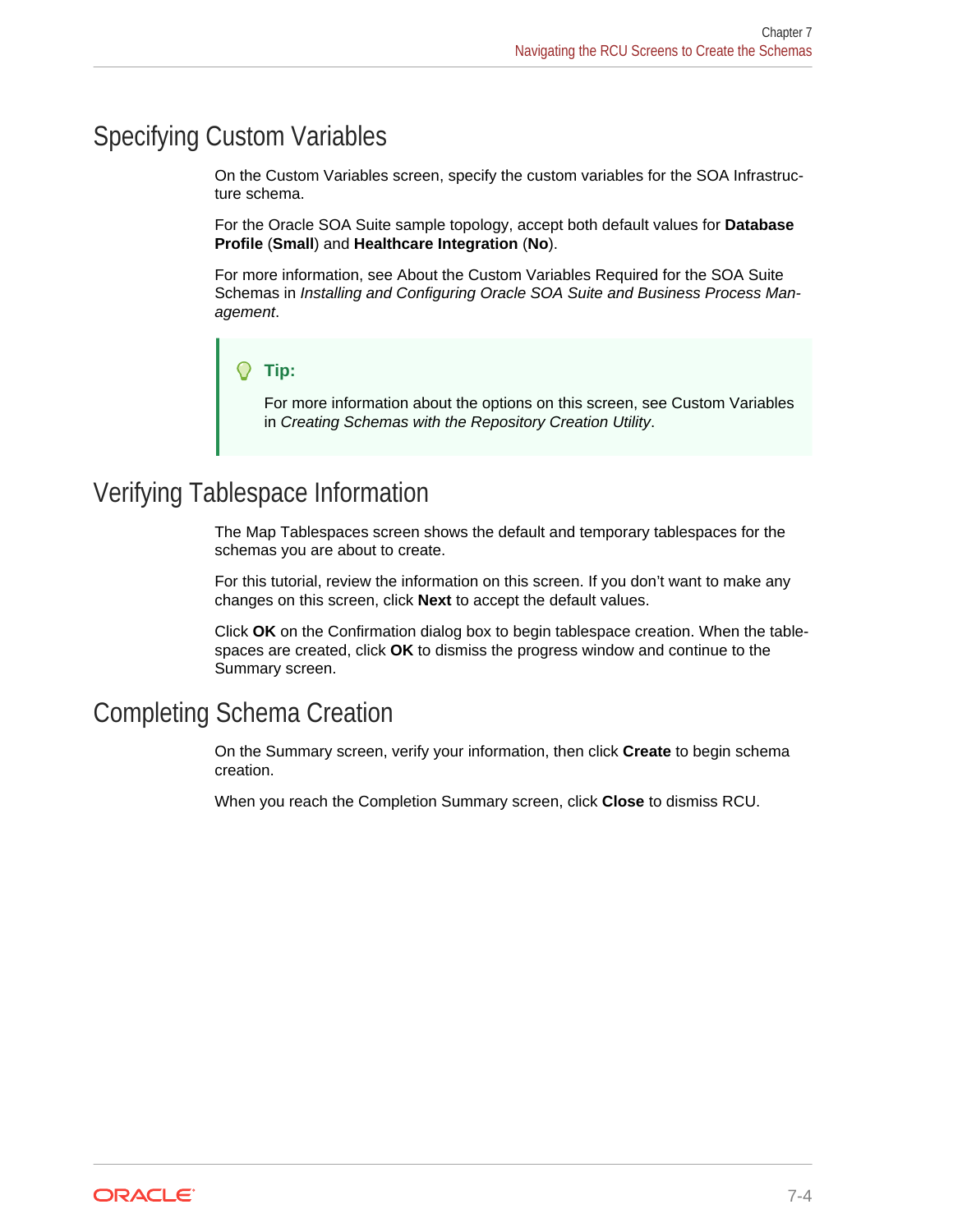## Specifying Custom Variables

On the Custom Variables screen, specify the custom variables for the SOA Infrastructure schema.

For the Oracle SOA Suite sample topology, accept both default values for **Database Profile** (**Small**) and **Healthcare Integration** (**No**).

For more information, see About the Custom Variables Required for the SOA Suite Schemas in *Installing and Configuring Oracle SOA Suite and Business Process Management*.

> **Tip:**
>
> For more information about the options on this screen, see Custom Variables in *Creating Schemas with the Repository Creation Utility*.

## Verifying Tablespace Information

The Map Tablespaces screen shows the default and temporary tablespaces for the schemas you are about to create.

For this tutorial, review the information on this screen. If you don't want to make any changes on this screen, click **Next** to accept the default values.

Click **OK** on the Confirmation dialog box to begin tablespace creation. When the tablespaces are created, click **OK** to dismiss the progress window and continue to the Summary screen.

## Completing Schema Creation

On the Summary screen, verify your information, then click **Create** to begin schema creation.

When you reach the Completion Summary screen, click **Close** to dismiss RCU.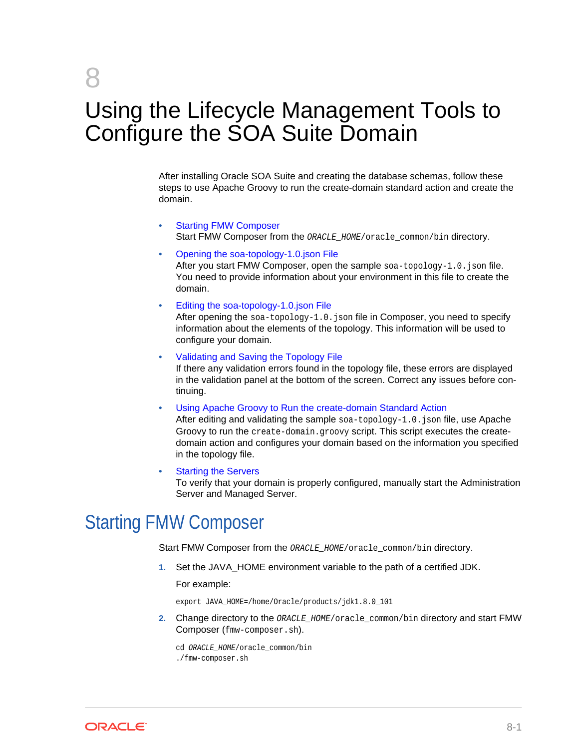# 8 Using the Lifecycle Management Tools to Configure the SOA Suite Domain

After installing Oracle SOA Suite and creating the database schemas, follow these steps to use Apache Groovy to run the create-domain standard action and create the domain.

- Starting FMW Composer
  Start FMW Composer from the *ORACLE_HOME*/oracle_common/bin directory.
- Opening the soa-topology-1.0.json File
  After you start FMW Composer, open the sample soa-topology-1.0.json file. You need to provide information about your environment in this file to create the domain.
- Editing the soa-topology-1.0.json File
  After opening the soa-topology-1.0.json file in Composer, you need to specify information about the elements of the topology. This information will be used to configure your domain.
- Validating and Saving the Topology File
  If there any validation errors found in the topology file, these errors are displayed in the validation panel at the bottom of the screen. Correct any issues before continuing.
- Using Apache Groovy to Run the create-domain Standard Action
  After editing and validating the sample soa-topology-1.0.json file, use Apache Groovy to run the create-domain.groovy script. This script executes the create-domain action and configures your domain based on the information you specified in the topology file.
- Starting the Servers
  To verify that your domain is properly configured, manually start the Administration Server and Managed Server.

## Starting FMW Composer

Start FMW Composer from the *ORACLE_HOME*/oracle_common/bin directory.

1. Set the JAVA_HOME environment variable to the path of a certified JDK.

   For example:

   ```
   export JAVA_HOME=/home/Oracle/products/jdk1.8.0_101
   ```

2. Change directory to the *ORACLE_HOME*/oracle_common/bin directory and start FMW Composer (fmw-composer.sh).

   ```
   cd ORACLE_HOME/oracle_common/bin
   ./fmw-composer.sh
   ```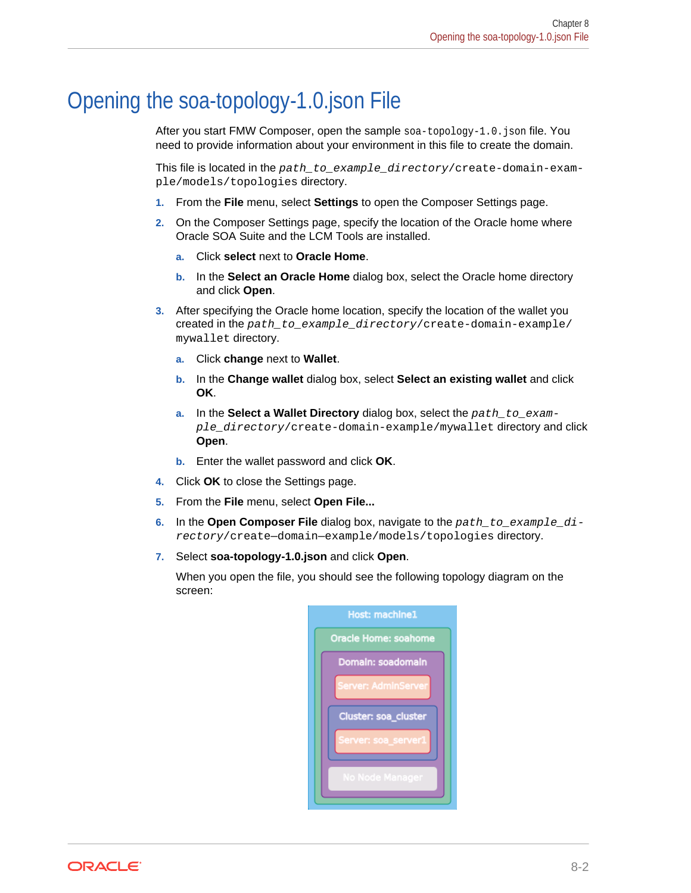# Opening the soa-topology-1.0.json File

After you start FMW Composer, open the sample `soa-topology-1.0.json` file. You need to provide information about your environment in this file to create the domain.

This file is located in the *path_to_example_directory*`/create-domain-example/models/topologies` directory.

1. From the **File** menu, select **Settings** to open the Composer Settings page.
2. On the Composer Settings page, specify the location of the Oracle home where Oracle SOA Suite and the LCM Tools are installed.
   a. Click **select** next to **Oracle Home**.
   b. In the **Select an Oracle Home** dialog box, select the Oracle home directory and click **Open**.
3. After specifying the Oracle home location, specify the location of the wallet you created in the *path_to_example_directory*`/create-domain-example/mywallet` directory.
   a. Click **change** next to **Wallet**.
   b. In the **Change wallet** dialog box, select **Select an existing wallet** and click **OK**.
   a. In the **Select a Wallet Directory** dialog box, select the *path_to_example_directory*`/create-domain-example/mywallet` directory and click **Open**.
   b. Enter the wallet password and click **OK**.
4. Click **OK** to close the Settings page.
5. From the **File** menu, select **Open File...**
6. In the **Open Composer File** dialog box, navigate to the *path_to_example_directory*`/create–domain–example/models/topologies` directory.
7. Select **soa-topology-1.0.json** and click **Open**.

   When you open the file, you should see the following topology diagram on the screen: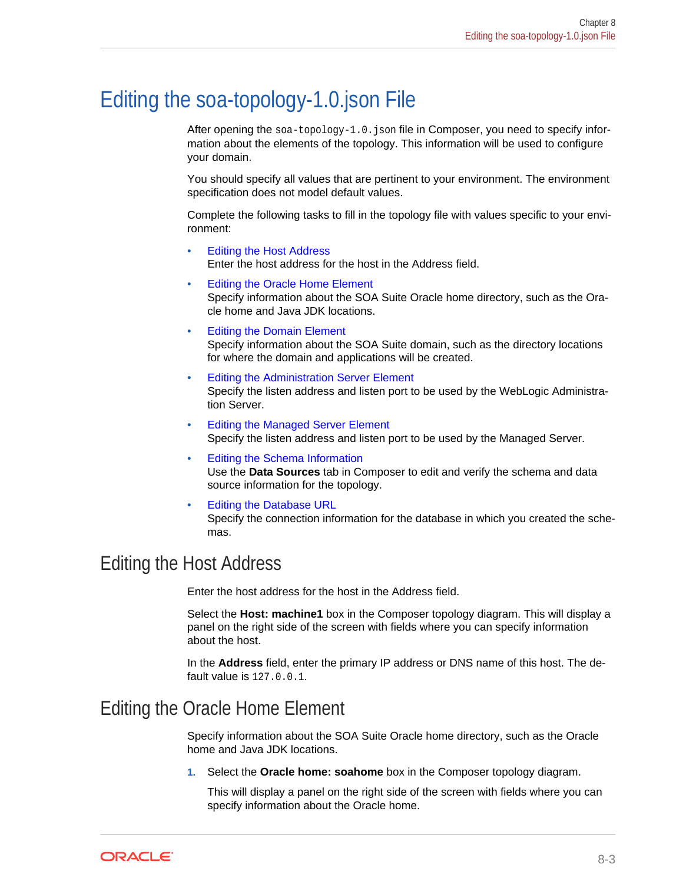# Editing the soa-topology-1.0.json File

After opening the `soa-topology-1.0.json` file in Composer, you need to specify information about the elements of the topology. This information will be used to configure your domain.

You should specify all values that are pertinent to your environment. The environment specification does not model default values.

Complete the following tasks to fill in the topology file with values specific to your environment:

- Editing the Host Address
  Enter the host address for the host in the Address field.
- Editing the Oracle Home Element
  Specify information about the SOA Suite Oracle home directory, such as the Oracle home and Java JDK locations.
- Editing the Domain Element
  Specify information about the SOA Suite domain, such as the directory locations for where the domain and applications will be created.
- Editing the Administration Server Element
  Specify the listen address and listen port to be used by the WebLogic Administration Server.
- Editing the Managed Server Element
  Specify the listen address and listen port to be used by the Managed Server.
- Editing the Schema Information
  Use the **Data Sources** tab in Composer to edit and verify the schema and data source information for the topology.
- Editing the Database URL
  Specify the connection information for the database in which you created the schemas.

## Editing the Host Address

Enter the host address for the host in the Address field.

Select the **Host: machine1** box in the Composer topology diagram. This will display a panel on the right side of the screen with fields where you can specify information about the host.

In the **Address** field, enter the primary IP address or DNS name of this host. The default value is `127.0.0.1`.

## Editing the Oracle Home Element

Specify information about the SOA Suite Oracle home directory, such as the Oracle home and Java JDK locations.

1. Select the **Oracle home: soahome** box in the Composer topology diagram.

   This will display a panel on the right side of the screen with fields where you can specify information about the Oracle home.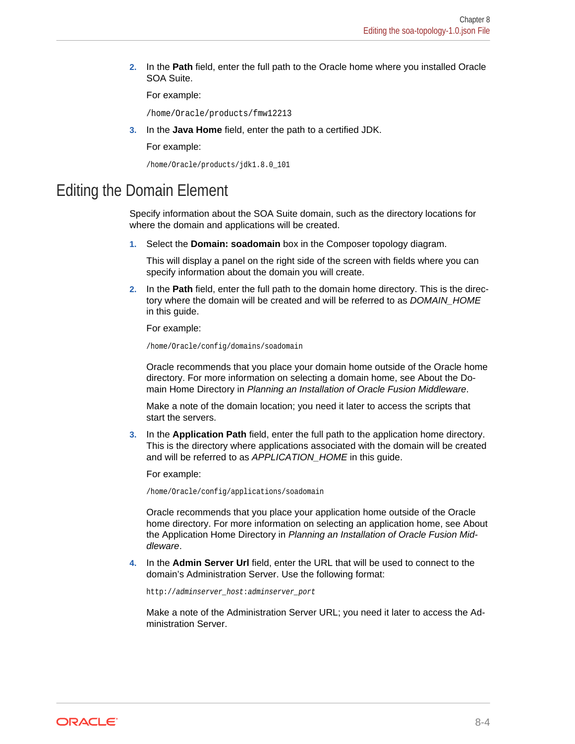2. In the **Path** field, enter the full path to the Oracle home where you installed Oracle SOA Suite.

   For example:

   ```
   /home/Oracle/products/fmw12213
   ```

3. In the **Java Home** field, enter the path to a certified JDK.

   For example:

   ```
   /home/Oracle/products/jdk1.8.0_101
   ```

## Editing the Domain Element

Specify information about the SOA Suite domain, such as the directory locations for where the domain and applications will be created.

1. Select the **Domain: soadomain** box in the Composer topology diagram.

   This will display a panel on the right side of the screen with fields where you can specify information about the domain you will create.

2. In the **Path** field, enter the full path to the domain home directory. This is the directory where the domain will be created and will be referred to as *DOMAIN_HOME* in this guide.

   For example:

   ```
   /home/Oracle/config/domains/soadomain
   ```

   Oracle recommends that you place your domain home outside of the Oracle home directory. For more information on selecting a domain home, see About the Domain Home Directory in *Planning an Installation of Oracle Fusion Middleware*.

   Make a note of the domain location; you need it later to access the scripts that start the servers.

3. In the **Application Path** field, enter the full path to the application home directory. This is the directory where applications associated with the domain will be created and will be referred to as *APPLICATION_HOME* in this guide.

   For example:

   ```
   /home/Oracle/config/applications/soadomain
   ```

   Oracle recommends that you place your application home outside of the Oracle home directory. For more information on selecting an application home, see About the Application Home Directory in *Planning an Installation of Oracle Fusion Middleware*.

4. In the **Admin Server Url** field, enter the URL that will be used to connect to the domain's Administration Server. Use the following format:

   ```
   http://adminserver_host:adminserver_port
   ```

   Make a note of the Administration Server URL; you need it later to access the Administration Server.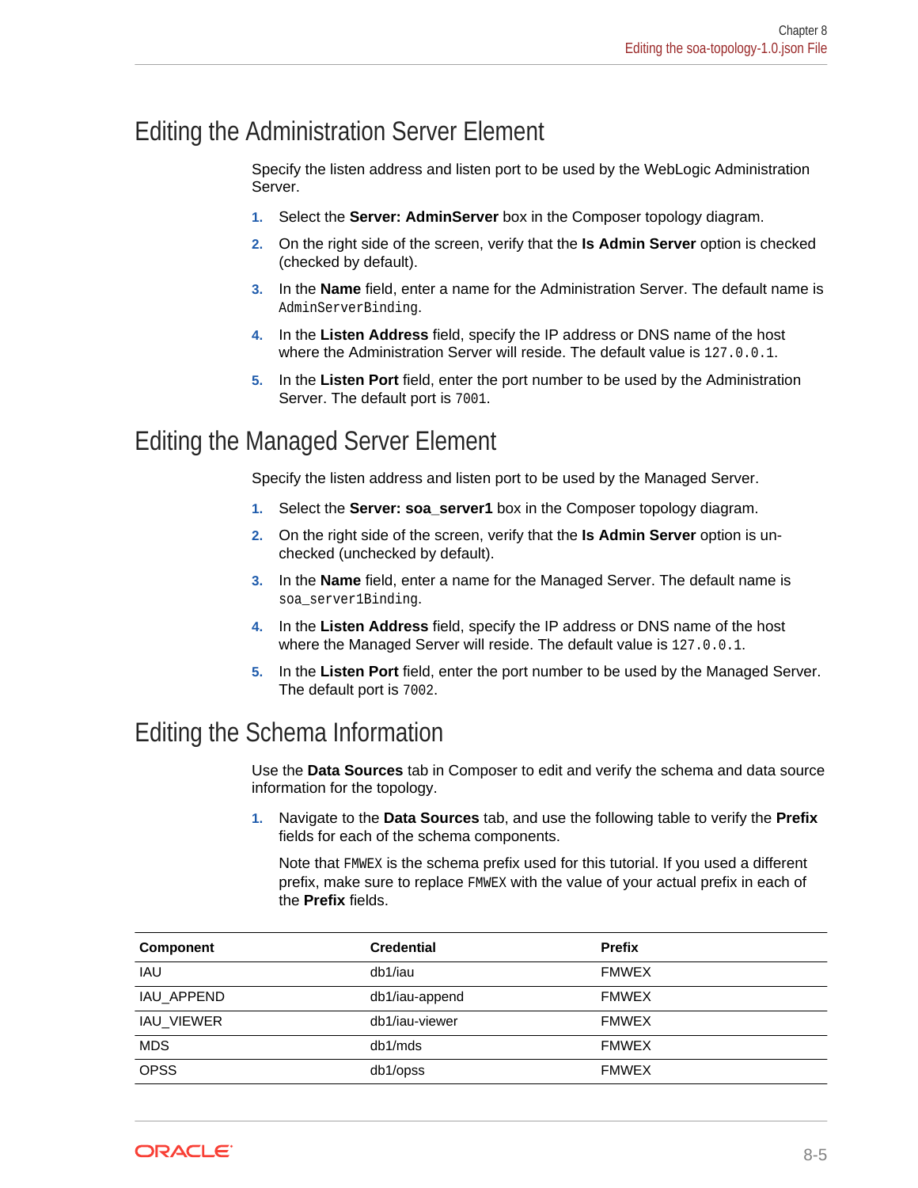## Editing the Administration Server Element

Specify the listen address and listen port to be used by the WebLogic Administration Server.

1. Select the **Server: AdminServer** box in the Composer topology diagram.
2. On the right side of the screen, verify that the **Is Admin Server** option is checked (checked by default).
3. In the **Name** field, enter a name for the Administration Server. The default name is `AdminServerBinding`.
4. In the **Listen Address** field, specify the IP address or DNS name of the host where the Administration Server will reside. The default value is `127.0.0.1`.
5. In the **Listen Port** field, enter the port number to be used by the Administration Server. The default port is `7001`.

## Editing the Managed Server Element

Specify the listen address and listen port to be used by the Managed Server.

1. Select the **Server: soa_server1** box in the Composer topology diagram.
2. On the right side of the screen, verify that the **Is Admin Server** option is un-checked (unchecked by default).
3. In the **Name** field, enter a name for the Managed Server. The default name is `soa_server1Binding`.
4. In the **Listen Address** field, specify the IP address or DNS name of the host where the Managed Server will reside. The default value is `127.0.0.1`.
5. In the **Listen Port** field, enter the port number to be used by the Managed Server. The default port is `7002`.

## Editing the Schema Information

Use the **Data Sources** tab in Composer to edit and verify the schema and data source information for the topology.

1. Navigate to the **Data Sources** tab, and use the following table to verify the **Prefix** fields for each of the schema components.

   Note that `FMWEX` is the schema prefix used for this tutorial. If you used a different prefix, make sure to replace `FMWEX` with the value of your actual prefix in each of the **Prefix** fields.

| Component | Credential | Prefix |
| --- | --- | --- |
| IAU | db1/iau | FMWEX |
| IAU_APPEND | db1/iau-append | FMWEX |
| IAU_VIEWER | db1/iau-viewer | FMWEX |
| MDS | db1/mds | FMWEX |
| OPSS | db1/opss | FMWEX |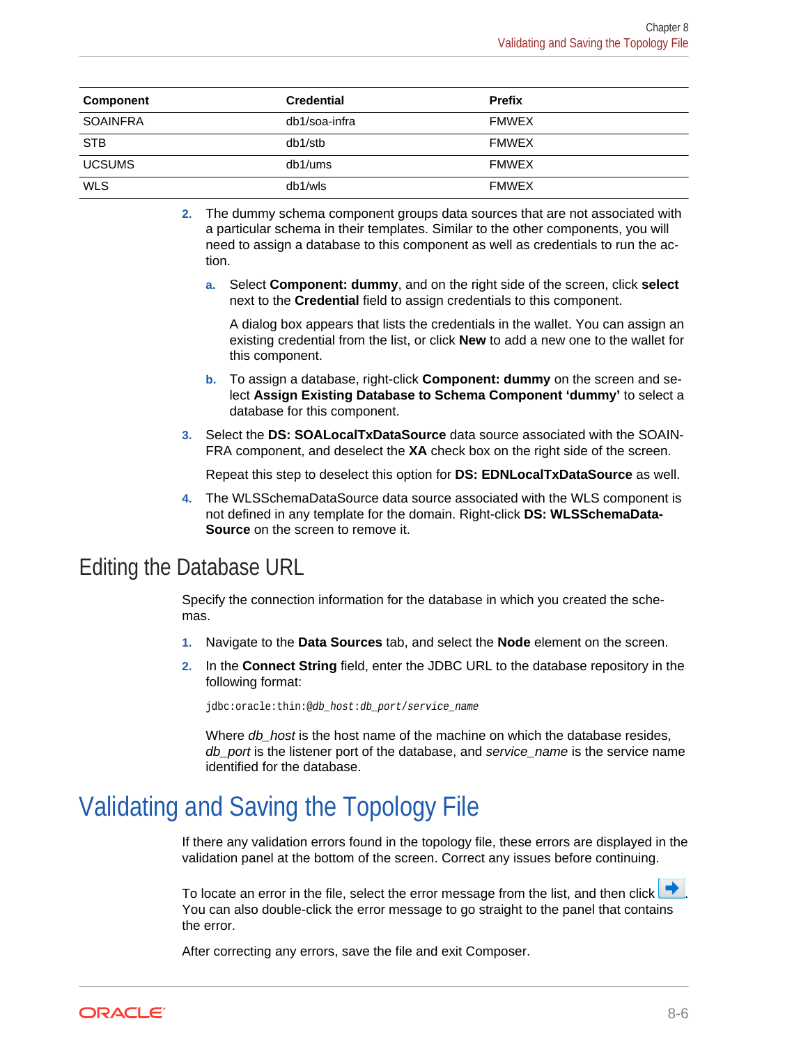| Component | Credential | Prefix |
| --- | --- | --- |
| SOAINFRA | db1/soa-infra | FMWEX |
| STB | db1/stb | FMWEX |
| UCSUMS | db1/ums | FMWEX |
| WLS | db1/wls | FMWEX |

2. The dummy schema component groups data sources that are not associated with a particular schema in their templates. Similar to the other components, you will need to assign a database to this component as well as credentials to run the action.

   a. Select **Component: dummy**, and on the right side of the screen, click **select** next to the **Credential** field to assign credentials to this component.

      A dialog box appears that lists the credentials in the wallet. You can assign an existing credential from the list, or click **New** to add a new one to the wallet for this component.

   b. To assign a database, right-click **Component: dummy** on the screen and select **Assign Existing Database to Schema Component 'dummy'** to select a database for this component.

3. Select the **DS: SOALocalTxDataSource** data source associated with the SOAINFRA component, and deselect the **XA** check box on the right side of the screen.

   Repeat this step to deselect this option for **DS: EDNLocalTxDataSource** as well.

4. The WLSSchemaDataSource data source associated with the WLS component is not defined in any template for the domain. Right-click **DS: WLSSchemaDataSource** on the screen to remove it.

## Editing the Database URL

Specify the connection information for the database in which you created the schemas.

1. Navigate to the **Data Sources** tab, and select the **Node** element on the screen.
2. In the **Connect String** field, enter the JDBC URL to the database repository in the following format:

   ```
   jdbc:oracle:thin:@db_host:db_port/service_name
   ```

   Where *db_host* is the host name of the machine on which the database resides, *db_port* is the listener port of the database, and *service_name* is the service name identified for the database.

# Validating and Saving the Topology File

If there any validation errors found in the topology file, these errors are displayed in the validation panel at the bottom of the screen. Correct any issues before continuing.

To locate an error in the file, select the error message from the list, and then click ➡. You can also double-click the error message to go straight to the panel that contains the error.

After correcting any errors, save the file and exit Composer.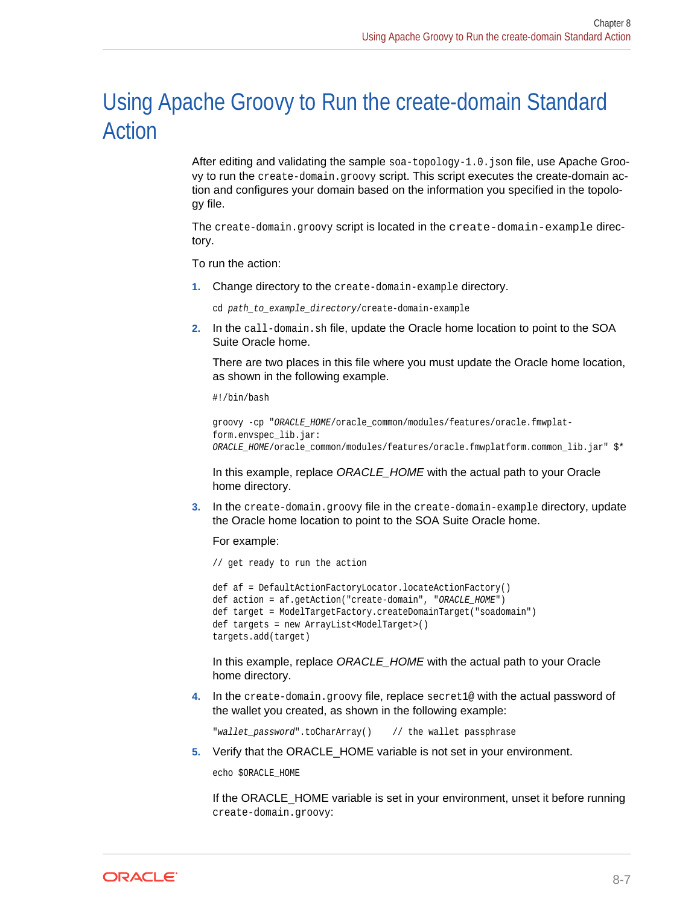# Using Apache Groovy to Run the create-domain Standard Action

After editing and validating the sample `soa-topology-1.0.json` file, use Apache Groovy to run the `create-domain.groovy` script. This script executes the create-domain action and configures your domain based on the information you specified in the topology file.

The `create-domain.groovy` script is located in the `create-domain-example` directory.

To run the action:

1. Change directory to the `create-domain-example` directory.

   ```
   cd path_to_example_directory/create-domain-example
   ```

2. In the `call-domain.sh` file, update the Oracle home location to point to the SOA Suite Oracle home.

   There are two places in this file where you must update the Oracle home location, as shown in the following example.

   ```
   #!/bin/bash

   groovy -cp "ORACLE_HOME/oracle_common/modules/features/oracle.fmwplat-
   form.envspec_lib.jar:
   ORACLE_HOME/oracle_common/modules/features/oracle.fmwplatform.common_lib.jar" $*
   ```

   In this example, replace *ORACLE_HOME* with the actual path to your Oracle home directory.

3. In the `create-domain.groovy` file in the `create-domain-example` directory, update the Oracle home location to point to the SOA Suite Oracle home.

   For example:

   ```
   // get ready to run the action

   def af = DefaultActionFactoryLocator.locateActionFactory()
   def action = af.getAction("create-domain", "ORACLE_HOME")
   def target = ModelTargetFactory.createDomainTarget("soadomain")
   def targets = new ArrayList<ModelTarget>()
   targets.add(target)
   ```

   In this example, replace *ORACLE_HOME* with the actual path to your Oracle home directory.

4. In the `create-domain.groovy` file, replace `secret1@` with the actual password of the wallet you created, as shown in the following example:

   ```
   "wallet_password".toCharArray()    // the wallet passphrase
   ```

5. Verify that the ORACLE_HOME variable is not set in your environment.

   ```
   echo $ORACLE_HOME
   ```

   If the ORACLE_HOME variable is set in your environment, unset it before running `create-domain.groovy`: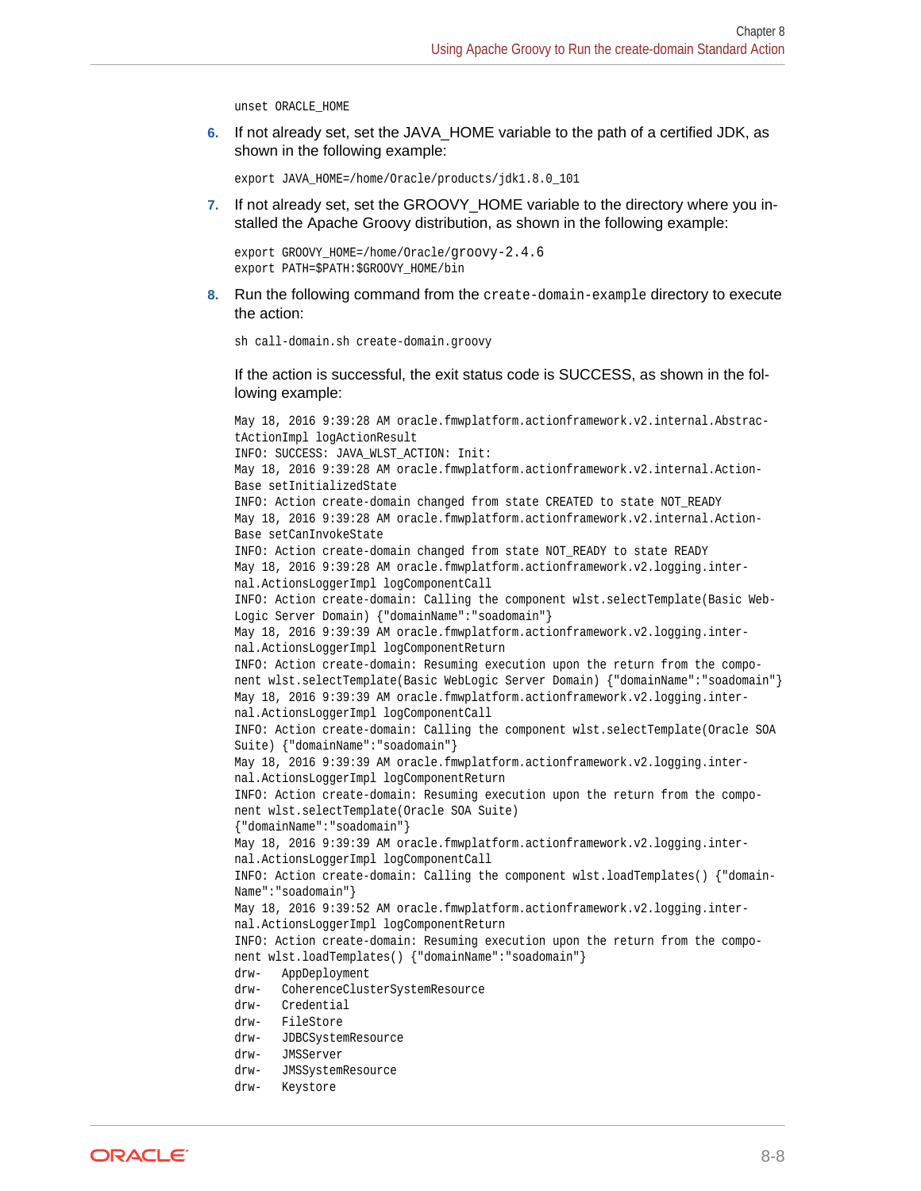```
unset ORACLE_HOME
```

6. If not already set, set the JAVA_HOME variable to the path of a certified JDK, as shown in the following example:

   ```
   export JAVA_HOME=/home/Oracle/products/jdk1.8.0_101
   ```

7. If not already set, set the GROOVY_HOME variable to the directory where you installed the Apache Groovy distribution, as shown in the following example:

   ```
   export GROOVY_HOME=/home/Oracle/groovy-2.4.6
   export PATH=$PATH:$GROOVY_HOME/bin
   ```

8. Run the following command from the `create-domain-example` directory to execute the action:

   ```
   sh call-domain.sh create-domain.groovy
   ```

   If the action is successful, the exit status code is SUCCESS, as shown in the following example:

   ```
   May 18, 2016 9:39:28 AM oracle.fmwplatform.actionframework.v2.internal.AbstractActionImpl logActionResult
   INFO: SUCCESS: JAVA_WLST_ACTION: Init:
   May 18, 2016 9:39:28 AM oracle.fmwplatform.actionframework.v2.internal.ActionBase setInitializedState
   INFO: Action create-domain changed from state CREATED to state NOT_READY
   May 18, 2016 9:39:28 AM oracle.fmwplatform.actionframework.v2.internal.ActionBase setCanInvokeState
   INFO: Action create-domain changed from state NOT_READY to state READY
   May 18, 2016 9:39:28 AM oracle.fmwplatform.actionframework.v2.logging.internal.ActionsLoggerImpl logComponentCall
   INFO: Action create-domain: Calling the component wlst.selectTemplate(Basic WebLogic Server Domain) {"domainName":"soadomain"}
   May 18, 2016 9:39:39 AM oracle.fmwplatform.actionframework.v2.logging.internal.ActionsLoggerImpl logComponentReturn
   INFO: Action create-domain: Resuming execution upon the return from the component wlst.selectTemplate(Basic WebLogic Server Domain) {"domainName":"soadomain"}
   May 18, 2016 9:39:39 AM oracle.fmwplatform.actionframework.v2.logging.internal.ActionsLoggerImpl logComponentCall
   INFO: Action create-domain: Calling the component wlst.selectTemplate(Oracle SOA Suite) {"domainName":"soadomain"}
   May 18, 2016 9:39:39 AM oracle.fmwplatform.actionframework.v2.logging.internal.ActionsLoggerImpl logComponentReturn
   INFO: Action create-domain: Resuming execution upon the return from the component wlst.selectTemplate(Oracle SOA Suite)
   {"domainName":"soadomain"}
   May 18, 2016 9:39:39 AM oracle.fmwplatform.actionframework.v2.logging.internal.ActionsLoggerImpl logComponentCall
   INFO: Action create-domain: Calling the component wlst.loadTemplates() {"domainName":"soadomain"}
   May 18, 2016 9:39:52 AM oracle.fmwplatform.actionframework.v2.logging.internal.ActionsLoggerImpl logComponentReturn
   INFO: Action create-domain: Resuming execution upon the return from the component wlst.loadTemplates() {"domainName":"soadomain"}
   drw-   AppDeployment
   drw-   CoherenceClusterSystemResource
   drw-   Credential
   drw-   FileStore
   drw-   JDBCSystemResource
   drw-   JMSServer
   drw-   JMSSystemResource
   drw-   Keystore
   ```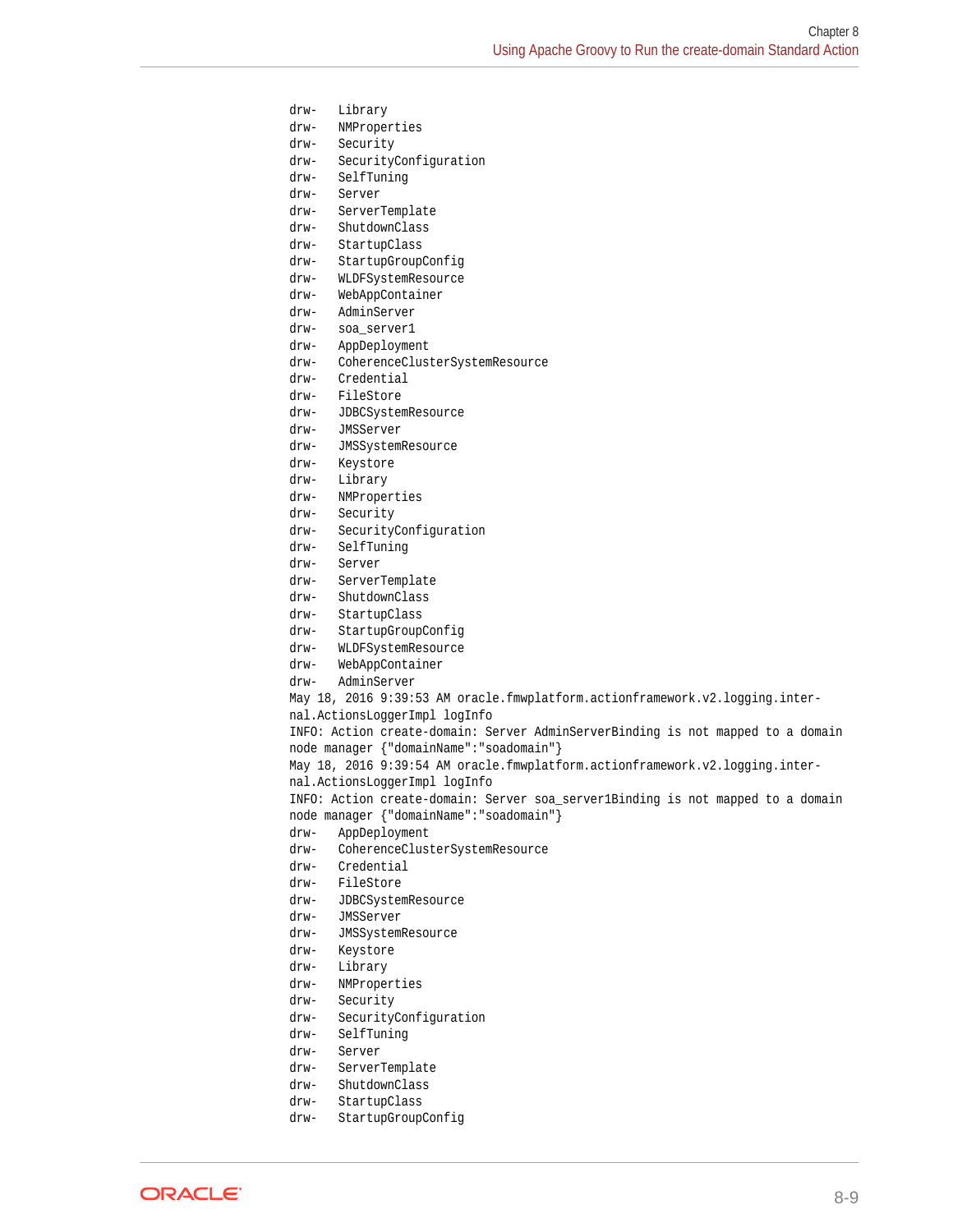```
drw-   Library
drw-   NMProperties
drw-   Security
drw-   SecurityConfiguration
drw-   SelfTuning
drw-   Server
drw-   ServerTemplate
drw-   ShutdownClass
drw-   StartupClass
drw-   StartupGroupConfig
drw-   WLDFSystemResource
drw-   WebAppContainer
drw-   AdminServer
drw-   soa_server1
drw-   AppDeployment
drw-   CoherenceClusterSystemResource
drw-   Credential
drw-   FileStore
drw-   JDBCSystemResource
drw-   JMSServer
drw-   JMSSystemResource
drw-   Keystore
drw-   Library
drw-   NMProperties
drw-   Security
drw-   SecurityConfiguration
drw-   SelfTuning
drw-   Server
drw-   ServerTemplate
drw-   ShutdownClass
drw-   StartupClass
drw-   StartupGroupConfig
drw-   WLDFSystemResource
drw-   WebAppContainer
drw-   AdminServer
May 18, 2016 9:39:53 AM oracle.fmwplatform.actionframework.v2.logging.inter-
nal.ActionsLoggerImpl logInfo
INFO: Action create-domain: Server AdminServerBinding is not mapped to a domain
node manager {"domainName":"soadomain"}
May 18, 2016 9:39:54 AM oracle.fmwplatform.actionframework.v2.logging.inter-
nal.ActionsLoggerImpl logInfo
INFO: Action create-domain: Server soa_server1Binding is not mapped to a domain
node manager {"domainName":"soadomain"}
drw-   AppDeployment
drw-   CoherenceClusterSystemResource
drw-   Credential
drw-   FileStore
drw-   JDBCSystemResource
drw-   JMSServer
drw-   JMSSystemResource
drw-   Keystore
drw-   Library
drw-   NMProperties
drw-   Security
drw-   SecurityConfiguration
drw-   SelfTuning
drw-   Server
drw-   ServerTemplate
drw-   ShutdownClass
drw-   StartupClass
drw-   StartupGroupConfig
```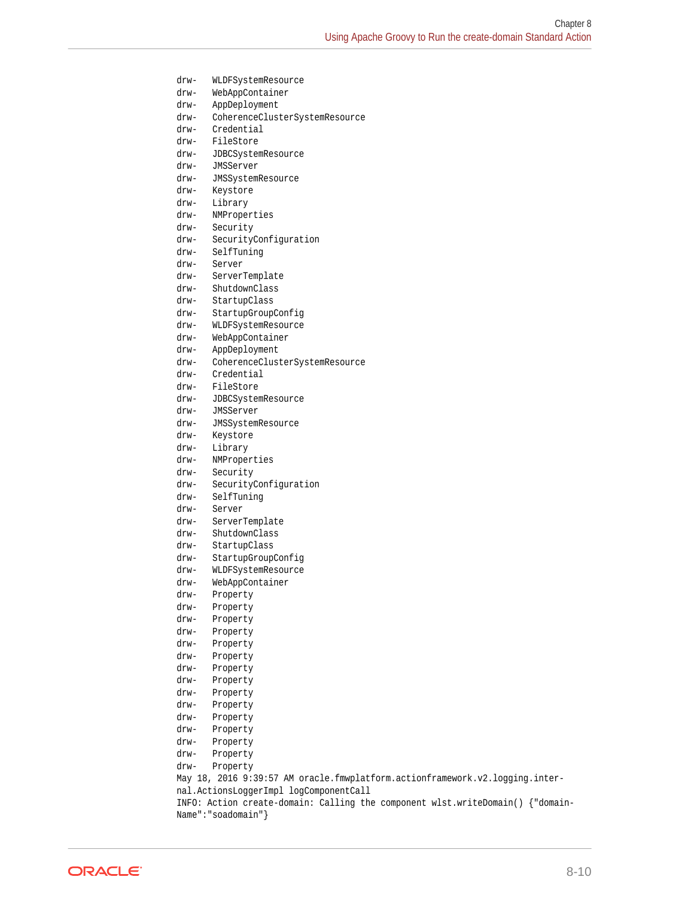```
drw-   WLDFSystemResource
drw-   WebAppContainer
drw-   AppDeployment
drw-   CoherenceClusterSystemResource
drw-   Credential
drw-   FileStore
drw-   JDBCSystemResource
drw-   JMSServer
drw-   JMSSystemResource
drw-   Keystore
drw-   Library
drw-   NMProperties
drw-   Security
drw-   SecurityConfiguration
drw-   SelfTuning
drw-   Server
drw-   ServerTemplate
drw-   ShutdownClass
drw-   StartupClass
drw-   StartupGroupConfig
drw-   WLDFSystemResource
drw-   WebAppContainer
drw-   AppDeployment
drw-   CoherenceClusterSystemResource
drw-   Credential
drw-   FileStore
drw-   JDBCSystemResource
drw-   JMSServer
drw-   JMSSystemResource
drw-   Keystore
drw-   Library
drw-   NMProperties
drw-   Security
drw-   SecurityConfiguration
drw-   SelfTuning
drw-   Server
drw-   ServerTemplate
drw-   ShutdownClass
drw-   StartupClass
drw-   StartupGroupConfig
drw-   WLDFSystemResource
drw-   WebAppContainer
drw-   Property
drw-   Property
drw-   Property
drw-   Property
drw-   Property
drw-   Property
drw-   Property
drw-   Property
drw-   Property
drw-   Property
drw-   Property
drw-   Property
drw-   Property
drw-   Property
drw-   Property
May 18, 2016 9:39:57 AM oracle.fmwplatform.actionframework.v2.logging.inter-
nal.ActionsLoggerImpl logComponentCall
INFO: Action create-domain: Calling the component wlst.writeDomain() {"domain-
Name":"soadomain"}
```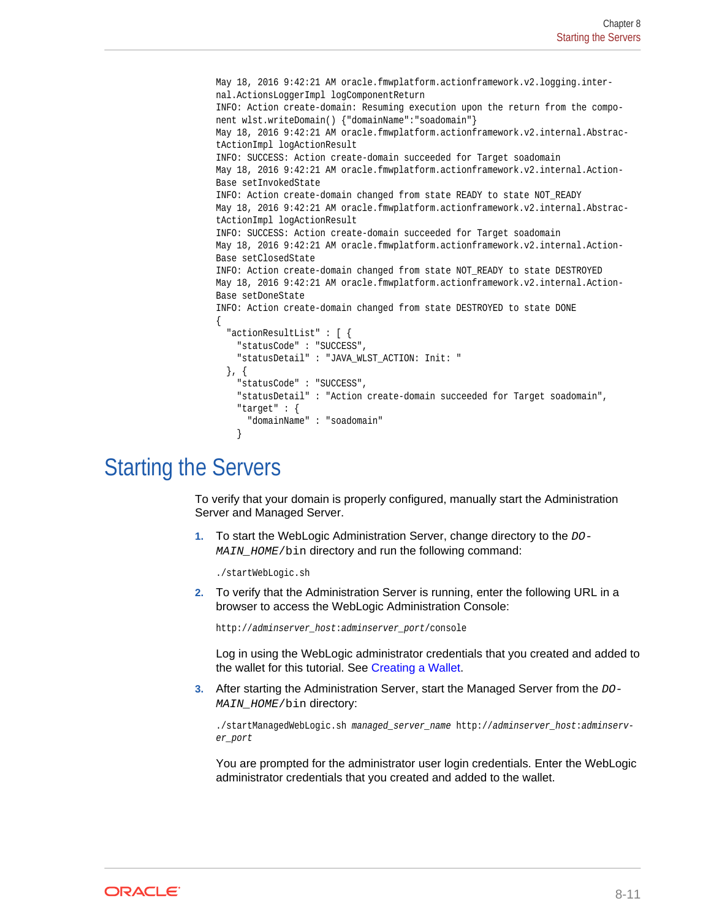```
May 18, 2016 9:42:21 AM oracle.fmwplatform.actionframework.v2.logging.inter-
nal.ActionsLoggerImpl logComponentReturn
INFO: Action create-domain: Resuming execution upon the return from the compo-
nent wlst.writeDomain() {"domainName":"soadomain"}
May 18, 2016 9:42:21 AM oracle.fmwplatform.actionframework.v2.internal.Abstrac-
tActionImpl logActionResult
INFO: SUCCESS: Action create-domain succeeded for Target soadomain
May 18, 2016 9:42:21 AM oracle.fmwplatform.actionframework.v2.internal.Action-
Base setInvokedState
INFO: Action create-domain changed from state READY to state NOT_READY
May 18, 2016 9:42:21 AM oracle.fmwplatform.actionframework.v2.internal.Abstrac-
tActionImpl logActionResult
INFO: SUCCESS: Action create-domain succeeded for Target soadomain
May 18, 2016 9:42:21 AM oracle.fmwplatform.actionframework.v2.internal.Action-
Base setClosedState
INFO: Action create-domain changed from state NOT_READY to state DESTROYED
May 18, 2016 9:42:21 AM oracle.fmwplatform.actionframework.v2.internal.Action-
Base setDoneState
INFO: Action create-domain changed from state DESTROYED to state DONE
{
  "actionResultList" : [ {
    "statusCode" : "SUCCESS",
    "statusDetail" : "JAVA_WLST_ACTION: Init: "
  }, {
    "statusCode" : "SUCCESS",
    "statusDetail" : "Action create-domain succeeded for Target soadomain",
    "target" : {
      "domainName" : "soadomain"
    }
```

## Starting the Servers

To verify that your domain is properly configured, manually start the Administration Server and Managed Server.

1. To start the WebLogic Administration Server, change directory to the `DOMAIN_HOME/bin` directory and run the following command:

   ```
   ./startWebLogic.sh
   ```

2. To verify that the Administration Server is running, enter the following URL in a browser to access the WebLogic Administration Console:

   ```
   http://adminserver_host:adminserver_port/console
   ```

   Log in using the WebLogic administrator credentials that you created and added to the wallet for this tutorial. See Creating a Wallet.

3. After starting the Administration Server, start the Managed Server from the `DOMAIN_HOME/bin` directory:

   ```
   ./startManagedWebLogic.sh managed_server_name http://adminserver_host:adminserver_port
   ```

   You are prompted for the administrator user login credentials. Enter the WebLogic administrator credentials that you created and added to the wallet.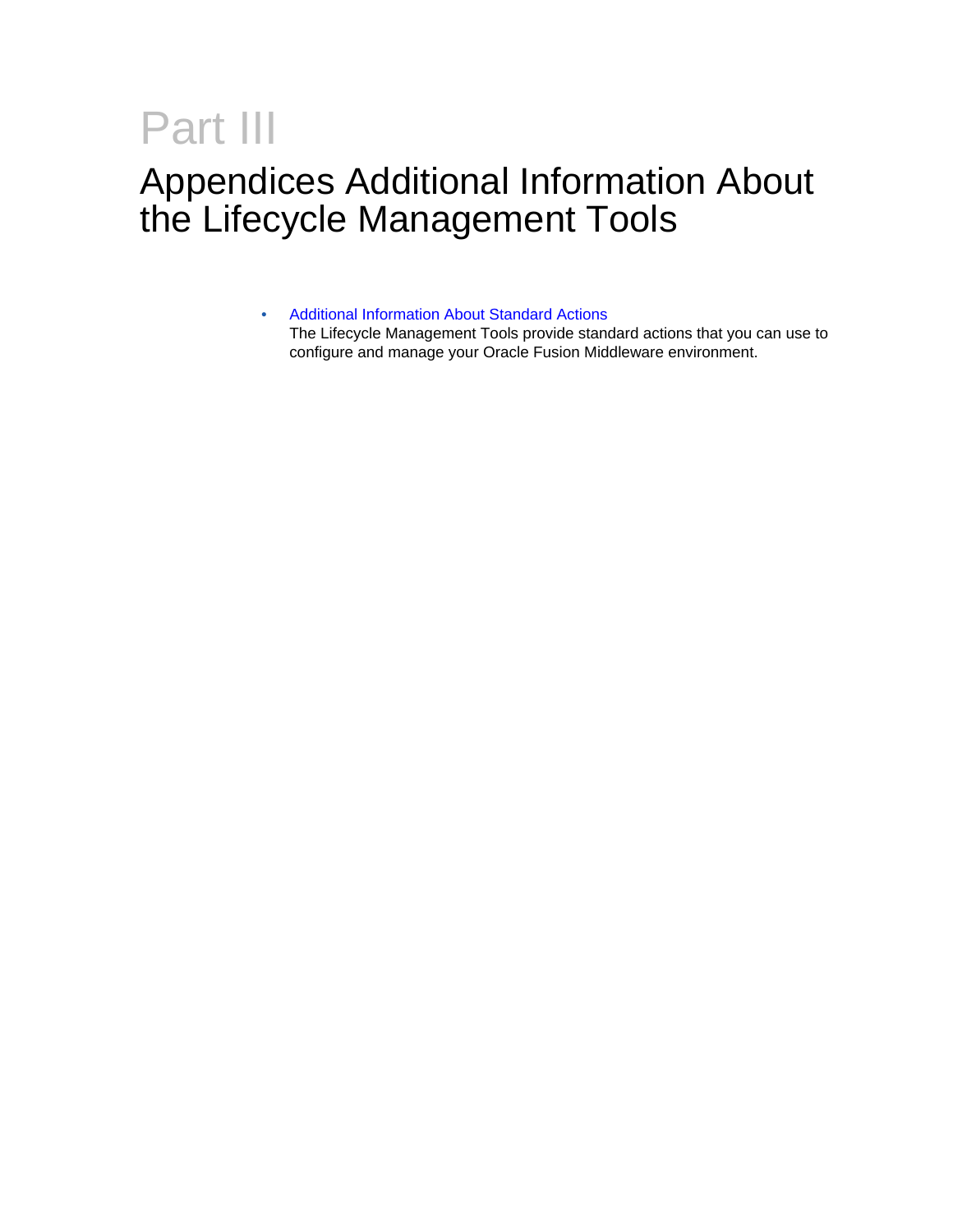# Part III

# Appendices Additional Information About the Lifecycle Management Tools

- Additional Information About Standard Actions
  The Lifecycle Management Tools provide standard actions that you can use to configure and manage your Oracle Fusion Middleware environment.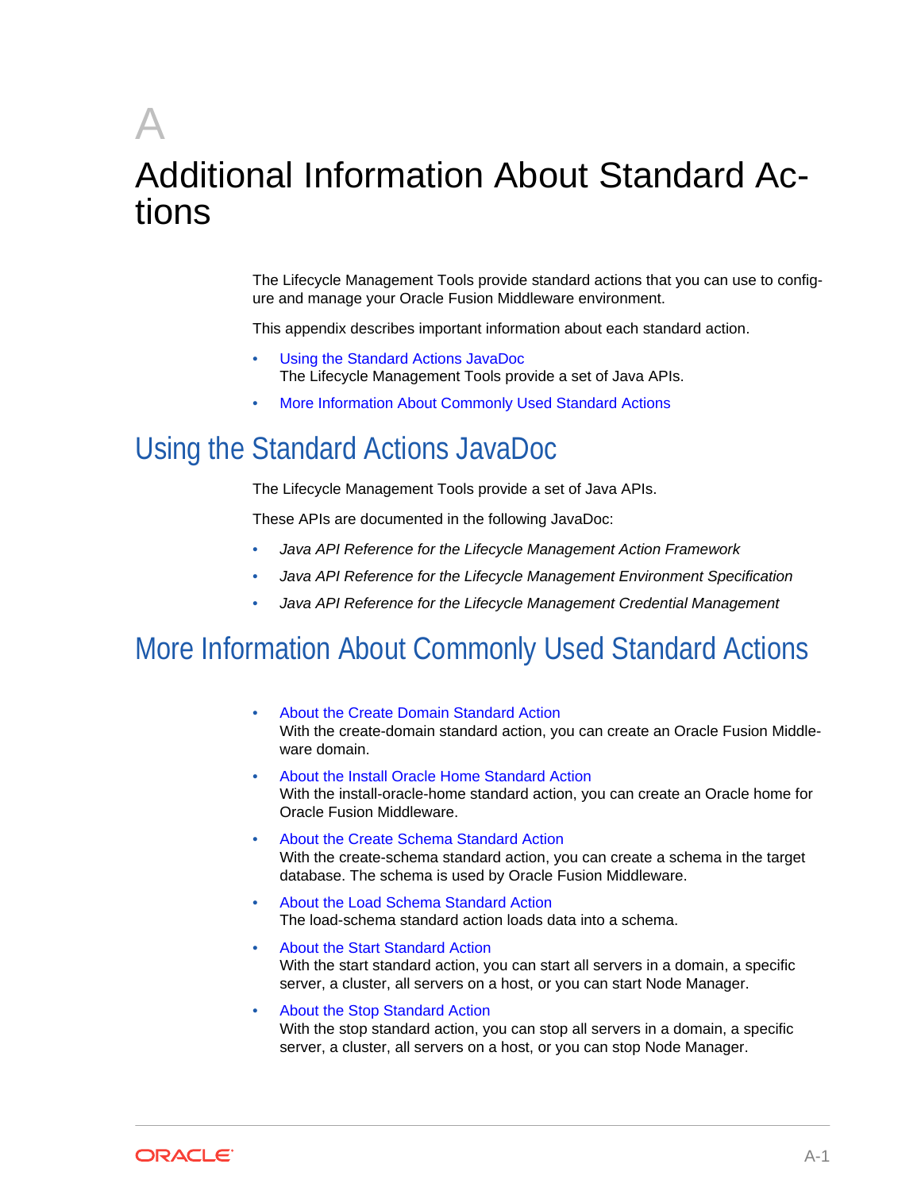# A Additional Information About Standard Actions

The Lifecycle Management Tools provide standard actions that you can use to configure and manage your Oracle Fusion Middleware environment.

This appendix describes important information about each standard action.

- Using the Standard Actions JavaDoc
  The Lifecycle Management Tools provide a set of Java APIs.
- More Information About Commonly Used Standard Actions

## Using the Standard Actions JavaDoc

The Lifecycle Management Tools provide a set of Java APIs.

These APIs are documented in the following JavaDoc:

- *Java API Reference for the Lifecycle Management Action Framework*
- *Java API Reference for the Lifecycle Management Environment Specification*
- *Java API Reference for the Lifecycle Management Credential Management*

## More Information About Commonly Used Standard Actions

- About the Create Domain Standard Action
  With the create-domain standard action, you can create an Oracle Fusion Middleware domain.
- About the Install Oracle Home Standard Action
  With the install-oracle-home standard action, you can create an Oracle home for Oracle Fusion Middleware.
- About the Create Schema Standard Action
  With the create-schema standard action, you can create a schema in the target database. The schema is used by Oracle Fusion Middleware.
- About the Load Schema Standard Action
  The load-schema standard action loads data into a schema.
- About the Start Standard Action
  With the start standard action, you can start all servers in a domain, a specific server, a cluster, all servers on a host, or you can start Node Manager.
- About the Stop Standard Action
  With the stop standard action, you can stop all servers in a domain, a specific server, a cluster, all servers on a host, or you can stop Node Manager.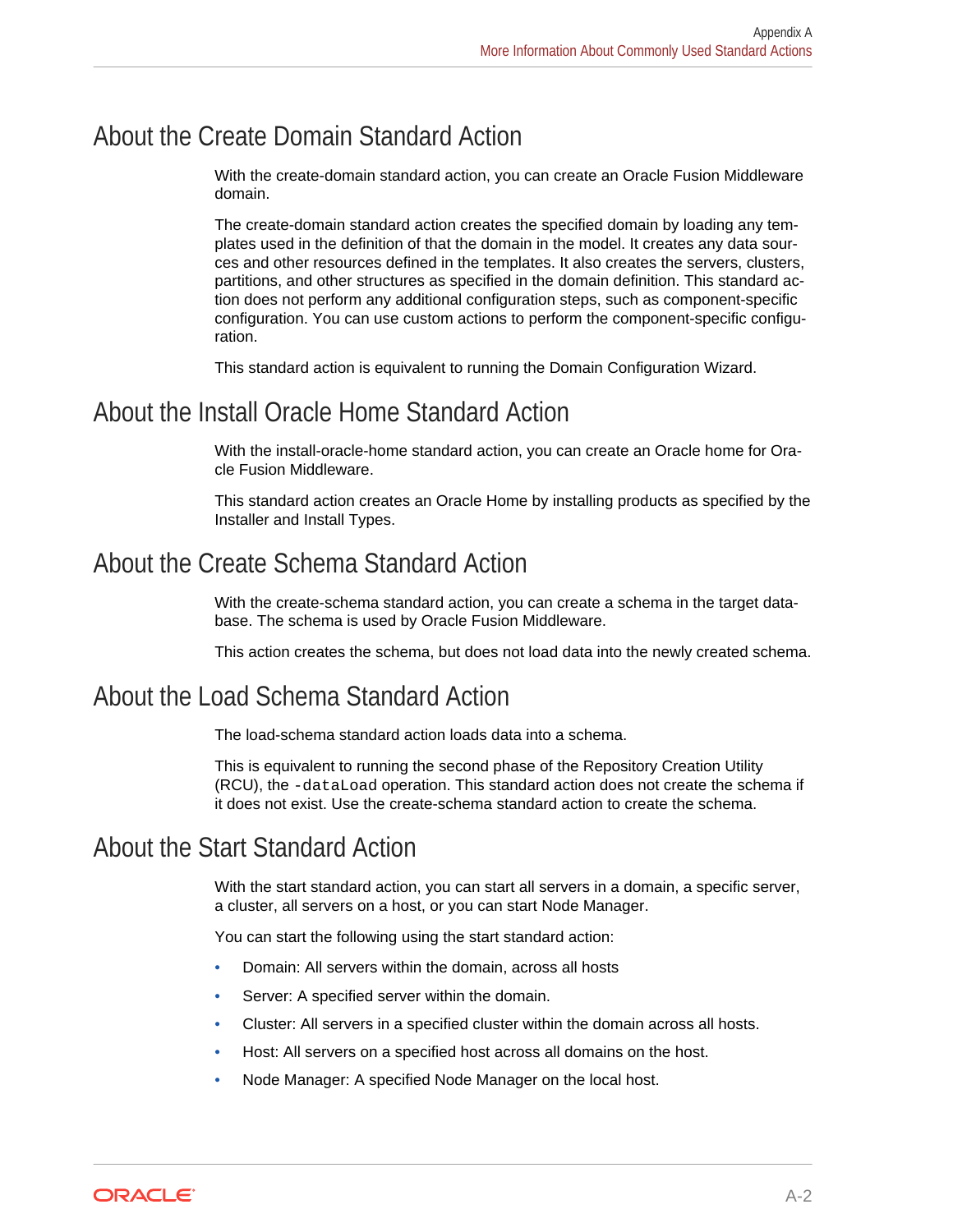## About the Create Domain Standard Action

With the create-domain standard action, you can create an Oracle Fusion Middleware domain.

The create-domain standard action creates the specified domain by loading any templates used in the definition of that the domain in the model. It creates any data sources and other resources defined in the templates. It also creates the servers, clusters, partitions, and other structures as specified in the domain definition. This standard action does not perform any additional configuration steps, such as component-specific configuration. You can use custom actions to perform the component-specific configuration.

This standard action is equivalent to running the Domain Configuration Wizard.

## About the Install Oracle Home Standard Action

With the install-oracle-home standard action, you can create an Oracle home for Oracle Fusion Middleware.

This standard action creates an Oracle Home by installing products as specified by the Installer and Install Types.

## About the Create Schema Standard Action

With the create-schema standard action, you can create a schema in the target database. The schema is used by Oracle Fusion Middleware.

This action creates the schema, but does not load data into the newly created schema.

## About the Load Schema Standard Action

The load-schema standard action loads data into a schema.

This is equivalent to running the second phase of the Repository Creation Utility (RCU), the `-dataLoad` operation. This standard action does not create the schema if it does not exist. Use the create-schema standard action to create the schema.

## About the Start Standard Action

With the start standard action, you can start all servers in a domain, a specific server, a cluster, all servers on a host, or you can start Node Manager.

You can start the following using the start standard action:

- Domain: All servers within the domain, across all hosts
- Server: A specified server within the domain.
- Cluster: All servers in a specified cluster within the domain across all hosts.
- Host: All servers on a specified host across all domains on the host.
- Node Manager: A specified Node Manager on the local host.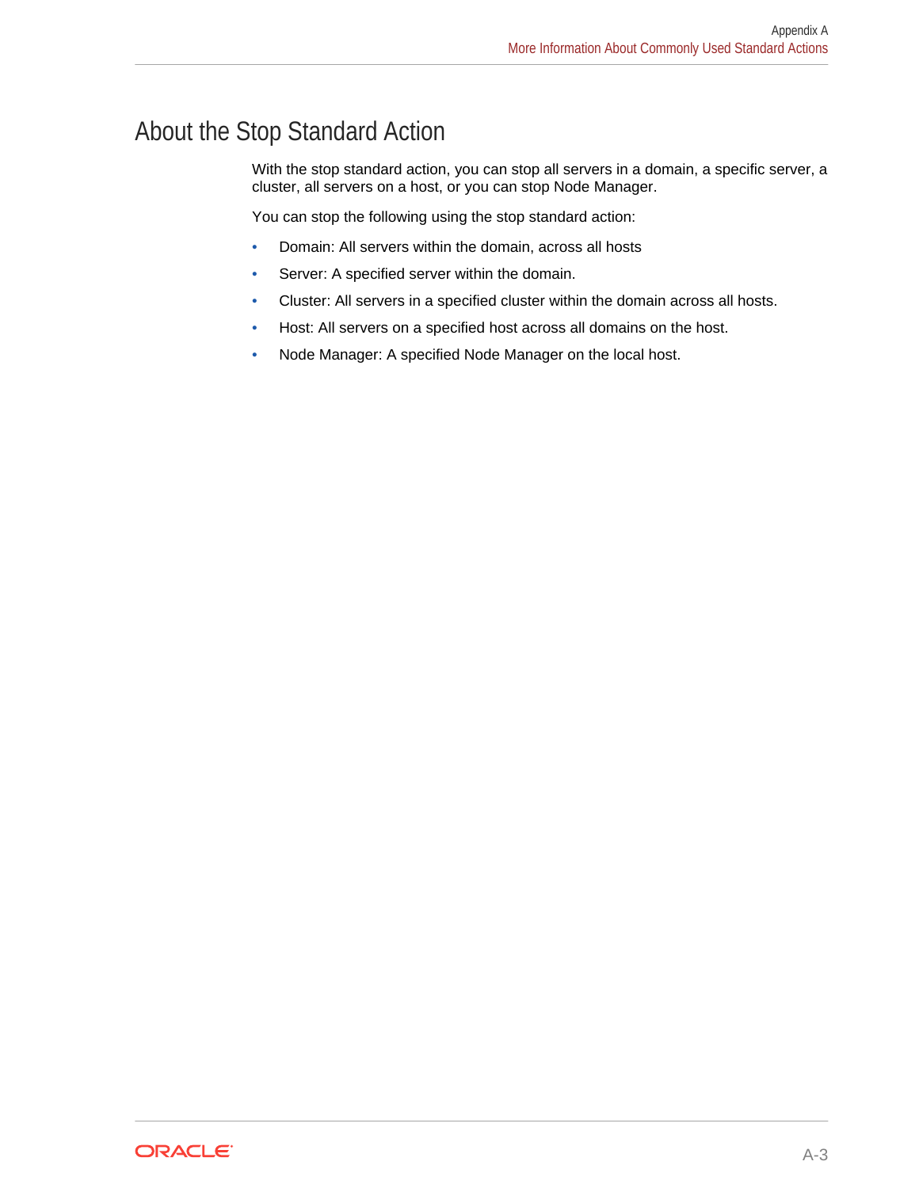# About the Stop Standard Action

With the stop standard action, you can stop all servers in a domain, a specific server, a cluster, all servers on a host, or you can stop Node Manager.

You can stop the following using the stop standard action:

- Domain: All servers within the domain, across all hosts
- Server: A specified server within the domain.
- Cluster: All servers in a specified cluster within the domain across all hosts.
- Host: All servers on a specified host across all domains on the host.
- Node Manager: A specified Node Manager on the local host.